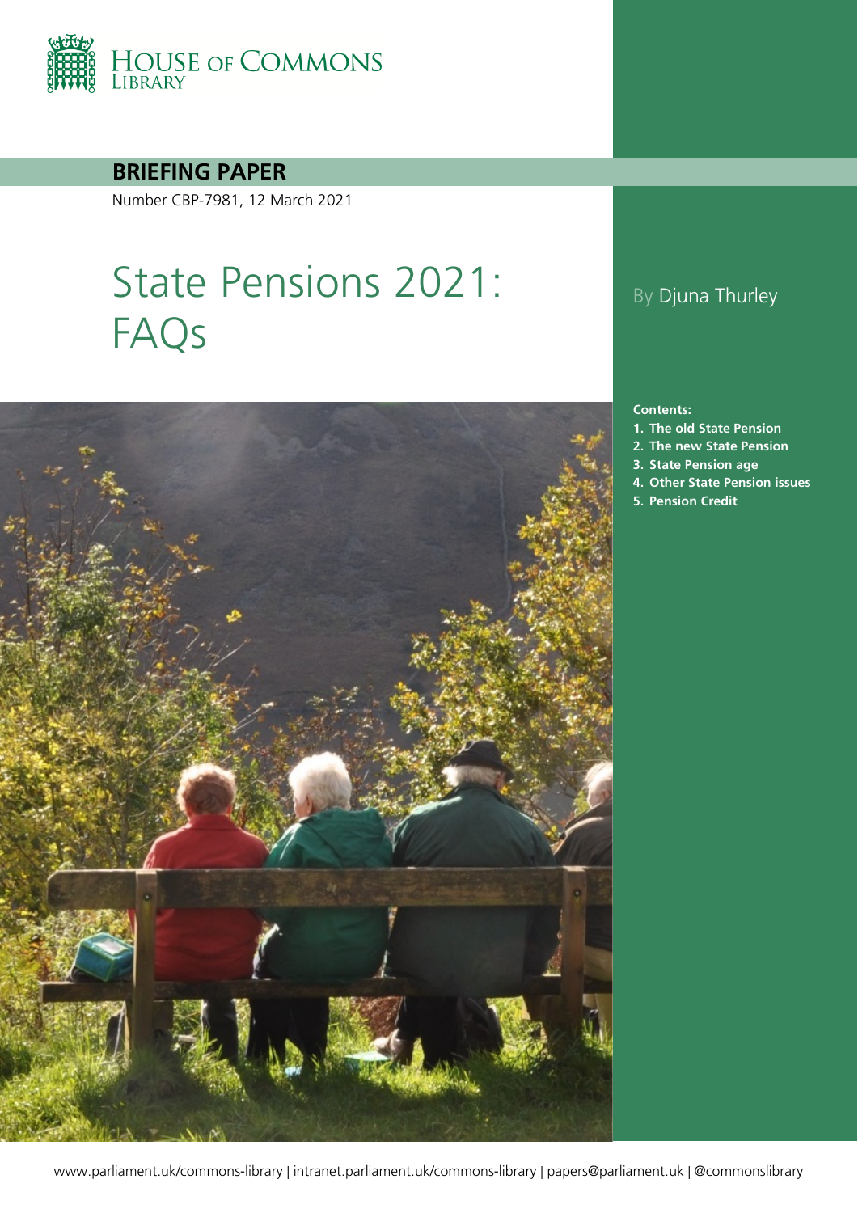HOUSE OF COMMONS LIBRARY

**BRIEFING PAPER**

Number CBP-7981, 12 March 2021

# State Pensions 2021: FAQs

By Djuna Thurley

**Contents:**

1. **The old State Pension**
2. **The new State Pension**
3. **State Pension age**
4. **Other State Pension issues**
5. **Pension Credit**

www.parliament.uk/commons-library | intranet.parliament.uk/commons-library | papers@parliament.uk | @commonslibrary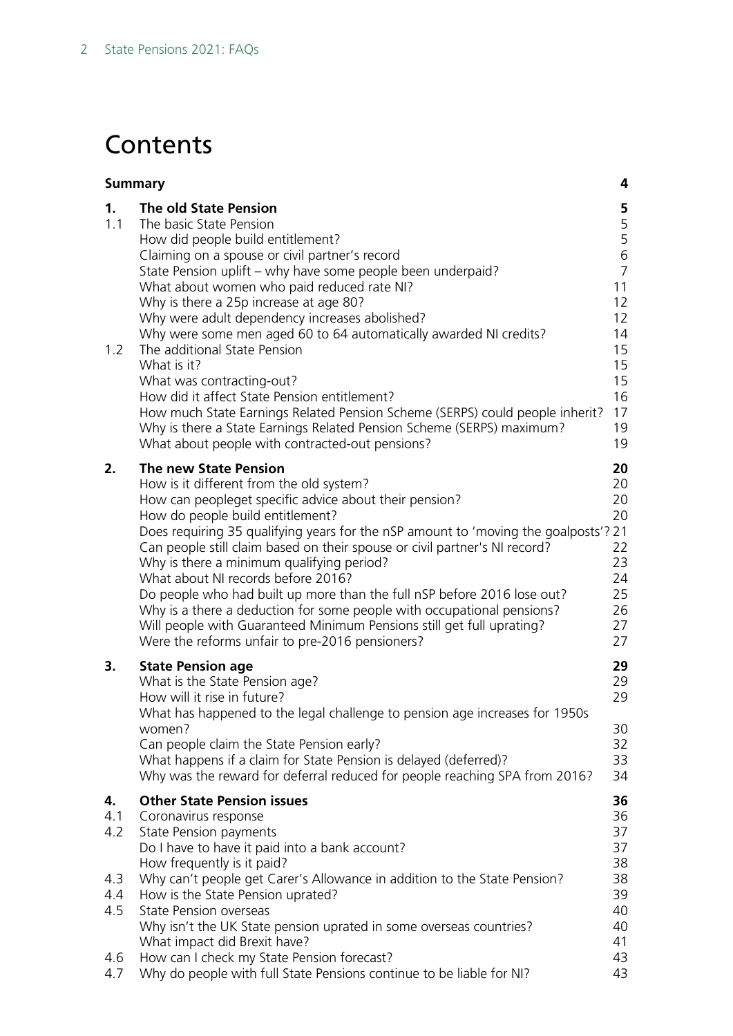# Contents

| | | |
|---|---|---|
| **Summary** | | **4** |
| **1.** | **The old State Pension** | **5** |
| 1.1 | The basic State Pension | 5 |
| | How did people build entitlement? | 5 |
| | Claiming on a spouse or civil partner's record | 6 |
| | State Pension uplift – why have some people been underpaid? | 7 |
| | What about women who paid reduced rate NI? | 11 |
| | Why is there a 25p increase at age 80? | 12 |
| | Why were adult dependency increases abolished? | 12 |
| | Why were some men aged 60 to 64 automatically awarded NI credits? | 14 |
| 1.2 | The additional State Pension | 15 |
| | What is it? | 15 |
| | What was contracting-out? | 15 |
| | How did it affect State Pension entitlement? | 16 |
| | How much State Earnings Related Pension Scheme (SERPS) could people inherit? | 17 |
| | Why is there a State Earnings Related Pension Scheme (SERPS) maximum? | 19 |
| | What about people with contracted-out pensions? | 19 |
| **2.** | **The new State Pension** | **20** |
| | How is it different from the old system? | 20 |
| | How can peopleget specific advice about their pension? | 20 |
| | How do people build entitlement? | 20 |
| | Does requiring 35 qualifying years for the nSP amount to 'moving the goalposts'? | 21 |
| | Can people still claim based on their spouse or civil partner's NI record? | 22 |
| | Why is there a minimum qualifying period? | 23 |
| | What about NI records before 2016? | 24 |
| | Do people who had built up more than the full nSP before 2016 lose out? | 25 |
| | Why is a there a deduction for some people with occupational pensions? | 26 |
| | Will people with Guaranteed Minimum Pensions still get full uprating? | 27 |
| | Were the reforms unfair to pre-2016 pensioners? | 27 |
| **3.** | **State Pension age** | **29** |
| | What is the State Pension age? | 29 |
| | How will it rise in future? | 29 |
| | What has happened to the legal challenge to pension age increases for 1950s women? | 30 |
| | Can people claim the State Pension early? | 32 |
| | What happens if a claim for State Pension is delayed (deferred)? | 33 |
| | Why was the reward for deferral reduced for people reaching SPA from 2016? | 34 |
| **4.** | **Other State Pension issues** | **36** |
| 4.1 | Coronavirus response | 36 |
| 4.2 | State Pension payments | 37 |
| | Do I have to have it paid into a bank account? | 37 |
| | How frequently is it paid? | 38 |
| 4.3 | Why can't people get Carer's Allowance in addition to the State Pension? | 38 |
| 4.4 | How is the State Pension uprated? | 39 |
| 4.5 | State Pension overseas | 40 |
| | Why isn't the UK State pension uprated in some overseas countries? | 40 |
| | What impact did Brexit have? | 41 |
| 4.6 | How can I check my State Pension forecast? | 43 |
| 4.7 | Why do people with full State Pensions continue to be liable for NI? | 43 |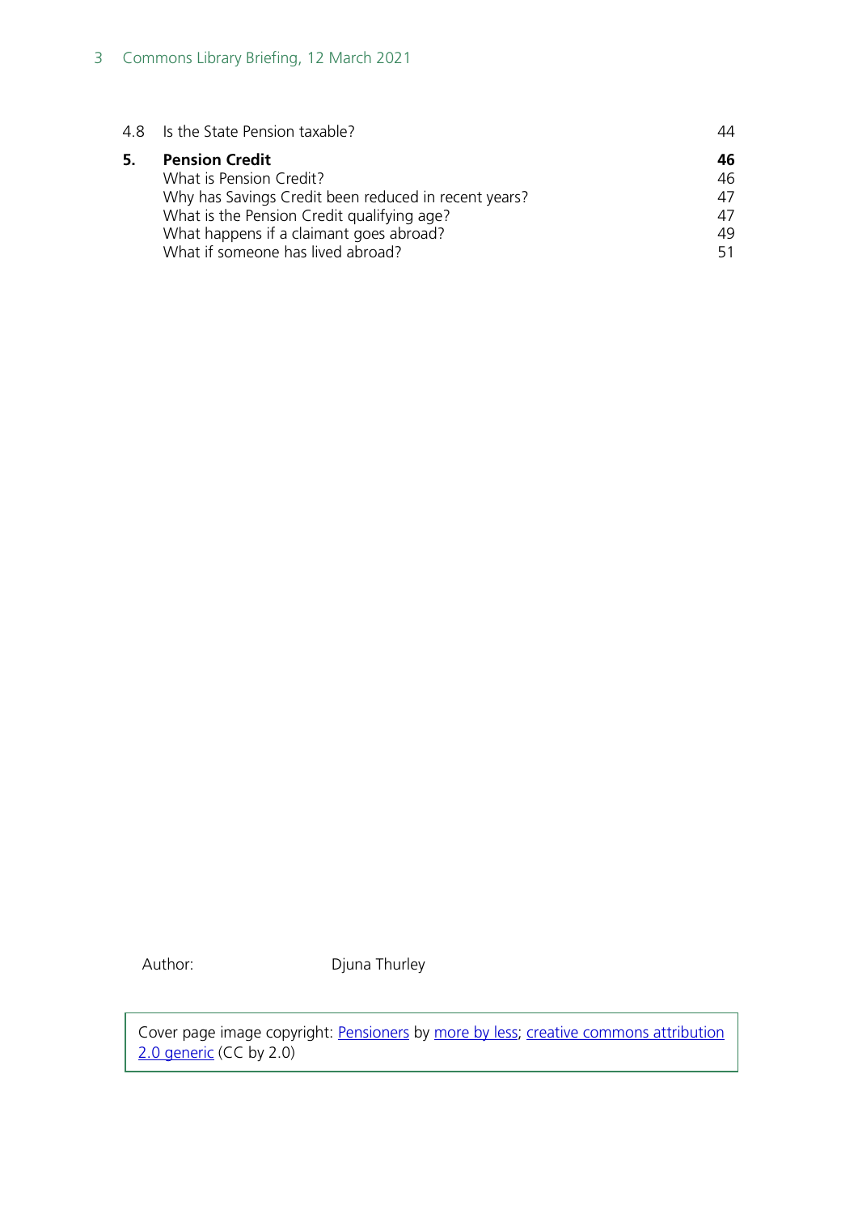| | | |
|---|---|---|
| 4.8 | Is the State Pension taxable? | 44 |
| **5.** | **Pension Credit** | **46** |
| | What is Pension Credit? | 46 |
| | Why has Savings Credit been reduced in recent years? | 47 |
| | What is the Pension Credit qualifying age? | 47 |
| | What happens if a claimant goes abroad? | 49 |
| | What if someone has lived abroad? | 51 |

Author: Djuna Thurley

Cover page image copyright: Pensioners by more by less; creative commons attribution 2.0 generic (CC by 2.0)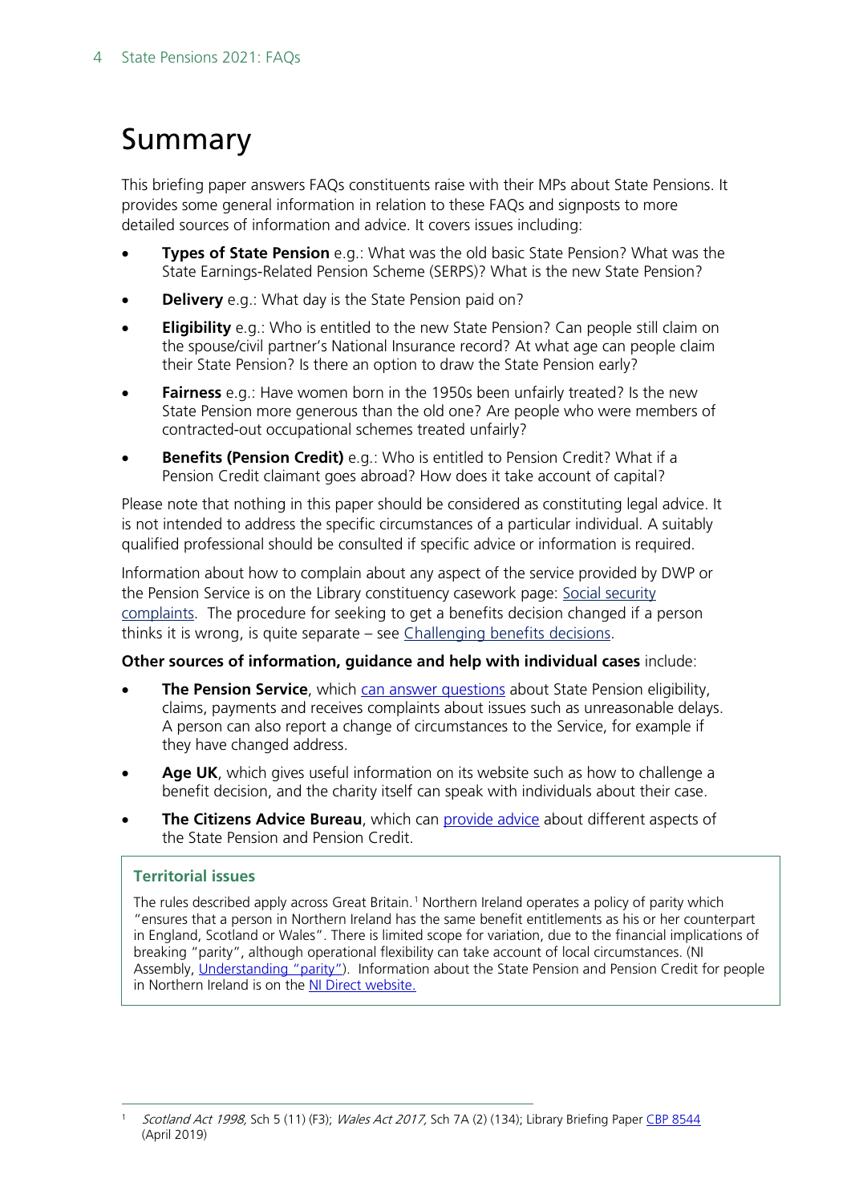# Summary

This briefing paper answers FAQs constituents raise with their MPs about State Pensions. It provides some general information in relation to these FAQs and signposts to more detailed sources of information and advice. It covers issues including:

- **Types of State Pension** e.g.: What was the old basic State Pension? What was the State Earnings-Related Pension Scheme (SERPS)? What is the new State Pension?
- **Delivery** e.g.: What day is the State Pension paid on?
- **Eligibility** e.g.: Who is entitled to the new State Pension? Can people still claim on the spouse/civil partner's National Insurance record? At what age can people claim their State Pension? Is there an option to draw the State Pension early?
- **Fairness** e.g.: Have women born in the 1950s been unfairly treated? Is the new State Pension more generous than the old one? Are people who were members of contracted-out occupational schemes treated unfairly?
- **Benefits (Pension Credit)** e.g.: Who is entitled to Pension Credit? What if a Pension Credit claimant goes abroad? How does it take account of capital?

Please note that nothing in this paper should be considered as constituting legal advice. It is not intended to address the specific circumstances of a particular individual. A suitably qualified professional should be consulted if specific advice or information is required.

Information about how to complain about any aspect of the service provided by DWP or the Pension Service is on the Library constituency casework page: Social security complaints. The procedure for seeking to get a benefits decision changed if a person thinks it is wrong, is quite separate – see Challenging benefits decisions.

**Other sources of information, guidance and help with individual cases** include:

- **The Pension Service**, which can answer questions about State Pension eligibility, claims, payments and receives complaints about issues such as unreasonable delays. A person can also report a change of circumstances to the Service, for example if they have changed address.
- **Age UK**, which gives useful information on its website such as how to challenge a benefit decision, and the charity itself can speak with individuals about their case.
- **The Citizens Advice Bureau**, which can provide advice about different aspects of the State Pension and Pension Credit.

### Territorial issues

The rules described apply across Great Britain.[1] Northern Ireland operates a policy of parity which "ensures that a person in Northern Ireland has the same benefit entitlements as his or her counterpart in England, Scotland or Wales". There is limited scope for variation, due to the financial implications of breaking "parity", although operational flexibility can take account of local circumstances. (NI Assembly, Understanding "parity"). Information about the State Pension and Pension Credit for people in Northern Ireland is on the NI Direct website.

[1] *Scotland Act 1998*, Sch 5 (11) (F3); *Wales Act 2017*, Sch 7A (2) (134); Library Briefing Paper CBP 8544 (April 2019)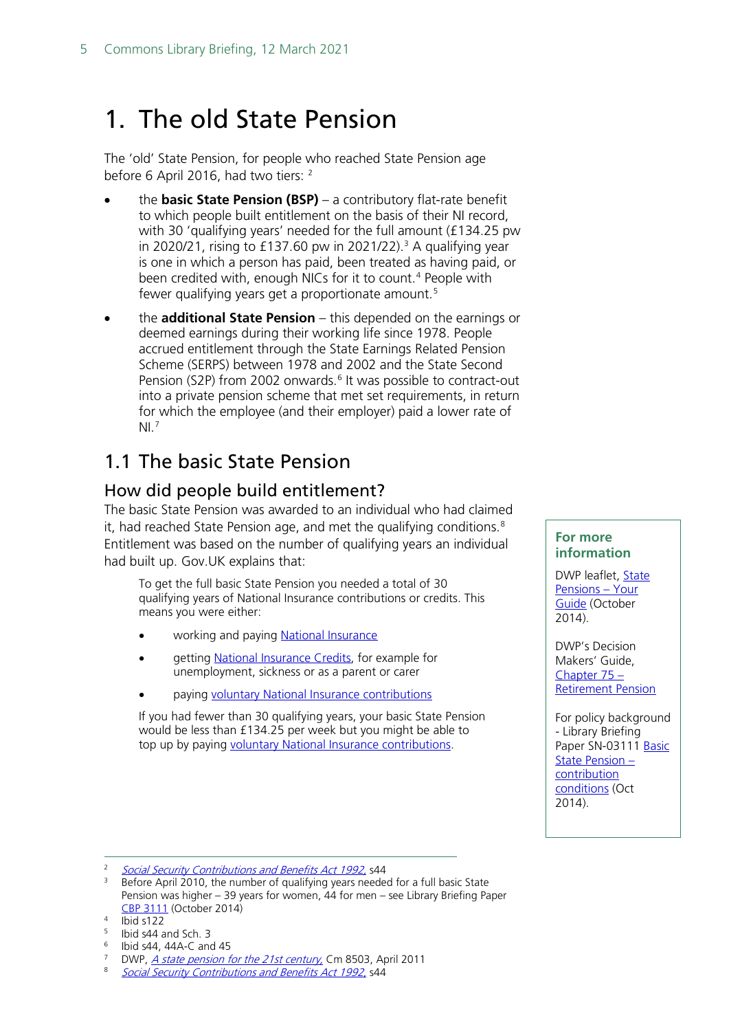# 1. The old State Pension

The 'old' State Pension, for people who reached State Pension age before 6 April 2016, had two tiers: [2]

- the **basic State Pension (BSP)** – a contributory flat-rate benefit to which people built entitlement on the basis of their NI record, with 30 'qualifying years' needed for the full amount (£134.25 pw in 2020/21, rising to £137.60 pw in 2021/22).[3] A qualifying year is one in which a person has paid, been treated as having paid, or been credited with, enough NICs for it to count.[4] People with fewer qualifying years get a proportionate amount.[5]
- the **additional State Pension** – this depended on the earnings or deemed earnings during their working life since 1978. People accrued entitlement through the State Earnings Related Pension Scheme (SERPS) between 1978 and 2002 and the State Second Pension (S2P) from 2002 onwards.[6] It was possible to contract-out into a private pension scheme that met set requirements, in return for which the employee (and their employer) paid a lower rate of NI.[7]

## 1.1 The basic State Pension

### How did people build entitlement?

The basic State Pension was awarded to an individual who had claimed it, had reached State Pension age, and met the qualifying conditions.[8] Entitlement was based on the number of qualifying years an individual had built up. Gov.UK explains that:

> To get the full basic State Pension you needed a total of 30 qualifying years of National Insurance contributions or credits. This means you were either:
>
> - working and paying National Insurance
> - getting National Insurance Credits, for example for unemployment, sickness or as a parent or carer
> - paying voluntary National Insurance contributions
>
> If you had fewer than 30 qualifying years, your basic State Pension would be less than £134.25 per week but you might be able to top up by paying voluntary National Insurance contributions.

**For more information**

DWP leaflet, State Pensions – Your Guide (October 2014).

DWP's Decision Makers' Guide, Chapter 75 – Retirement Pension

For policy background - Library Briefing Paper SN-03111 Basic State Pension – contribution conditions (Oct 2014).

---

[2] *Social Security Contributions and Benefits Act 1992*, s44

[3] Before April 2010, the number of qualifying years needed for a full basic State Pension was higher – 39 years for women, 44 for men – see Library Briefing Paper CBP 3111 (October 2014)

[4] Ibid s122

[5] Ibid s44 and Sch. 3

[6] Ibid s44, 44A-C and 45

[7] DWP, *A state pension for the 21st century*, Cm 8503, April 2011

[8] *Social Security Contributions and Benefits Act 1992*, s44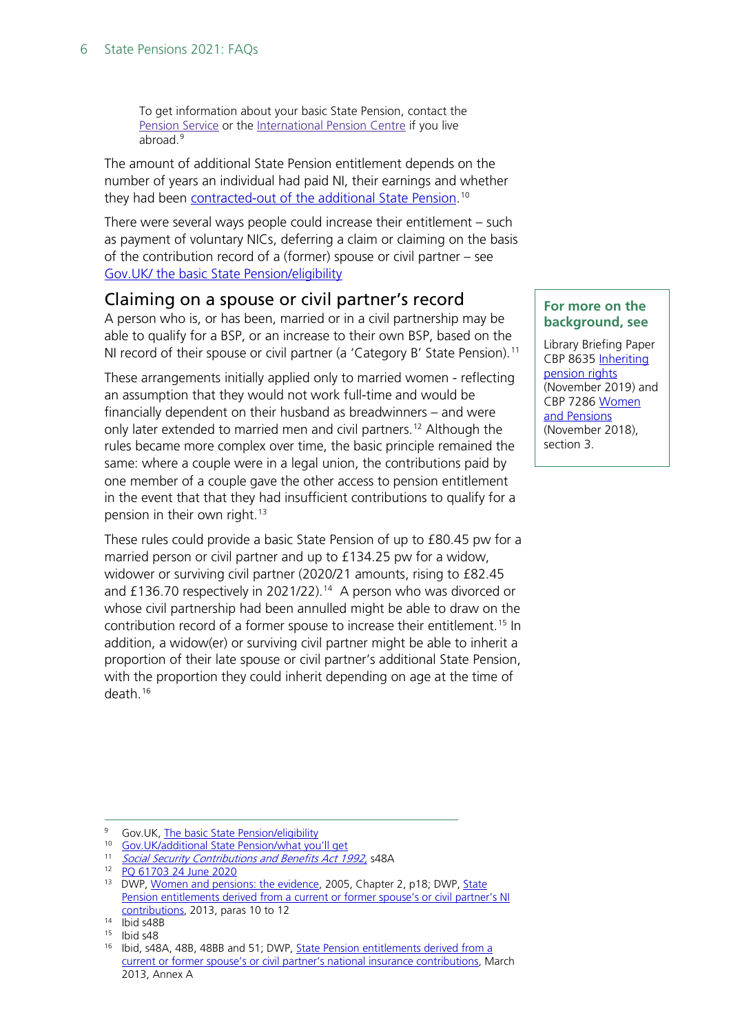To get information about your basic State Pension, contact the Pension Service or the International Pension Centre if you live abroad.[9]

The amount of additional State Pension entitlement depends on the number of years an individual had paid NI, their earnings and whether they had been contracted-out of the additional State Pension.[10]

There were several ways people could increase their entitlement – such as payment of voluntary NICs, deferring a claim or claiming on the basis of the contribution record of a (former) spouse or civil partner – see Gov.UK/ the basic State Pension/eligibility

## Claiming on a spouse or civil partner's record

A person who is, or has been, married or in a civil partnership may be able to qualify for a BSP, or an increase to their own BSP, based on the NI record of their spouse or civil partner (a 'Category B' State Pension).[11]

These arrangements initially applied only to married women - reflecting an assumption that they would not work full-time and would be financially dependent on their husband as breadwinners – and were only later extended to married men and civil partners.[12] Although the rules became more complex over time, the basic principle remained the same: where a couple were in a legal union, the contributions paid by one member of a couple gave the other access to pension entitlement in the event that that they had insufficient contributions to qualify for a pension in their own right.[13]

These rules could provide a basic State Pension of up to £80.45 pw for a married person or civil partner and up to £134.25 pw for a widow, widower or surviving civil partner (2020/21 amounts, rising to £82.45 and £136.70 respectively in 2021/22).[14] A person who was divorced or whose civil partnership had been annulled might be able to draw on the contribution record of a former spouse to increase their entitlement.[15] In addition, a widow(er) or surviving civil partner might be able to inherit a proportion of their late spouse or civil partner's additional State Pension, with the proportion they could inherit depending on age at the time of death.[16]

**For more on the background, see**

Library Briefing Paper CBP 8635 Inheriting pension rights (November 2019) and CBP 7286 Women and Pensions (November 2018), section 3.

---

[9] Gov.UK, The basic State Pension/eligibility

[10] Gov.UK/additional State Pension/what you'll get

[11] *Social Security Contributions and Benefits Act 1992*, s48A

[12] PQ 61703 24 June 2020

[13] DWP, Women and pensions: the evidence, 2005, Chapter 2, p18; DWP, State Pension entitlements derived from a current or former spouse's or civil partner's NI contributions, 2013, paras 10 to 12

[14] Ibid s48B

[15] Ibid s48

[16] Ibid, s48A, 48B, 48BB and 51; DWP, State Pension entitlements derived from a current or former spouse's or civil partner's national insurance contributions, March 2013, Annex A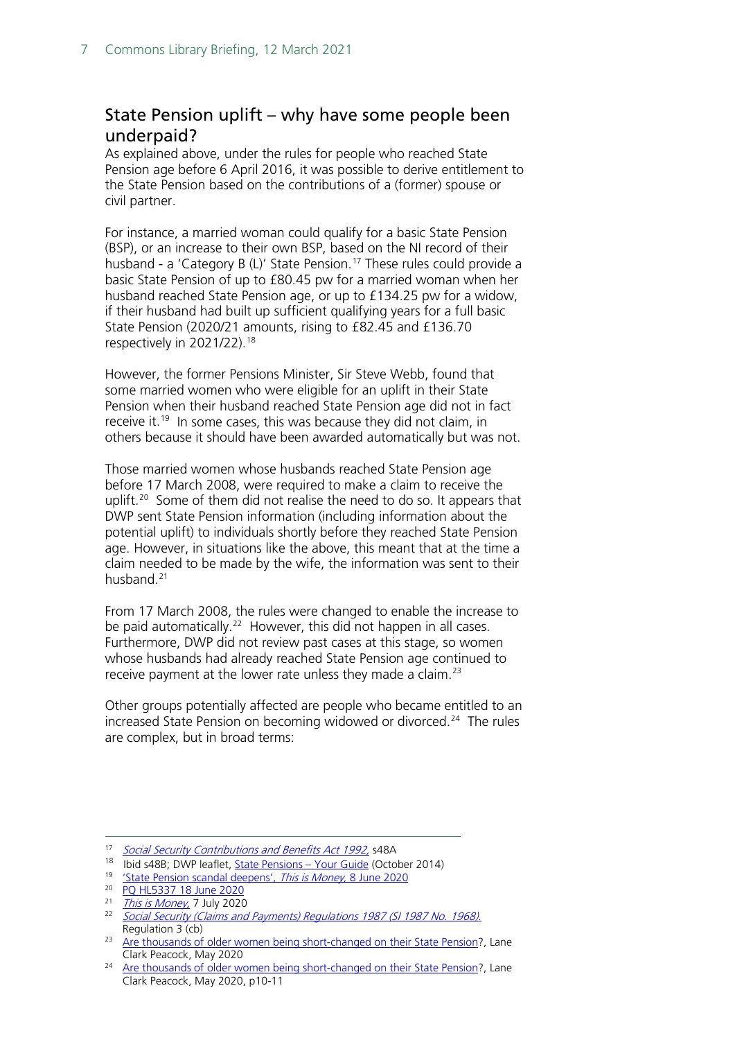## State Pension uplift – why have some people been underpaid?

As explained above, under the rules for people who reached State Pension age before 6 April 2016, it was possible to derive entitlement to the State Pension based on the contributions of a (former) spouse or civil partner.

For instance, a married woman could qualify for a basic State Pension (BSP), or an increase to their own BSP, based on the NI record of their husband - a 'Category B (L)' State Pension.[17] These rules could provide a basic State Pension of up to £80.45 pw for a married woman when her husband reached State Pension age, or up to £134.25 pw for a widow, if their husband had built up sufficient qualifying years for a full basic State Pension (2020/21 amounts, rising to £82.45 and £136.70 respectively in 2021/22).[18]

However, the former Pensions Minister, Sir Steve Webb, found that some married women who were eligible for an uplift in their State Pension when their husband reached State Pension age did not in fact receive it.[19] In some cases, this was because they did not claim, in others because it should have been awarded automatically but was not.

Those married women whose husbands reached State Pension age before 17 March 2008, were required to make a claim to receive the uplift.[20] Some of them did not realise the need to do so. It appears that DWP sent State Pension information (including information about the potential uplift) to individuals shortly before they reached State Pension age. However, in situations like the above, this meant that at the time a claim needed to be made by the wife, the information was sent to their husband.[21]

From 17 March 2008, the rules were changed to enable the increase to be paid automatically.[22] However, this did not happen in all cases. Furthermore, DWP did not review past cases at this stage, so women whose husbands had already reached State Pension age continued to receive payment at the lower rate unless they made a claim.[23]

Other groups potentially affected are people who became entitled to an increased State Pension on becoming widowed or divorced.[24] The rules are complex, but in broad terms:

---

[17] *Social Security Contributions and Benefits Act 1992*, s48A

[18] Ibid s48B; DWP leaflet, State Pensions – Your Guide (October 2014)

[19] *'State Pension scandal deepens', This is Money*, 8 June 2020

[20] PQ HL5337 18 June 2020

[21] *This is Money*, 7 July 2020

[22] *Social Security (Claims and Payments) Regulations 1987 (SI 1987 No. 1968).* Regulation 3 (cb)

[23] Are thousands of older women being short-changed on their State Pension?, Lane Clark Peacock, May 2020

[24] Are thousands of older women being short-changed on their State Pension?, Lane Clark Peacock, May 2020, p10-11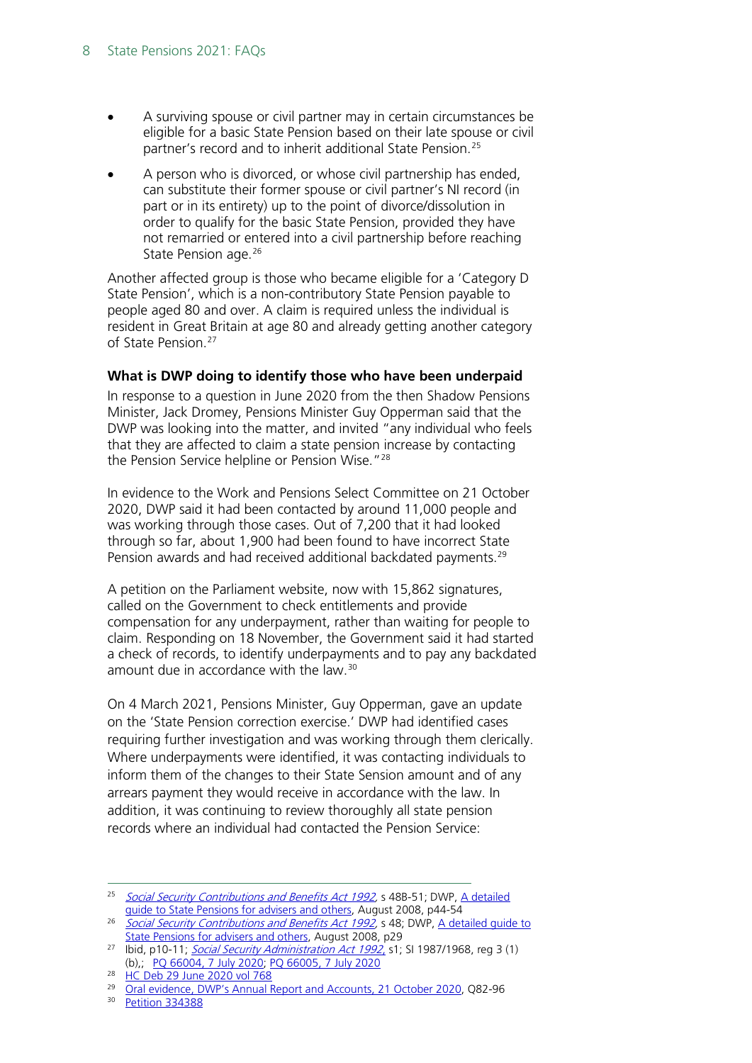- A surviving spouse or civil partner may in certain circumstances be eligible for a basic State Pension based on their late spouse or civil partner's record and to inherit additional State Pension.[25]
- A person who is divorced, or whose civil partnership has ended, can substitute their former spouse or civil partner's NI record (in part or in its entirety) up to the point of divorce/dissolution in order to qualify for the basic State Pension, provided they have not remarried or entered into a civil partnership before reaching State Pension age.[26]

Another affected group is those who became eligible for a 'Category D State Pension', which is a non-contributory State Pension payable to people aged 80 and over. A claim is required unless the individual is resident in Great Britain at age 80 and already getting another category of State Pension.[27]

**What is DWP doing to identify those who have been underpaid**

In response to a question in June 2020 from the then Shadow Pensions Minister, Jack Dromey, Pensions Minister Guy Opperman said that the DWP was looking into the matter, and invited "any individual who feels that they are affected to claim a state pension increase by contacting the Pension Service helpline or Pension Wise."[28]

In evidence to the Work and Pensions Select Committee on 21 October 2020, DWP said it had been contacted by around 11,000 people and was working through those cases. Out of 7,200 that it had looked through so far, about 1,900 had been found to have incorrect State Pension awards and had received additional backdated payments.[29]

A petition on the Parliament website, now with 15,862 signatures, called on the Government to check entitlements and provide compensation for any underpayment, rather than waiting for people to claim. Responding on 18 November, the Government said it had started a check of records, to identify underpayments and to pay any backdated amount due in accordance with the law.[30]

On 4 March 2021, Pensions Minister, Guy Opperman, gave an update on the 'State Pension correction exercise.' DWP had identified cases requiring further investigation and was working through them clerically. Where underpayments were identified, it was contacting individuals to inform them of the changes to their State Sension amount and of any arrears payment they would receive in accordance with the law. In addition, it was continuing to review thoroughly all state pension records where an individual had contacted the Pension Service:

---

[25] *Social Security Contributions and Benefits Act 1992*, s 48B-51; DWP, A detailed guide to State Pensions for advisers and others, August 2008, p44-54

[26] *Social Security Contributions and Benefits Act 1992*, s 48; DWP, A detailed guide to State Pensions for advisers and others, August 2008, p29

[27] Ibid, p10-11; *Social Security Administration Act 1992*, s1; SI 1987/1968, reg 3 (1) (b),; PQ 66004, 7 July 2020; PQ 66005, 7 July 2020

[28] HC Deb 29 June 2020 vol 768

[29] Oral evidence, DWP's Annual Report and Accounts, 21 October 2020, Q82-96

[30] Petition 334388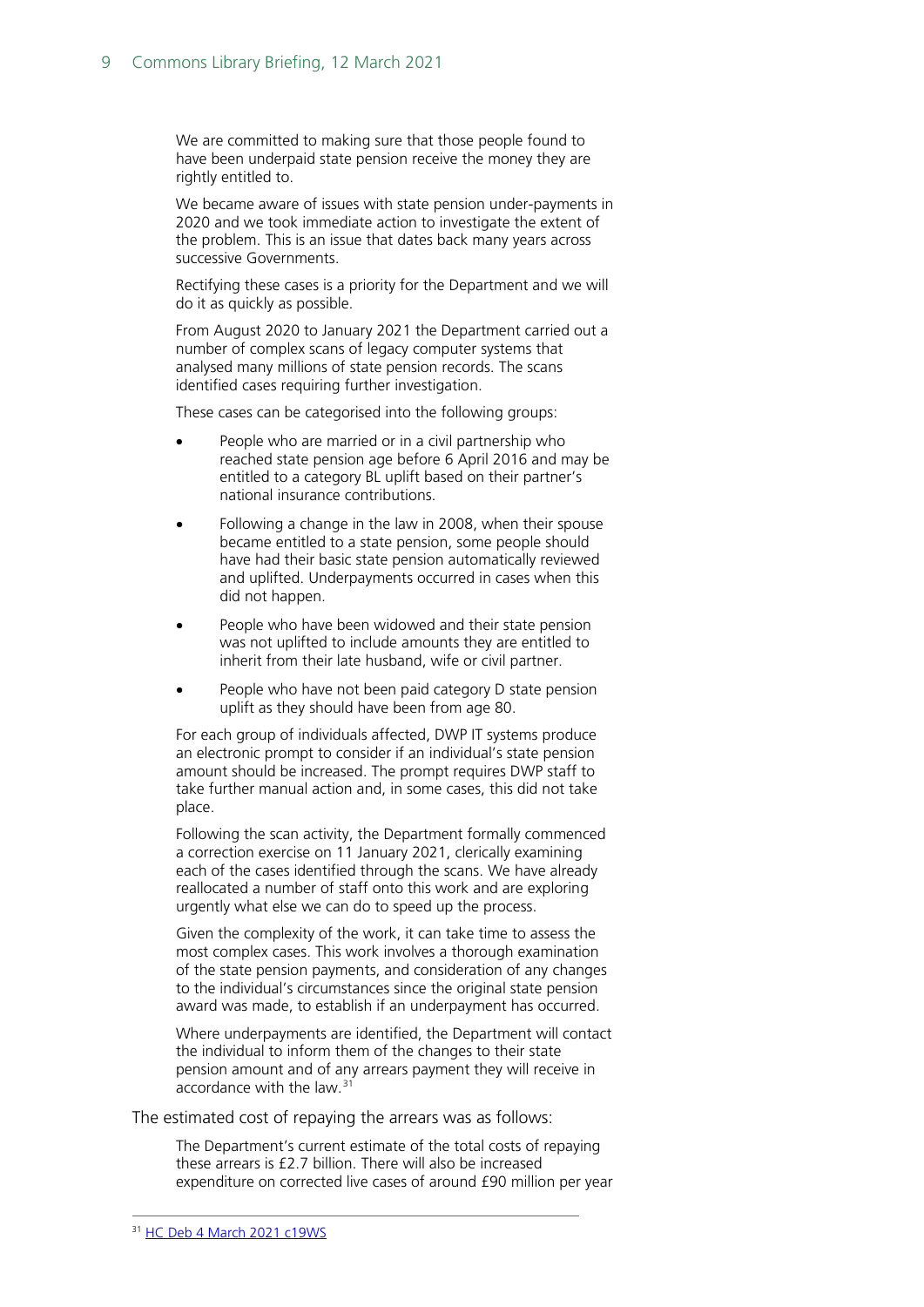> We are committed to making sure that those people found to have been underpaid state pension receive the money they are rightly entitled to.
>
> We became aware of issues with state pension under-payments in 2020 and we took immediate action to investigate the extent of the problem. This is an issue that dates back many years across successive Governments.
>
> Rectifying these cases is a priority for the Department and we will do it as quickly as possible.
>
> From August 2020 to January 2021 the Department carried out a number of complex scans of legacy computer systems that analysed many millions of state pension records. The scans identified cases requiring further investigation.
>
> These cases can be categorised into the following groups:
>
> - People who are married or in a civil partnership who reached state pension age before 6 April 2016 and may be entitled to a category BL uplift based on their partner's national insurance contributions.
> - Following a change in the law in 2008, when their spouse became entitled to a state pension, some people should have had their basic state pension automatically reviewed and uplifted. Underpayments occurred in cases when this did not happen.
> - People who have been widowed and their state pension was not uplifted to include amounts they are entitled to inherit from their late husband, wife or civil partner.
> - People who have not been paid category D state pension uplift as they should have been from age 80.
>
> For each group of individuals affected, DWP IT systems produce an electronic prompt to consider if an individual's state pension amount should be increased. The prompt requires DWP staff to take further manual action and, in some cases, this did not take place.
>
> Following the scan activity, the Department formally commenced a correction exercise on 11 January 2021, clerically examining each of the cases identified through the scans. We have already reallocated a number of staff onto this work and are exploring urgently what else we can do to speed up the process.
>
> Given the complexity of the work, it can take time to assess the most complex cases. This work involves a thorough examination of the state pension payments, and consideration of any changes to the individual's circumstances since the original state pension award was made, to establish if an underpayment has occurred.
>
> Where underpayments are identified, the Department will contact the individual to inform them of the changes to their state pension amount and of any arrears payment they will receive in accordance with the law.[31]

The estimated cost of repaying the arrears was as follows:

> The Department's current estimate of the total costs of repaying these arrears is £2.7 billion. There will also be increased expenditure on corrected live cases of around £90 million per year

[31] HC Deb 4 March 2021 c19WS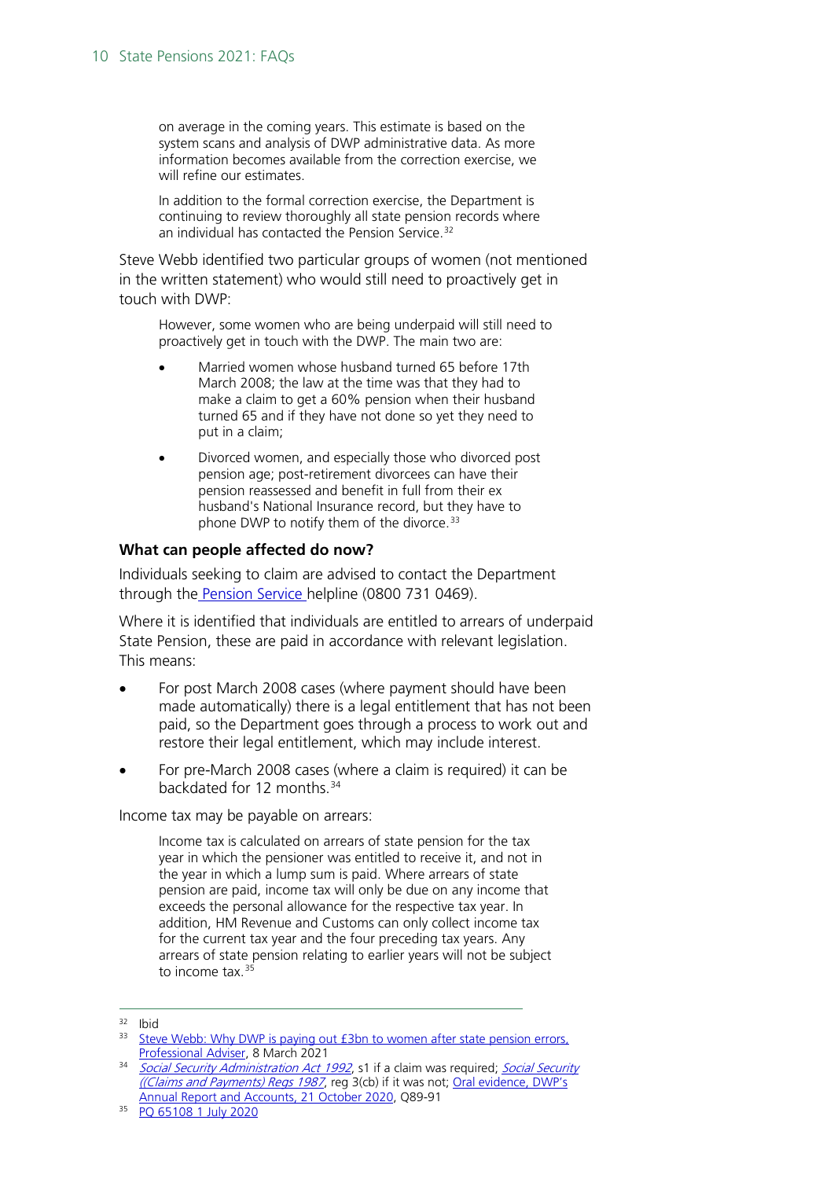> on average in the coming years. This estimate is based on the system scans and analysis of DWP administrative data. As more information becomes available from the correction exercise, we will refine our estimates.
>
> In addition to the formal correction exercise, the Department is continuing to review thoroughly all state pension records where an individual has contacted the Pension Service.[32]

Steve Webb identified two particular groups of women (not mentioned in the written statement) who would still need to proactively get in touch with DWP:

> However, some women who are being underpaid will still need to proactively get in touch with the DWP. The main two are:
>
> - Married women whose husband turned 65 before 17th March 2008; the law at the time was that they had to make a claim to get a 60% pension when their husband turned 65 and if they have not done so yet they need to put in a claim;
> - Divorced women, and especially those who divorced post pension age; post-retirement divorcees can have their pension reassessed and benefit in full from their ex husband's National Insurance record, but they have to phone DWP to notify them of the divorce.[33]

### What can people affected do now?

Individuals seeking to claim are advised to contact the Department through the Pension Service helpline (0800 731 0469).

Where it is identified that individuals are entitled to arrears of underpaid State Pension, these are paid in accordance with relevant legislation. This means:

- For post March 2008 cases (where payment should have been made automatically) there is a legal entitlement that has not been paid, so the Department goes through a process to work out and restore their legal entitlement, which may include interest.
- For pre-March 2008 cases (where a claim is required) it can be backdated for 12 months.[34]

Income tax may be payable on arrears:

> Income tax is calculated on arrears of state pension for the tax year in which the pensioner was entitled to receive it, and not in the year in which a lump sum is paid. Where arrears of state pension are paid, income tax will only be due on any income that exceeds the personal allowance for the respective tax year. In addition, HM Revenue and Customs can only collect income tax for the current tax year and the four preceding tax years. Any arrears of state pension relating to earlier years will not be subject to income tax.[35]

---

[32] Ibid

[33] Steve Webb: Why DWP is paying out £3bn to women after state pension errors, Professional Adviser, 8 March 2021

[34] *Social Security Administration Act 1992*, s1 if a claim was required; *Social Security ((Claims and Payments) Regs 1987*, reg 3(cb) if it was not; Oral evidence, DWP's Annual Report and Accounts, 21 October 2020, Q89-91

[35] PQ 65108 1 July 2020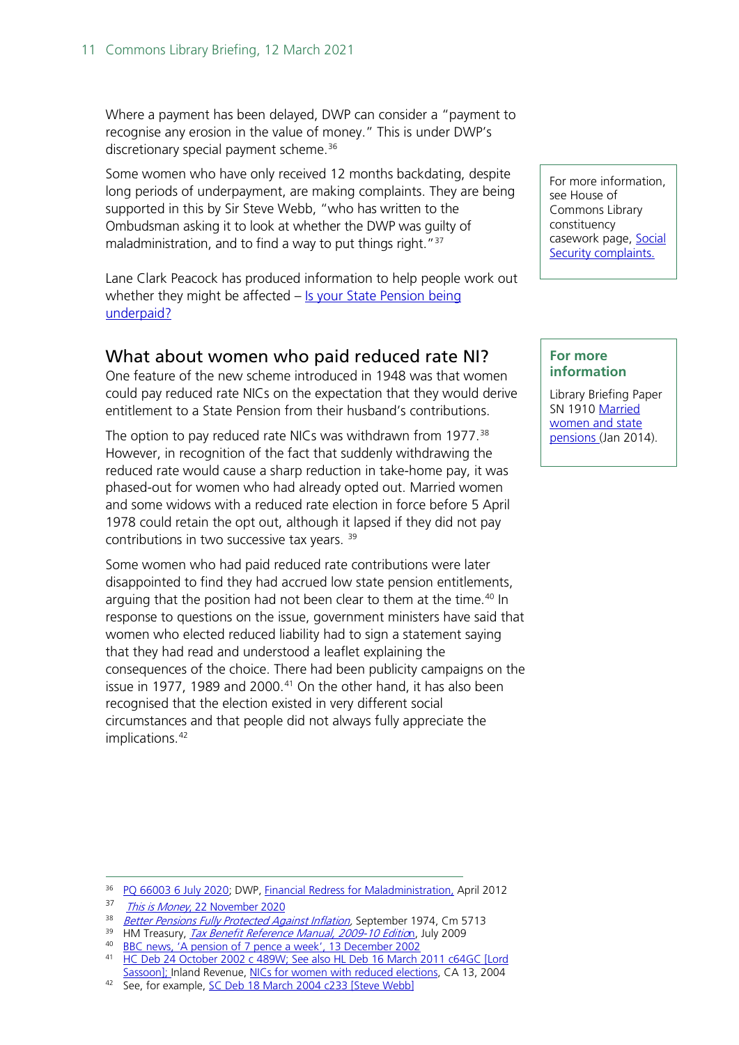Where a payment has been delayed, DWP can consider a "payment to recognise any erosion in the value of money." This is under DWP's discretionary special payment scheme.[36]

Some women who have only received 12 months backdating, despite long periods of underpayment, are making complaints. They are being supported in this by Sir Steve Webb, "who has written to the Ombudsman asking it to look at whether the DWP was guilty of maladministration, and to find a way to put things right."[37]

For more information, see House of Commons Library constituency casework page, Social Security complaints.

Lane Clark Peacock has produced information to help people work out whether they might be affected – Is your State Pension being underpaid?

## What about women who paid reduced rate NI?

One feature of the new scheme introduced in 1948 was that women could pay reduced rate NICs on the expectation that they would derive entitlement to a State Pension from their husband's contributions.

**For more information**

Library Briefing Paper SN 1910 Married women and state pensions (Jan 2014).

The option to pay reduced rate NICs was withdrawn from 1977.[38] However, in recognition of the fact that suddenly withdrawing the reduced rate would cause a sharp reduction in take-home pay, it was phased-out for women who had already opted out. Married women and some widows with a reduced rate election in force before 5 April 1978 could retain the opt out, although it lapsed if they did not pay contributions in two successive tax years.[39]

Some women who had paid reduced rate contributions were later disappointed to find they had accrued low state pension entitlements, arguing that the position had not been clear to them at the time.[40] In response to questions on the issue, government ministers have said that women who elected reduced liability had to sign a statement saying that they had read and understood a leaflet explaining the consequences of the choice. There had been publicity campaigns on the issue in 1977, 1989 and 2000.[41] On the other hand, it has also been recognised that the election existed in very different social circumstances and that people did not always fully appreciate the implications.[42]

---

[36] PQ 66003 6 July 2020; DWP, Financial Redress for Maladministration, April 2012

[37] *This is Money*, 22 November 2020

[38] *Better Pensions Fully Protected Against Inflation*, September 1974, Cm 5713

[39] HM Treasury, *Tax Benefit Reference Manual, 2009-10 Edition*, July 2009

[40] BBC news, 'A pension of 7 pence a week', 13 December 2002

[41] HC Deb 24 October 2002 c 489W; See also HL Deb 16 March 2011 c64GC [Lord Sassoon]; Inland Revenue, NICs for women with reduced elections, CA 13, 2004

[42] See, for example, SC Deb 18 March 2004 c233 [Steve Webb]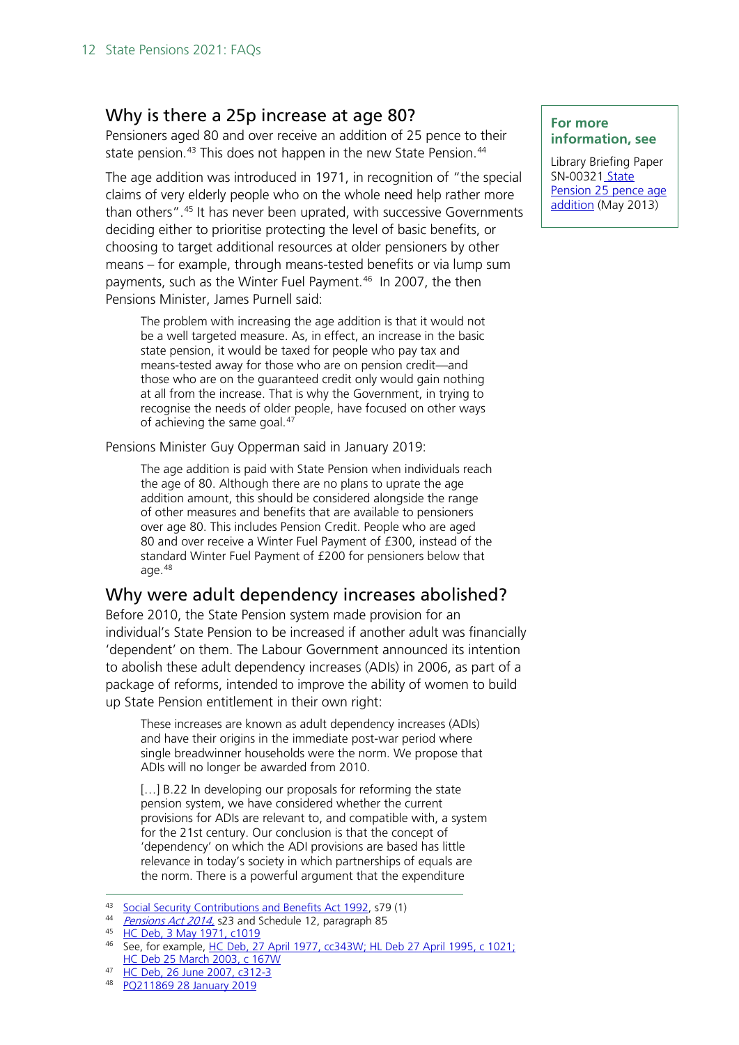## Why is there a 25p increase at age 80?

Pensioners aged 80 and over receive an addition of 25 pence to their state pension.[43] This does not happen in the new State Pension.[44]

The age addition was introduced in 1971, in recognition of "the special claims of very elderly people who on the whole need help rather more than others".[45] It has never been uprated, with successive Governments deciding either to prioritise protecting the level of basic benefits, or choosing to target additional resources at older pensioners by other means – for example, through means-tested benefits or via lump sum payments, such as the Winter Fuel Payment.[46] In 2007, the then Pensions Minister, James Purnell said:

> The problem with increasing the age addition is that it would not be a well targeted measure. As, in effect, an increase in the basic state pension, it would be taxed for people who pay tax and means-tested away for those who are on pension credit—and those who are on the guaranteed credit only would gain nothing at all from the increase. That is why the Government, in trying to recognise the needs of older people, have focused on other ways of achieving the same goal.[47]

Pensions Minister Guy Opperman said in January 2019:

> The age addition is paid with State Pension when individuals reach the age of 80. Although there are no plans to uprate the age addition amount, this should be considered alongside the range of other measures and benefits that are available to pensioners over age 80. This includes Pension Credit. People who are aged 80 and over receive a Winter Fuel Payment of £300, instead of the standard Winter Fuel Payment of £200 for pensioners below that age.[48]

**For more information, see**

Library Briefing Paper SN-00321 State Pension 25 pence age addition (May 2013)

## Why were adult dependency increases abolished?

Before 2010, the State Pension system made provision for an individual's State Pension to be increased if another adult was financially 'dependent' on them. The Labour Government announced its intention to abolish these adult dependency increases (ADIs) in 2006, as part of a package of reforms, intended to improve the ability of women to build up State Pension entitlement in their own right:

> These increases are known as adult dependency increases (ADIs) and have their origins in the immediate post-war period where single breadwinner households were the norm. We propose that ADIs will no longer be awarded from 2010.
>
> […] B.22 In developing our proposals for reforming the state pension system, we have considered whether the current provisions for ADIs are relevant to, and compatible with, a system for the 21st century. Our conclusion is that the concept of 'dependency' on which the ADI provisions are based has little relevance in today's society in which partnerships of equals are the norm. There is a powerful argument that the expenditure

---

[43] Social Security Contributions and Benefits Act 1992, s79 (1)

[44] *Pensions Act 2014*, s23 and Schedule 12, paragraph 85

[45] HC Deb, 3 May 1971, c1019

[46] See, for example, HC Deb, 27 April 1977, cc343W; HL Deb 27 April 1995, c 1021; HC Deb 25 March 2003, c 167W

[47] HC Deb, 26 June 2007, c312-3

[48] PQ211869 28 January 2019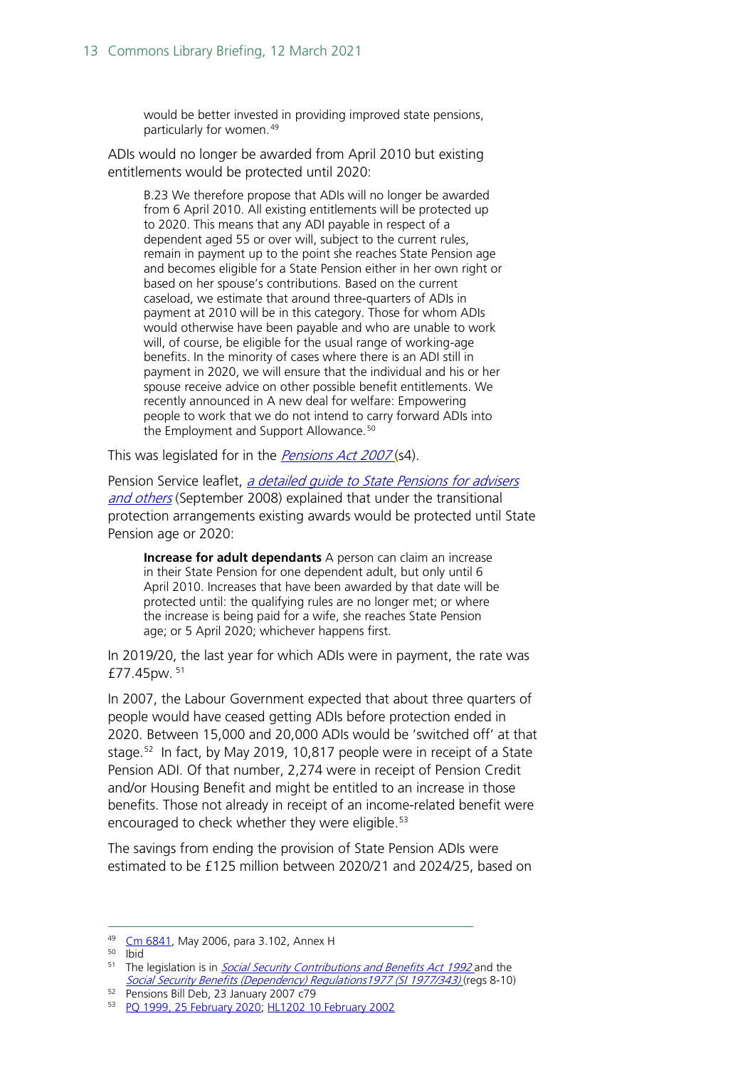> would be better invested in providing improved state pensions, particularly for women.[49]

ADIs would no longer be awarded from April 2010 but existing entitlements would be protected until 2020:

> B.23 We therefore propose that ADIs will no longer be awarded from 6 April 2010. All existing entitlements will be protected up to 2020. This means that any ADI payable in respect of a dependent aged 55 or over will, subject to the current rules, remain in payment up to the point she reaches State Pension age and becomes eligible for a State Pension either in her own right or based on her spouse's contributions. Based on the current caseload, we estimate that around three-quarters of ADIs in payment at 2010 will be in this category. Those for whom ADIs would otherwise have been payable and who are unable to work will, of course, be eligible for the usual range of working-age benefits. In the minority of cases where there is an ADI still in payment in 2020, we will ensure that the individual and his or her spouse receive advice on other possible benefit entitlements. We recently announced in A new deal for welfare: Empowering people to work that we do not intend to carry forward ADIs into the Employment and Support Allowance.[50]

This was legislated for in the *Pensions Act 2007* (s4).

Pension Service leaflet, *a detailed guide to State Pensions for advisers and others* (September 2008) explained that under the transitional protection arrangements existing awards would be protected until State Pension age or 2020:

> **Increase for adult dependants** A person can claim an increase in their State Pension for one dependent adult, but only until 6 April 2010. Increases that have been awarded by that date will be protected until: the qualifying rules are no longer met; or where the increase is being paid for a wife, she reaches State Pension age; or 5 April 2020; whichever happens first.

In 2019/20, the last year for which ADIs were in payment, the rate was £77.45pw.[51]

In 2007, the Labour Government expected that about three quarters of people would have ceased getting ADIs before protection ended in 2020. Between 15,000 and 20,000 ADIs would be 'switched off' at that stage.[52] In fact, by May 2019, 10,817 people were in receipt of a State Pension ADI. Of that number, 2,274 were in receipt of Pension Credit and/or Housing Benefit and might be entitled to an increase in those benefits. Those not already in receipt of an income-related benefit were encouraged to check whether they were eligible.[53]

The savings from ending the provision of State Pension ADIs were estimated to be £125 million between 2020/21 and 2024/25, based on

---

[49] Cm 6841, May 2006, para 3.102, Annex H

[50] Ibid

[51] The legislation is in *Social Security Contributions and Benefits Act 1992* and the *Social Security Benefits (Dependency) Regulations1977 (SI 1977/343)* (regs 8-10)

[52] Pensions Bill Deb, 23 January 2007 c79

[53] PQ 1999, 25 February 2020; HL1202 10 February 2002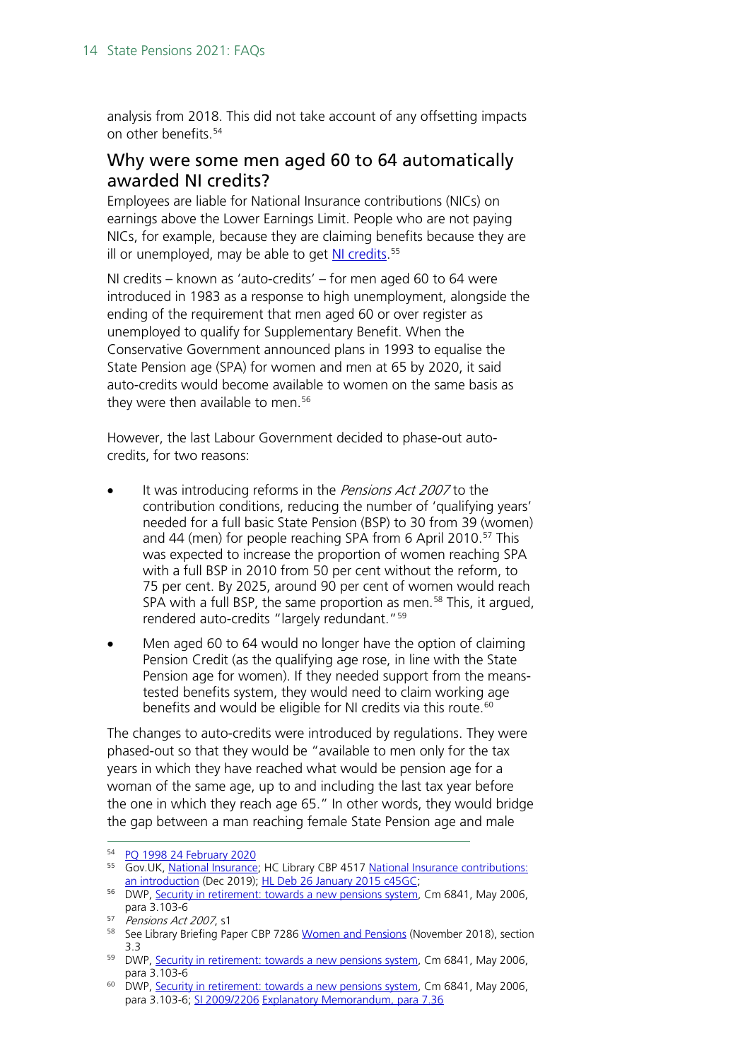analysis from 2018. This did not take account of any offsetting impacts on other benefits.[54]

## Why were some men aged 60 to 64 automatically awarded NI credits?

Employees are liable for National Insurance contributions (NICs) on earnings above the Lower Earnings Limit. People who are not paying NICs, for example, because they are claiming benefits because they are ill or unemployed, may be able to get NI credits.[55]

NI credits – known as 'auto-credits' – for men aged 60 to 64 were introduced in 1983 as a response to high unemployment, alongside the ending of the requirement that men aged 60 or over register as unemployed to qualify for Supplementary Benefit. When the Conservative Government announced plans in 1993 to equalise the State Pension age (SPA) for women and men at 65 by 2020, it said auto-credits would become available to women on the same basis as they were then available to men.[56]

However, the last Labour Government decided to phase-out auto-credits, for two reasons:

- It was introducing reforms in the *Pensions Act 2007* to the contribution conditions, reducing the number of 'qualifying years' needed for a full basic State Pension (BSP) to 30 from 39 (women) and 44 (men) for people reaching SPA from 6 April 2010.[57] This was expected to increase the proportion of women reaching SPA with a full BSP in 2010 from 50 per cent without the reform, to 75 per cent. By 2025, around 90 per cent of women would reach SPA with a full BSP, the same proportion as men.[58] This, it argued, rendered auto-credits "largely redundant."[59]
- Men aged 60 to 64 would no longer have the option of claiming Pension Credit (as the qualifying age rose, in line with the State Pension age for women). If they needed support from the means-tested benefits system, they would need to claim working age benefits and would be eligible for NI credits via this route.[60]

The changes to auto-credits were introduced by regulations. They were phased-out so that they would be "available to men only for the tax years in which they have reached what would be pension age for a woman of the same age, up to and including the last tax year before the one in which they reach age 65." In other words, they would bridge the gap between a man reaching female State Pension age and male

---

[54] PQ 1998 24 February 2020

[55] Gov.UK, National Insurance; HC Library CBP 4517 National Insurance contributions: an introduction (Dec 2019); HL Deb 26 January 2015 c45GC;

[56] DWP, Security in retirement: towards a new pensions system, Cm 6841, May 2006, para 3.103-6

[57] *Pensions Act 2007*, s1

[58] See Library Briefing Paper CBP 7286 Women and Pensions (November 2018), section 3.3

[59] DWP, Security in retirement: towards a new pensions system, Cm 6841, May 2006, para 3.103-6

[60] DWP, Security in retirement: towards a new pensions system, Cm 6841, May 2006, para 3.103-6; SI 2009/2206 Explanatory Memorandum, para 7.36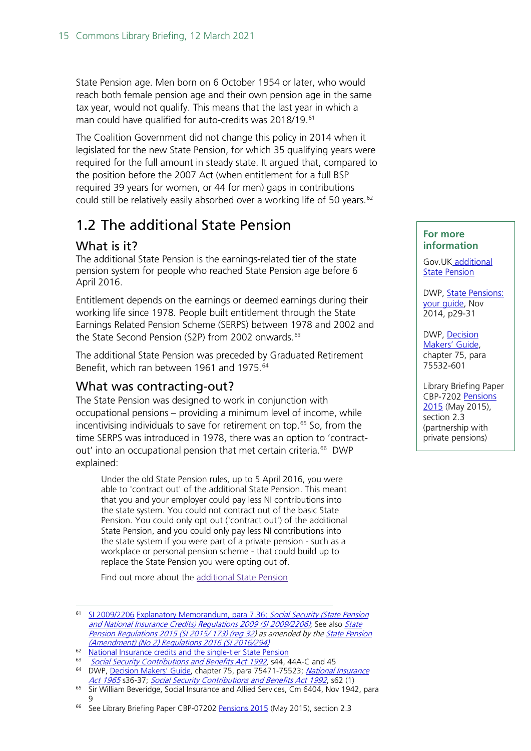State Pension age. Men born on 6 October 1954 or later, who would reach both female pension age and their own pension age in the same tax year, would not qualify. This means that the last year in which a man could have qualified for auto-credits was 2018/19.[61]

The Coalition Government did not change this policy in 2014 when it legislated for the new State Pension, for which 35 qualifying years were required for the full amount in steady state. It argued that, compared to the position before the 2007 Act (when entitlement for a full BSP required 39 years for women, or 44 for men) gaps in contributions could still be relatively easily absorbed over a working life of 50 years.[62]

## 1.2 The additional State Pension

### What is it?

The additional State Pension is the earnings-related tier of the state pension system for people who reached State Pension age before 6 April 2016.

Entitlement depends on the earnings or deemed earnings during their working life since 1978. People built entitlement through the State Earnings Related Pension Scheme (SERPS) between 1978 and 2002 and the State Second Pension (S2P) from 2002 onwards.[63]

The additional State Pension was preceded by Graduated Retirement Benefit, which ran between 1961 and 1975.[64]

### What was contracting-out?

The State Pension was designed to work in conjunction with occupational pensions – providing a minimum level of income, while incentivising individuals to save for retirement on top.[65] So, from the time SERPS was introduced in 1978, there was an option to 'contract-out' into an occupational pension that met certain criteria.[66] DWP explained:

> Under the old State Pension rules, up to 5 April 2016, you were able to 'contract out' of the additional State Pension. This meant that you and your employer could pay less NI contributions into the state system. You could not contract out of the basic State Pension. You could only opt out ('contract out') of the additional State Pension, and you could only pay less NI contributions into the state system if you were part of a private pension - such as a workplace or personal pension scheme - that could build up to replace the State Pension you were opting out of.
>
> Find out more about the additional State Pension

**For more information**

Gov.UK additional State Pension

DWP, State Pensions: your guide, Nov 2014, p29-31

DWP, Decision Makers' Guide, chapter 75, para 75532-601

Library Briefing Paper CBP-7202 Pensions 2015 (May 2015), section 2.3 (partnership with private pensions)

---

[61] SI 2009/2206 Explanatory Memorandum, para 7.36; *Social Security (State Pension and National Insurance Credits) Regulations 2009 (SI 2009/2206)*; See also *State Pension Regulations 2015 (SI 2015/ 173) (reg 32)* as amended by the *State Pension (Amendment) (No 2) Regulations 2016 (SI 2016/294)*

[62] National Insurance credits and the single-tier State Pension

[63] *Social Security Contributions and Benefits Act 1992*, s44, 44A-C and 45

[64] DWP, Decision Makers' Guide, chapter 75, para 75471-75523; *National Insurance Act 1965* s36-37; *Social Security Contributions and Benefits Act 1992*, s62 (1)

[65] Sir William Beveridge, Social Insurance and Allied Services, Cm 6404, Nov 1942, para 9

[66] See Library Briefing Paper CBP-07202 Pensions 2015 (May 2015), section 2.3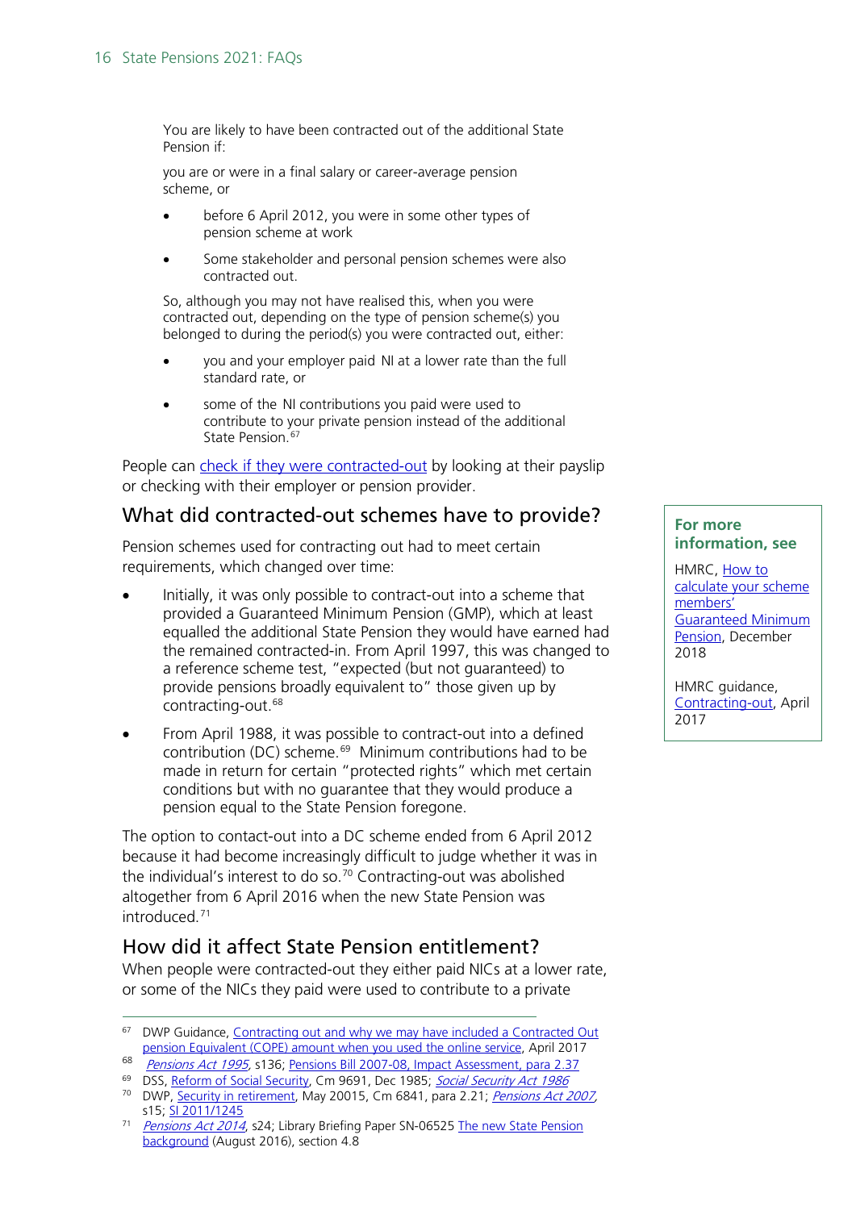You are likely to have been contracted out of the additional State Pension if:

you are or were in a final salary or career-average pension scheme, or

- before 6 April 2012, you were in some other types of pension scheme at work
- Some stakeholder and personal pension schemes were also contracted out.

So, although you may not have realised this, when you were contracted out, depending on the type of pension scheme(s) you belonged to during the period(s) you were contracted out, either:

- you and your employer paid NI at a lower rate than the full standard rate, or
- some of the NI contributions you paid were used to contribute to your private pension instead of the additional State Pension.[67]

People can check if they were contracted-out by looking at their payslip or checking with their employer or pension provider.

## What did contracted-out schemes have to provide?

Pension schemes used for contracting out had to meet certain requirements, which changed over time:

- Initially, it was only possible to contract-out into a scheme that provided a Guaranteed Minimum Pension (GMP), which at least equalled the additional State Pension they would have earned had the remained contracted-in. From April 1997, this was changed to a reference scheme test, "expected (but not guaranteed) to provide pensions broadly equivalent to" those given up by contracting-out.[68]
- From April 1988, it was possible to contract-out into a defined contribution (DC) scheme.[69] Minimum contributions had to be made in return for certain "protected rights" which met certain conditions but with no guarantee that they would produce a pension equal to the State Pension foregone.

The option to contact-out into a DC scheme ended from 6 April 2012 because it had become increasingly difficult to judge whether it was in the individual's interest to do so.[70] Contracting-out was abolished altogether from 6 April 2016 when the new State Pension was introduced.[71]

**For more information, see**

HMRC, How to calculate your scheme members' Guaranteed Minimum Pension, December 2018

HMRC guidance, Contracting-out, April 2017

## How did it affect State Pension entitlement?

When people were contracted-out they either paid NICs at a lower rate, or some of the NICs they paid were used to contribute to a private

---

[67] DWP Guidance, Contracting out and why we may have included a Contracted Out pension Equivalent (COPE) amount when you used the online service, April 2017

[68] *Pensions Act 1995*, s136; Pensions Bill 2007-08, Impact Assessment, para 2.37

[69] DSS, Reform of Social Security, Cm 9691, Dec 1985; *Social Security Act 1986*

[70] DWP, Security in retirement, May 20015, Cm 6841, para 2.21; *Pensions Act 2007*, s15; SI 2011/1245

[71] *Pensions Act 2014*, s24; Library Briefing Paper SN-06525 The new State Pension background (August 2016), section 4.8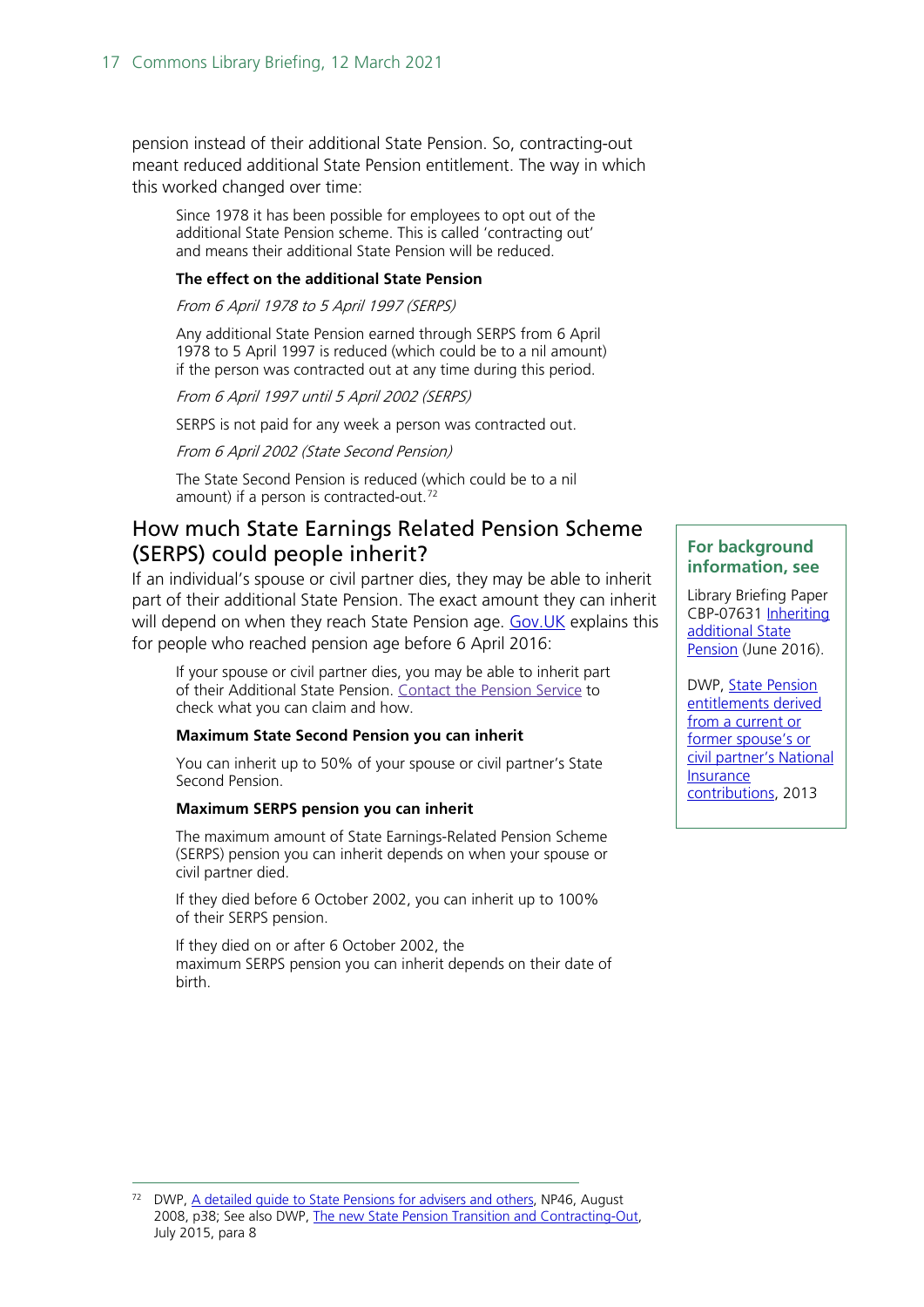pension instead of their additional State Pension. So, contracting-out meant reduced additional State Pension entitlement. The way in which this worked changed over time:

> Since 1978 it has been possible for employees to opt out of the additional State Pension scheme. This is called 'contracting out' and means their additional State Pension will be reduced.
>
> **The effect on the additional State Pension**
>
> *From 6 April 1978 to 5 April 1997 (SERPS)*
>
> Any additional State Pension earned through SERPS from 6 April 1978 to 5 April 1997 is reduced (which could be to a nil amount) if the person was contracted out at any time during this period.
>
> *From 6 April 1997 until 5 April 2002 (SERPS)*
>
> SERPS is not paid for any week a person was contracted out.
>
> *From 6 April 2002 (State Second Pension)*
>
> The State Second Pension is reduced (which could be to a nil amount) if a person is contracted-out.[72]

## How much State Earnings Related Pension Scheme (SERPS) could people inherit?

If an individual's spouse or civil partner dies, they may be able to inherit part of their additional State Pension. The exact amount they can inherit will depend on when they reach State Pension age. Gov.UK explains this for people who reached pension age before 6 April 2016:

> If your spouse or civil partner dies, you may be able to inherit part of their Additional State Pension. Contact the Pension Service to check what you can claim and how.
>
> **Maximum State Second Pension you can inherit**
>
> You can inherit up to 50% of your spouse or civil partner's State Second Pension.
>
> **Maximum SERPS pension you can inherit**
>
> The maximum amount of State Earnings-Related Pension Scheme (SERPS) pension you can inherit depends on when your spouse or civil partner died.
>
> If they died before 6 October 2002, you can inherit up to 100% of their SERPS pension.
>
> If they died on or after 6 October 2002, the maximum SERPS pension you can inherit depends on their date of birth.

**For background information, see**

Library Briefing Paper CBP-07631 Inheriting additional State Pension (June 2016).

DWP, State Pension entitlements derived from a current or former spouse's or civil partner's National Insurance contributions, 2013

---

[72] DWP, A detailed guide to State Pensions for advisers and others, NP46, August 2008, p38; See also DWP, The new State Pension Transition and Contracting-Out, July 2015, para 8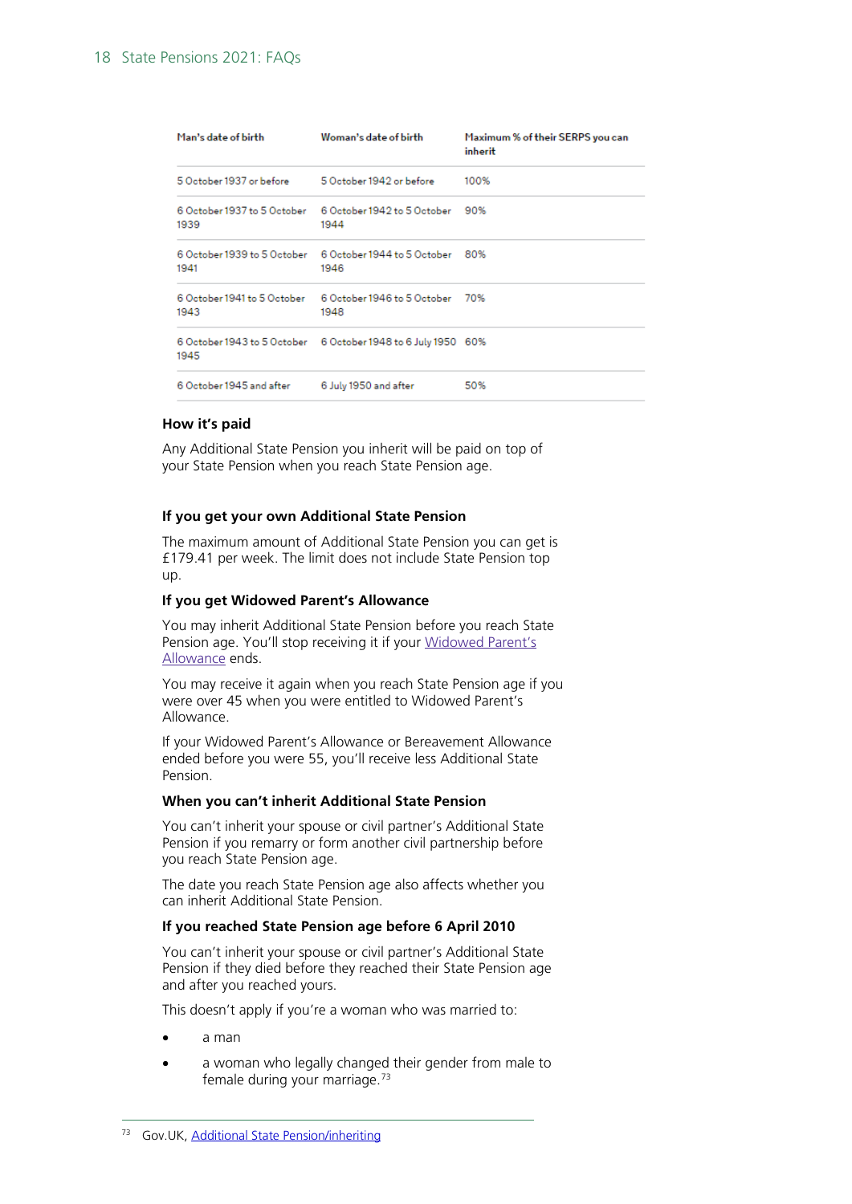| Man's date of birth | Woman's date of birth | Maximum % of their SERPS you can inherit |
|---|---|---|
| 5 October 1937 or before | 5 October 1942 or before | 100% |
| 6 October 1937 to 5 October 1939 | 6 October 1942 to 5 October 1944 | 90% |
| 6 October 1939 to 5 October 1941 | 6 October 1944 to 5 October 1946 | 80% |
| 6 October 1941 to 5 October 1943 | 6 October 1946 to 5 October 1948 | 70% |
| 6 October 1943 to 5 October 1945 | 6 October 1948 to 6 July 1950 | 60% |
| 6 October 1945 and after | 6 July 1950 and after | 50% |

#### How it's paid

Any Additional State Pension you inherit will be paid on top of your State Pension when you reach State Pension age.

#### If you get your own Additional State Pension

The maximum amount of Additional State Pension you can get is £179.41 per week. The limit does not include State Pension top up.

#### If you get Widowed Parent's Allowance

You may inherit Additional State Pension before you reach State Pension age. You'll stop receiving it if your Widowed Parent's Allowance ends.

You may receive it again when you reach State Pension age if you were over 45 when you were entitled to Widowed Parent's Allowance.

If your Widowed Parent's Allowance or Bereavement Allowance ended before you were 55, you'll receive less Additional State Pension.

#### When you can't inherit Additional State Pension

You can't inherit your spouse or civil partner's Additional State Pension if you remarry or form another civil partnership before you reach State Pension age.

The date you reach State Pension age also affects whether you can inherit Additional State Pension.

#### If you reached State Pension age before 6 April 2010

You can't inherit your spouse or civil partner's Additional State Pension if they died before they reached their State Pension age and after you reached yours.

This doesn't apply if you're a woman who was married to:

- a man
- a woman who legally changed their gender from male to female during your marriage.[73]

---

[73] Gov.UK, Additional State Pension/inheriting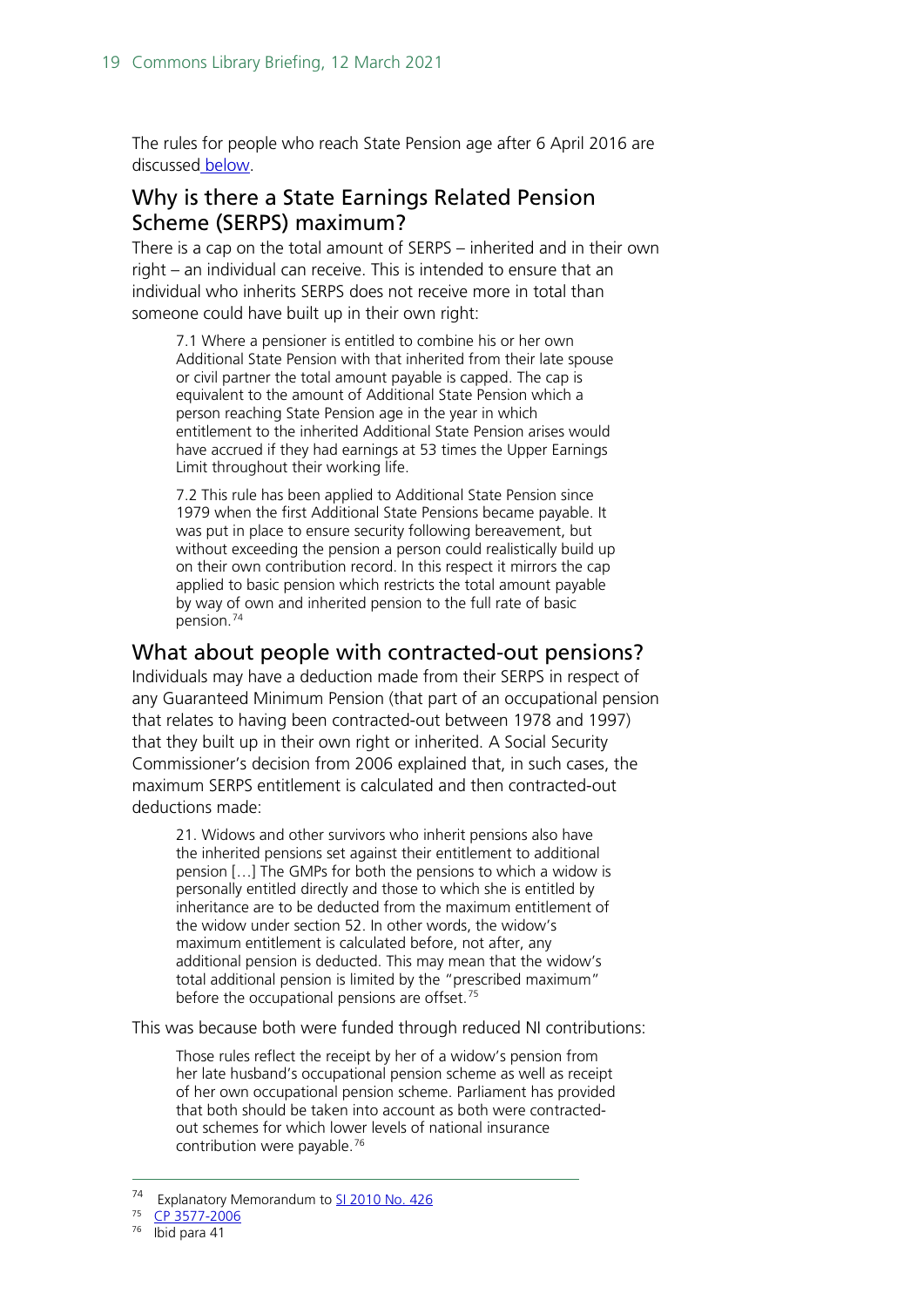The rules for people who reach State Pension age after 6 April 2016 are discussed below.

## Why is there a State Earnings Related Pension Scheme (SERPS) maximum?

There is a cap on the total amount of SERPS – inherited and in their own right – an individual can receive. This is intended to ensure that an individual who inherits SERPS does not receive more in total than someone could have built up in their own right:

> 7.1 Where a pensioner is entitled to combine his or her own Additional State Pension with that inherited from their late spouse or civil partner the total amount payable is capped. The cap is equivalent to the amount of Additional State Pension which a person reaching State Pension age in the year in which entitlement to the inherited Additional State Pension arises would have accrued if they had earnings at 53 times the Upper Earnings Limit throughout their working life.
>
> 7.2 This rule has been applied to Additional State Pension since 1979 when the first Additional State Pensions became payable. It was put in place to ensure security following bereavement, but without exceeding the pension a person could realistically build up on their own contribution record. In this respect it mirrors the cap applied to basic pension which restricts the total amount payable by way of own and inherited pension to the full rate of basic pension.[74]

## What about people with contracted-out pensions?

Individuals may have a deduction made from their SERPS in respect of any Guaranteed Minimum Pension (that part of an occupational pension that relates to having been contracted-out between 1978 and 1997) that they built up in their own right or inherited. A Social Security Commissioner's decision from 2006 explained that, in such cases, the maximum SERPS entitlement is calculated and then contracted-out deductions made:

> 21. Widows and other survivors who inherit pensions also have the inherited pensions set against their entitlement to additional pension […] The GMPs for both the pensions to which a widow is personally entitled directly and those to which she is entitled by inheritance are to be deducted from the maximum entitlement of the widow under section 52. In other words, the widow's maximum entitlement is calculated before, not after, any additional pension is deducted. This may mean that the widow's total additional pension is limited by the "prescribed maximum" before the occupational pensions are offset.[75]

This was because both were funded through reduced NI contributions:

> Those rules reflect the receipt by her of a widow's pension from her late husband's occupational pension scheme as well as receipt of her own occupational pension scheme. Parliament has provided that both should be taken into account as both were contracted-out schemes for which lower levels of national insurance contribution were payable.[76]

---

[74] Explanatory Memorandum to SI 2010 No. 426

[75] CP 3577-2006

[76] Ibid para 41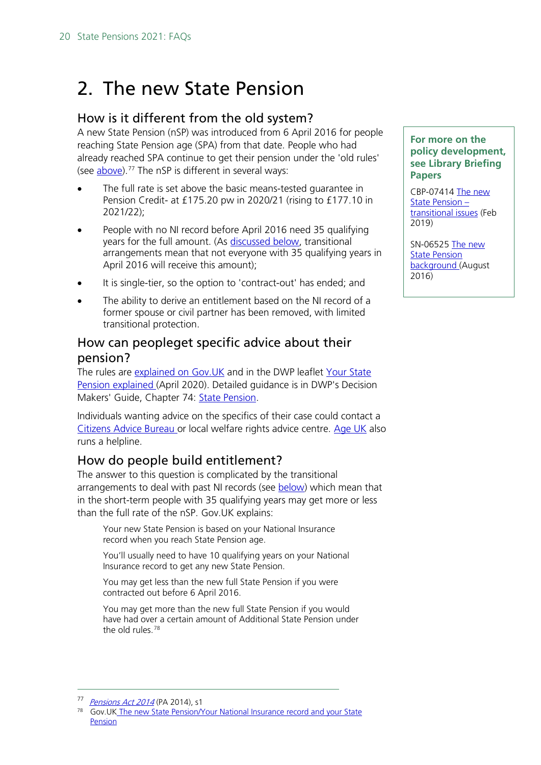# 2. The new State Pension

## How is it different from the old system?

A new State Pension (nSP) was introduced from 6 April 2016 for people reaching State Pension age (SPA) from that date. People who had already reached SPA continue to get their pension under the 'old rules' (see above).[77] The nSP is different in several ways:

- The full rate is set above the basic means-tested guarantee in Pension Credit- at £175.20 pw in 2020/21 (rising to £177.10 in 2021/22);
- People with no NI record before April 2016 need 35 qualifying years for the full amount. (As discussed below, transitional arrangements mean that not everyone with 35 qualifying years in April 2016 will receive this amount);
- It is single-tier, so the option to 'contract-out' has ended; and
- The ability to derive an entitlement based on the NI record of a former spouse or civil partner has been removed, with limited transitional protection.

**For more on the policy development, see Library Briefing Papers**

CBP-07414 The new State Pension – transitional issues (Feb 2019)

SN-06525 The new State Pension background (August 2016)

## How can peopleget specific advice about their pension?

The rules are explained on Gov.UK and in the DWP leaflet Your State Pension explained (April 2020). Detailed guidance is in DWP's Decision Makers' Guide, Chapter 74: State Pension.

Individuals wanting advice on the specifics of their case could contact a Citizens Advice Bureau or local welfare rights advice centre. Age UK also runs a helpline.

## How do people build entitlement?

The answer to this question is complicated by the transitional arrangements to deal with past NI records (see below) which mean that in the short-term people with 35 qualifying years may get more or less than the full rate of the nSP. Gov.UK explains:

> Your new State Pension is based on your National Insurance record when you reach State Pension age.
>
> You'll usually need to have 10 qualifying years on your National Insurance record to get any new State Pension.
>
> You may get less than the new full State Pension if you were contracted out before 6 April 2016.
>
> You may get more than the new full State Pension if you would have had over a certain amount of Additional State Pension under the old rules.[78]

[77] *Pensions Act 2014* (PA 2014), s1

[78] Gov.UK The new State Pension/Your National Insurance record and your State Pension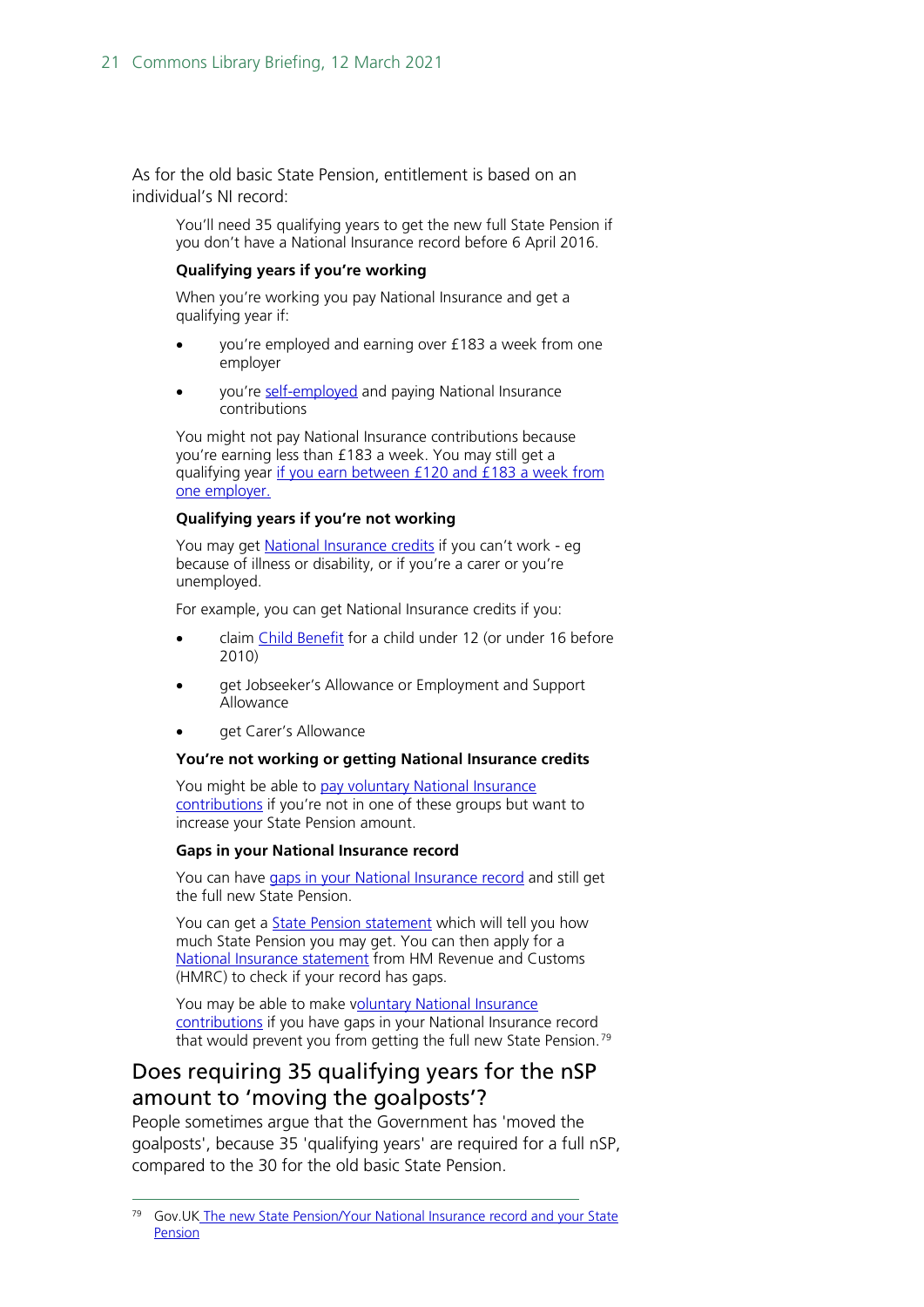As for the old basic State Pension, entitlement is based on an individual's NI record:

> You'll need 35 qualifying years to get the new full State Pension if you don't have a National Insurance record before 6 April 2016.
>
> **Qualifying years if you're working**
>
> When you're working you pay National Insurance and get a qualifying year if:
>
> - you're employed and earning over £183 a week from one employer
> - you're self-employed and paying National Insurance contributions
>
> You might not pay National Insurance contributions because you're earning less than £183 a week. You may still get a qualifying year if you earn between £120 and £183 a week from one employer.
>
> **Qualifying years if you're not working**
>
> You may get National Insurance credits if you can't work - eg because of illness or disability, or if you're a carer or you're unemployed.
>
> For example, you can get National Insurance credits if you:
>
> - claim Child Benefit for a child under 12 (or under 16 before 2010)
> - get Jobseeker's Allowance or Employment and Support Allowance
> - get Carer's Allowance
>
> **You're not working or getting National Insurance credits**
>
> You might be able to pay voluntary National Insurance contributions if you're not in one of these groups but want to increase your State Pension amount.
>
> **Gaps in your National Insurance record**
>
> You can have gaps in your National Insurance record and still get the full new State Pension.
>
> You can get a State Pension statement which will tell you how much State Pension you may get. You can then apply for a National Insurance statement from HM Revenue and Customs (HMRC) to check if your record has gaps.
>
> You may be able to make voluntary National Insurance contributions if you have gaps in your National Insurance record that would prevent you from getting the full new State Pension.[79]

## Does requiring 35 qualifying years for the nSP amount to 'moving the goalposts'?

People sometimes argue that the Government has 'moved the goalposts', because 35 'qualifying years' are required for a full nSP, compared to the 30 for the old basic State Pension.

---

[79] Gov.UK The new State Pension/Your National Insurance record and your State Pension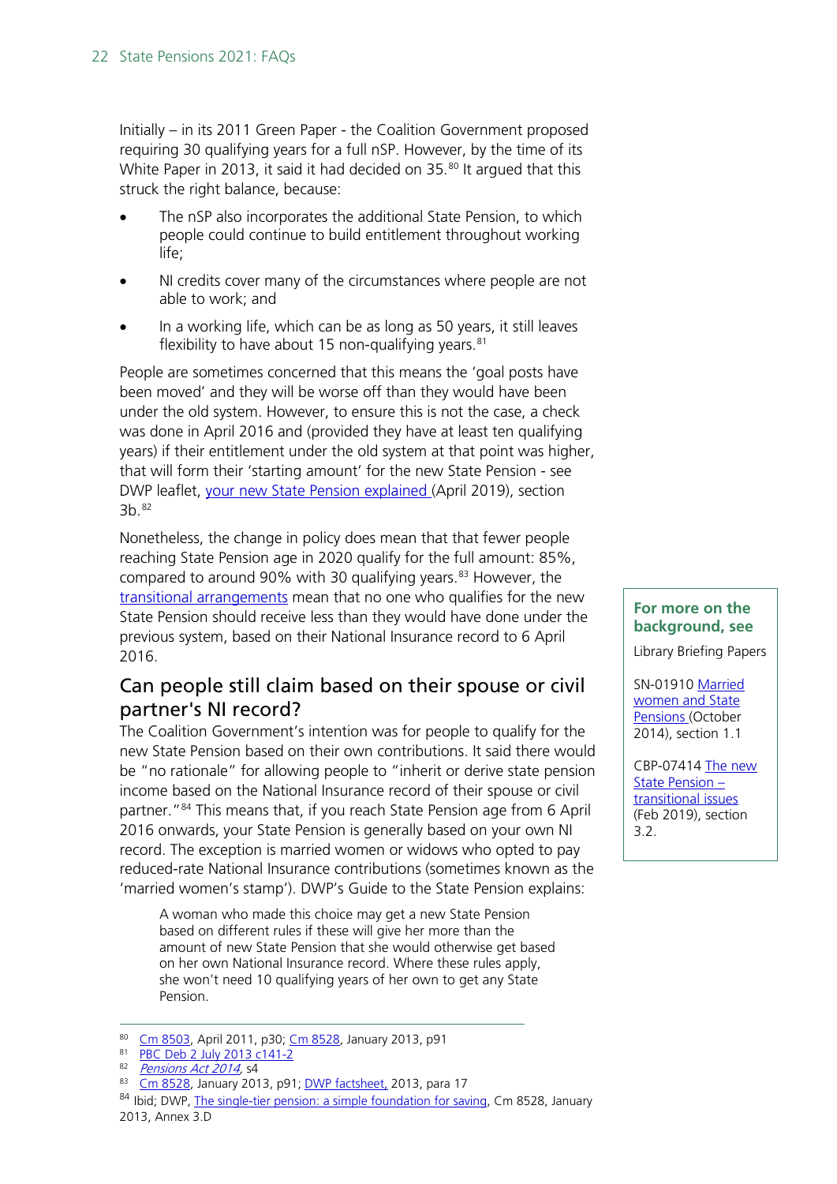Initially – in its 2011 Green Paper - the Coalition Government proposed requiring 30 qualifying years for a full nSP. However, by the time of its White Paper in 2013, it said it had decided on 35.[80] It argued that this struck the right balance, because:

- The nSP also incorporates the additional State Pension, to which people could continue to build entitlement throughout working life;
- NI credits cover many of the circumstances where people are not able to work; and
- In a working life, which can be as long as 50 years, it still leaves flexibility to have about 15 non-qualifying years.[81]

People are sometimes concerned that this means the 'goal posts have been moved' and they will be worse off than they would have been under the old system. However, to ensure this is not the case, a check was done in April 2016 and (provided they have at least ten qualifying years) if their entitlement under the old system at that point was higher, that will form their 'starting amount' for the new State Pension - see DWP leaflet, [your new State Pension explained](#) (April 2019), section 3b.[82]

Nonetheless, the change in policy does mean that that fewer people reaching State Pension age in 2020 qualify for the full amount: 85%, compared to around 90% with 30 qualifying years.[83] However, the [transitional arrangements](#) mean that no one who qualifies for the new State Pension should receive less than they would have done under the previous system, based on their National Insurance record to 6 April 2016.

**For more on the background, see**

Library Briefing Papers

SN-01910 [Married women and State Pensions](#) (October 2014), section 1.1

CBP-07414 [The new State Pension – transitional issues](#) (Feb 2019), section 3.2.

## Can people still claim based on their spouse or civil partner's NI record?

The Coalition Government's intention was for people to qualify for the new State Pension based on their own contributions. It said there would be "no rationale" for allowing people to "inherit or derive state pension income based on the National Insurance record of their spouse or civil partner."[84] This means that, if you reach State Pension age from 6 April 2016 onwards, your State Pension is generally based on your own NI record. The exception is married women or widows who opted to pay reduced-rate National Insurance contributions (sometimes known as the 'married women's stamp'). DWP's Guide to the State Pension explains:

> A woman who made this choice may get a new State Pension based on different rules if these will give her more than the amount of new State Pension that she would otherwise get based on her own National Insurance record. Where these rules apply, she won't need 10 qualifying years of her own to get any State Pension.

---

[80] [Cm 8503](#), April 2011, p30; [Cm 8528](#), January 2013, p91

[81] [PBC Deb 2 July 2013 c141-2](#)

[82] [*Pensions Act 2014*](#), s4

[83] [Cm 8528](#), January 2013, p91; [DWP factsheet,](#) 2013, para 17

[84] Ibid; DWP, [The single-tier pension: a simple foundation for saving](#), Cm 8528, January 2013, Annex 3.D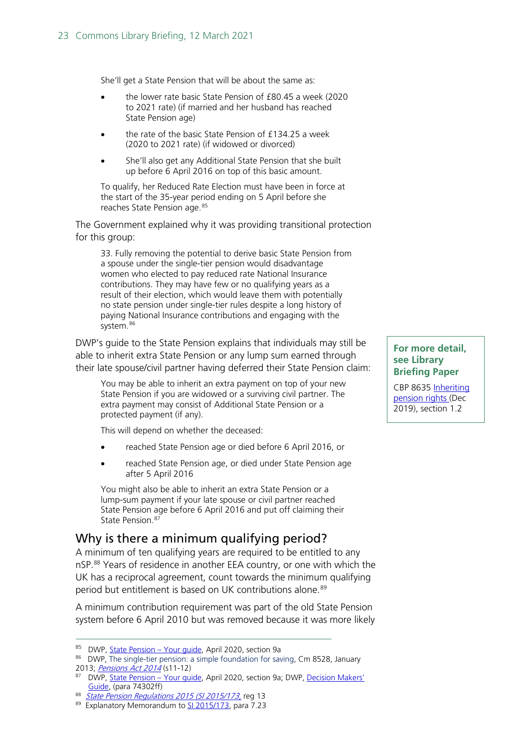She'll get a State Pension that will be about the same as:

- the lower rate basic State Pension of £80.45 a week (2020 to 2021 rate) (if married and her husband has reached State Pension age)
- the rate of the basic State Pension of £134.25 a week (2020 to 2021 rate) (if widowed or divorced)
- She'll also get any Additional State Pension that she built up before 6 April 2016 on top of this basic amount.

To qualify, her Reduced Rate Election must have been in force at the start of the 35-year period ending on 5 April before she reaches State Pension age.[85]

The Government explained why it was providing transitional protection for this group:

> 33. Fully removing the potential to derive basic State Pension from a spouse under the single-tier pension would disadvantage women who elected to pay reduced rate National Insurance contributions. They may have few or no qualifying years as a result of their election, which would leave them with potentially no state pension under single-tier rules despite a long history of paying National Insurance contributions and engaging with the system.[86]

DWP's guide to the State Pension explains that individuals may still be able to inherit extra State Pension or any lump sum earned through their late spouse/civil partner having deferred their State Pension claim:

> You may be able to inherit an extra payment on top of your new State Pension if you are widowed or a surviving civil partner. The extra payment may consist of Additional State Pension or a protected payment (if any).
>
> This will depend on whether the deceased:
>
> - reached State Pension age or died before 6 April 2016, or
> - reached State Pension age, or died under State Pension age after 5 April 2016
>
> You might also be able to inherit an extra State Pension or a lump-sum payment if your late spouse or civil partner reached State Pension age before 6 April 2016 and put off claiming their State Pension.[87]

**For more detail, see Library Briefing Paper**

CBP 8635 Inheriting pension rights (Dec 2019), section 1.2

## Why is there a minimum qualifying period?

A minimum of ten qualifying years are required to be entitled to any nSP.[88] Years of residence in another EEA country, or one with which the UK has a reciprocal agreement, count towards the minimum qualifying period but entitlement is based on UK contributions alone.[89]

A minimum contribution requirement was part of the old State Pension system before 6 April 2010 but was removed because it was more likely

---

[85] DWP, State Pension – Your guide, April 2020, section 9a

[86] DWP, The single-tier pension: a simple foundation for saving, Cm 8528, January 2013; *Pensions Act 2014* (s11-12)

[87] DWP, State Pension – Your guide, April 2020, section 9a; DWP, Decision Makers' Guide, (para 74302ff)

[88] *State Pension Regulations 2015 (SI 2015/173*, reg 13

[89] Explanatory Memorandum to SI 2015/173, para 7.23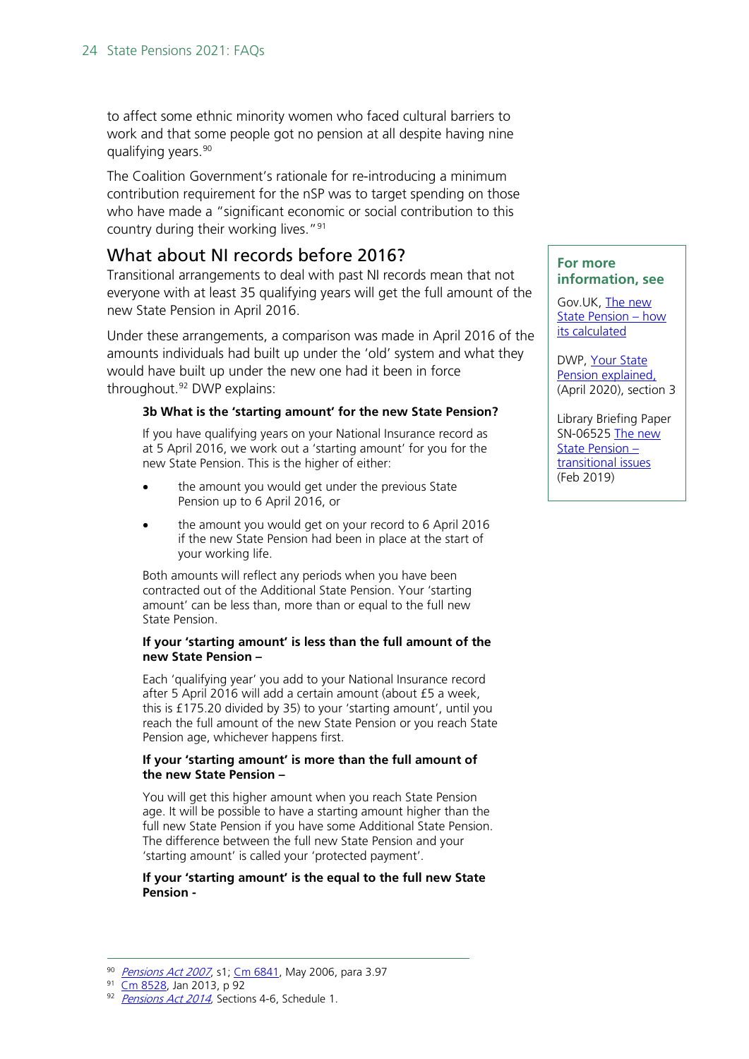to affect some ethnic minority women who faced cultural barriers to work and that some people got no pension at all despite having nine qualifying years.[90]

The Coalition Government's rationale for re-introducing a minimum contribution requirement for the nSP was to target spending on those who have made a "significant economic or social contribution to this country during their working lives."[91]

## What about NI records before 2016?

Transitional arrangements to deal with past NI records mean that not everyone with at least 35 qualifying years will get the full amount of the new State Pension in April 2016.

Under these arrangements, a comparison was made in April 2016 of the amounts individuals had built up under the 'old' system and what they would have built up under the new one had it been in force throughout.[92] DWP explains:

> **3b What is the 'starting amount' for the new State Pension?**
>
> If you have qualifying years on your National Insurance record as at 5 April 2016, we work out a 'starting amount' for you for the new State Pension. This is the higher of either:
>
> - the amount you would get under the previous State Pension up to 6 April 2016, or
> - the amount you would get on your record to 6 April 2016 if the new State Pension had been in place at the start of your working life.
>
> Both amounts will reflect any periods when you have been contracted out of the Additional State Pension. Your 'starting amount' can be less than, more than or equal to the full new State Pension.
>
> **If your 'starting amount' is less than the full amount of the new State Pension –**
>
> Each 'qualifying year' you add to your National Insurance record after 5 April 2016 will add a certain amount (about £5 a week, this is £175.20 divided by 35) to your 'starting amount', until you reach the full amount of the new State Pension or you reach State Pension age, whichever happens first.
>
> **If your 'starting amount' is more than the full amount of the new State Pension –**
>
> You will get this higher amount when you reach State Pension age. It will be possible to have a starting amount higher than the full new State Pension if you have some Additional State Pension. The difference between the full new State Pension and your 'starting amount' is called your 'protected payment'.
>
> **If your 'starting amount' is the equal to the full new State Pension -**

**For more information, see**

Gov.UK, The new State Pension – how its calculated

DWP, Your State Pension explained, (April 2020), section 3

Library Briefing Paper SN-06525 The new State Pension – transitional issues (Feb 2019)

---

[90] *Pensions Act 2007*, s1; Cm 6841, May 2006, para 3.97

[91] Cm 8528, Jan 2013, p 92

[92] *Pensions Act 2014*, Sections 4-6, Schedule 1.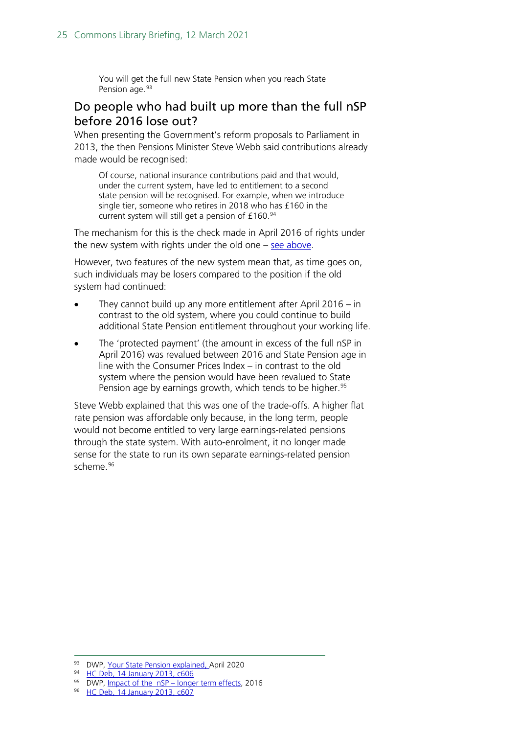> You will get the full new State Pension when you reach State Pension age.[93]

## Do people who had built up more than the full nSP before 2016 lose out?

When presenting the Government's reform proposals to Parliament in 2013, the then Pensions Minister Steve Webb said contributions already made would be recognised:

> Of course, national insurance contributions paid and that would, under the current system, have led to entitlement to a second state pension will be recognised. For example, when we introduce single tier, someone who retires in 2018 who has £160 in the current system will still get a pension of £160.[94]

The mechanism for this is the check made in April 2016 of rights under the new system with rights under the old one – see above.

However, two features of the new system mean that, as time goes on, such individuals may be losers compared to the position if the old system had continued:

- They cannot build up any more entitlement after April 2016 – in contrast to the old system, where you could continue to build additional State Pension entitlement throughout your working life.
- The 'protected payment' (the amount in excess of the full nSP in April 2016) was revalued between 2016 and State Pension age in line with the Consumer Prices Index – in contrast to the old system where the pension would have been revalued to State Pension age by earnings growth, which tends to be higher.[95]

Steve Webb explained that this was one of the trade-offs. A higher flat rate pension was affordable only because, in the long term, people would not become entitled to very large earnings-related pensions through the state system. With auto-enrolment, it no longer made sense for the state to run its own separate earnings-related pension scheme.[96]

---

[93] DWP, Your State Pension explained, April 2020

[94] HC Deb, 14 January 2013, c606

[95] DWP, Impact of the nSP – longer term effects, 2016

[96] HC Deb, 14 January 2013, c607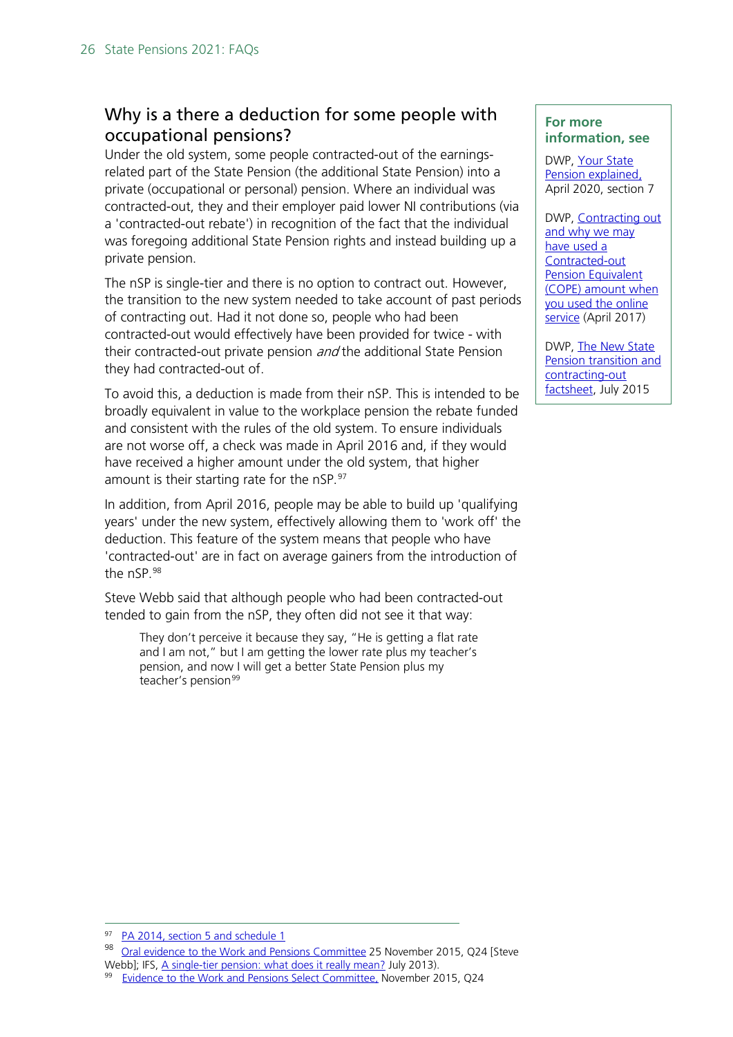## Why is a there a deduction for some people with occupational pensions?

Under the old system, some people contracted-out of the earnings-related part of the State Pension (the additional State Pension) into a private (occupational or personal) pension. Where an individual was contracted-out, they and their employer paid lower NI contributions (via a 'contracted-out rebate') in recognition of the fact that the individual was foregoing additional State Pension rights and instead building up a private pension.

The nSP is single-tier and there is no option to contract out. However, the transition to the new system needed to take account of past periods of contracting out. Had it not done so, people who had been contracted-out would effectively have been provided for twice - with their contracted-out private pension *and* the additional State Pension they had contracted-out of.

To avoid this, a deduction is made from their nSP. This is intended to be broadly equivalent in value to the workplace pension the rebate funded and consistent with the rules of the old system. To ensure individuals are not worse off, a check was made in April 2016 and, if they would have received a higher amount under the old system, that higher amount is their starting rate for the nSP.[97]

In addition, from April 2016, people may be able to build up 'qualifying years' under the new system, effectively allowing them to 'work off' the deduction. This feature of the system means that people who have 'contracted-out' are in fact on average gainers from the introduction of the nSP.[98]

Steve Webb said that although people who had been contracted-out tended to gain from the nSP, they often did not see it that way:

> They don't perceive it because they say, "He is getting a flat rate and I am not," but I am getting the lower rate plus my teacher's pension, and now I will get a better State Pension plus my teacher's pension[99]

**For more information, see**

DWP, Your State Pension explained, April 2020, section 7

DWP, Contracting out and why we may have used a Contracted-out Pension Equivalent (COPE) amount when you used the online service (April 2017)

DWP, The New State Pension transition and contracting-out factsheet, July 2015

---

97 PA 2014, section 5 and schedule 1

98 Oral evidence to the Work and Pensions Committee 25 November 2015, Q24 [Steve Webb]; IFS, A single-tier pension: what does it really mean? July 2013).

99 Evidence to the Work and Pensions Select Committee, November 2015, Q24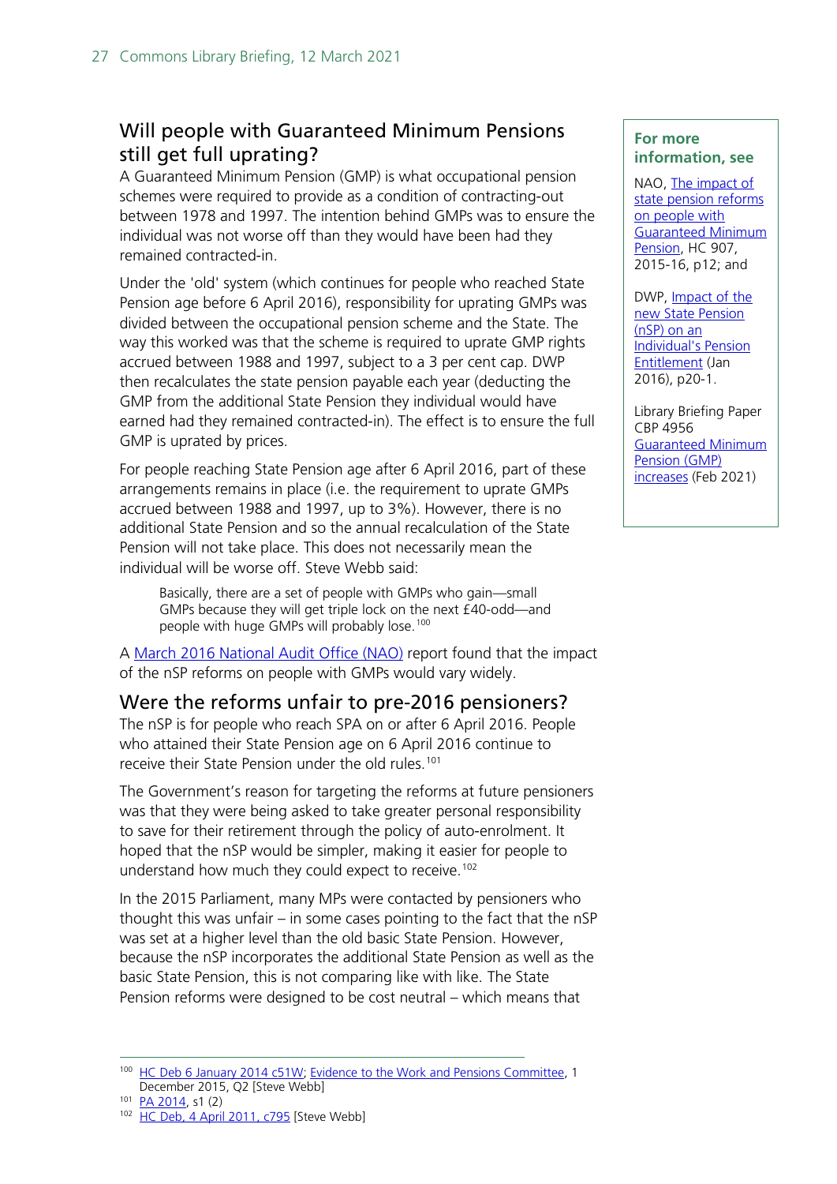## Will people with Guaranteed Minimum Pensions still get full uprating?

A Guaranteed Minimum Pension (GMP) is what occupational pension schemes were required to provide as a condition of contracting-out between 1978 and 1997. The intention behind GMPs was to ensure the individual was not worse off than they would have been had they remained contracted-in.

Under the 'old' system (which continues for people who reached State Pension age before 6 April 2016), responsibility for uprating GMPs was divided between the occupational pension scheme and the State. The way this worked was that the scheme is required to uprate GMP rights accrued between 1988 and 1997, subject to a 3 per cent cap. DWP then recalculates the state pension payable each year (deducting the GMP from the additional State Pension they individual would have earned had they remained contracted-in). The effect is to ensure the full GMP is uprated by prices.

For people reaching State Pension age after 6 April 2016, part of these arrangements remains in place (i.e. the requirement to uprate GMPs accrued between 1988 and 1997, up to 3%). However, there is no additional State Pension and so the annual recalculation of the State Pension will not take place. This does not necessarily mean the individual will be worse off. Steve Webb said:

> Basically, there are a set of people with GMPs who gain—small GMPs because they will get triple lock on the next £40-odd—and people with huge GMPs will probably lose.[100]

A March 2016 National Audit Office (NAO) report found that the impact of the nSP reforms on people with GMPs would vary widely.

**For more information, see**

NAO, The impact of state pension reforms on people with Guaranteed Minimum Pension, HC 907, 2015-16, p12; and

DWP, Impact of the new State Pension (nSP) on an Individual's Pension Entitlement (Jan 2016), p20-1.

Library Briefing Paper CBP 4956 Guaranteed Minimum Pension (GMP) increases (Feb 2021)

## Were the reforms unfair to pre-2016 pensioners?

The nSP is for people who reach SPA on or after 6 April 2016. People who attained their State Pension age on 6 April 2016 continue to receive their State Pension under the old rules.[101]

The Government's reason for targeting the reforms at future pensioners was that they were being asked to take greater personal responsibility to save for their retirement through the policy of auto-enrolment. It hoped that the nSP would be simpler, making it easier for people to understand how much they could expect to receive.[102]

In the 2015 Parliament, many MPs were contacted by pensioners who thought this was unfair – in some cases pointing to the fact that the nSP was set at a higher level than the old basic State Pension. However, because the nSP incorporates the additional State Pension as well as the basic State Pension, this is not comparing like with like. The State Pension reforms were designed to be cost neutral – which means that

---

[100] HC Deb 6 January 2014 c51W; Evidence to the Work and Pensions Committee, 1 December 2015, Q2 [Steve Webb]

[101] PA 2014, s1 (2)

[102] HC Deb, 4 April 2011, c795 [Steve Webb]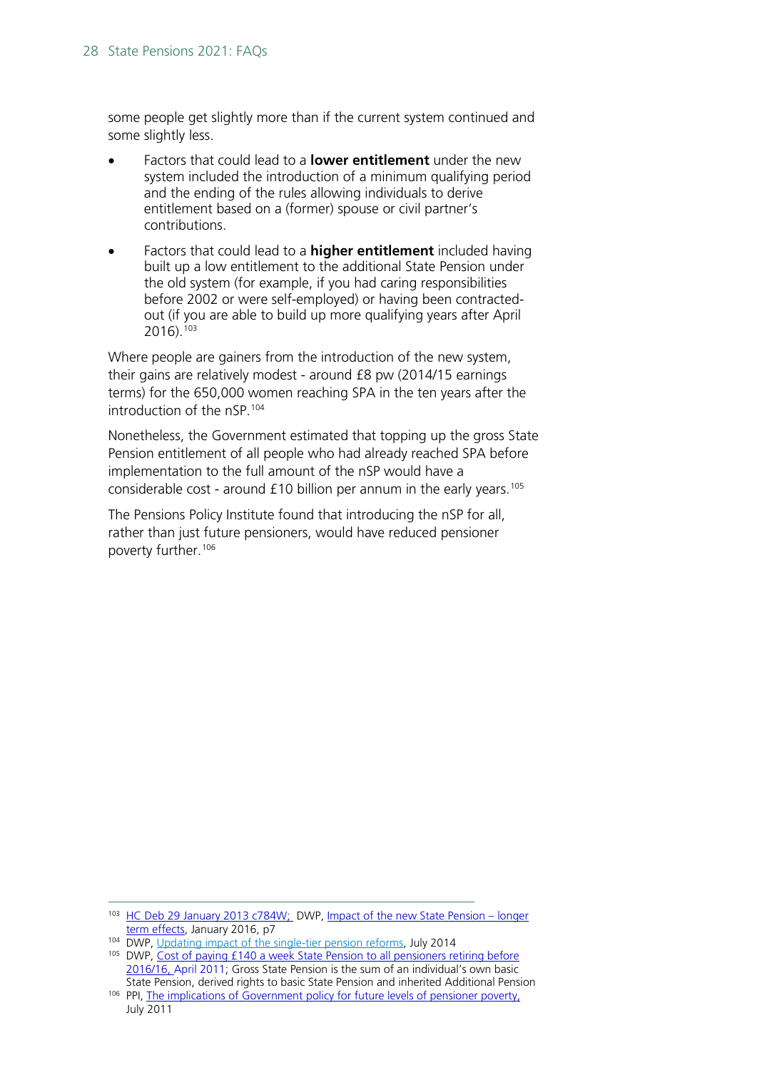some people get slightly more than if the current system continued and some slightly less.

- Factors that could lead to a **lower entitlement** under the new system included the introduction of a minimum qualifying period and the ending of the rules allowing individuals to derive entitlement based on a (former) spouse or civil partner's contributions.
- Factors that could lead to a **higher entitlement** included having built up a low entitlement to the additional State Pension under the old system (for example, if you had caring responsibilities before 2002 or were self-employed) or having been contracted-out (if you are able to build up more qualifying years after April 2016).[103]

Where people are gainers from the introduction of the new system, their gains are relatively modest - around £8 pw (2014/15 earnings terms) for the 650,000 women reaching SPA in the ten years after the introduction of the nSP.[104]

Nonetheless, the Government estimated that topping up the gross State Pension entitlement of all people who had already reached SPA before implementation to the full amount of the nSP would have a considerable cost - around £10 billion per annum in the early years.[105]

The Pensions Policy Institute found that introducing the nSP for all, rather than just future pensioners, would have reduced pensioner poverty further.[106]

---

[103] HC Deb 29 January 2013 c784W; DWP, Impact of the new State Pension – longer term effects, January 2016, p7

[104] DWP, Updating impact of the single-tier pension reforms, July 2014

[105] DWP, Cost of paying £140 a week State Pension to all pensioners retiring before 2016/16, April 2011; Gross State Pension is the sum of an individual's own basic State Pension, derived rights to basic State Pension and inherited Additional Pension

[106] PPI, The implications of Government policy for future levels of pensioner poverty, July 2011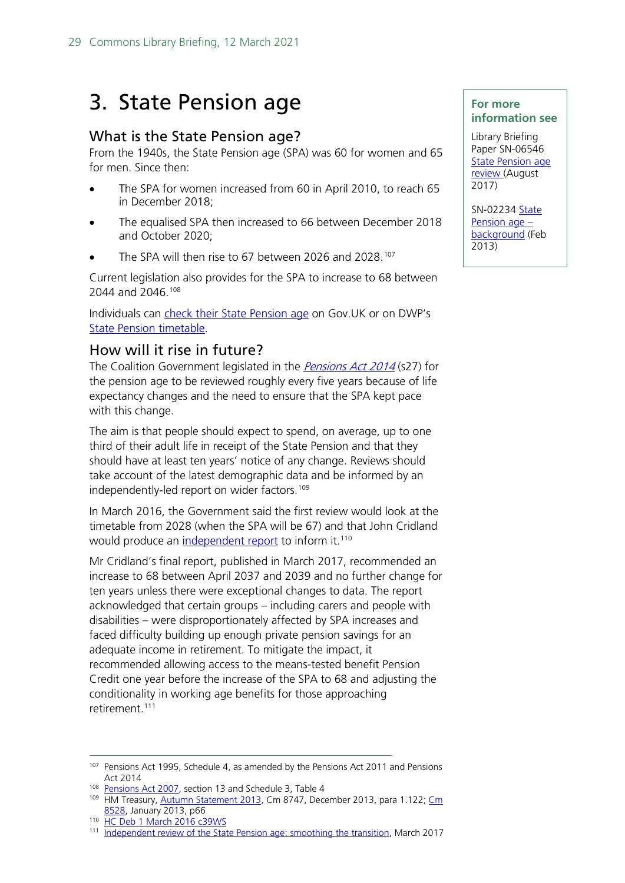# 3. State Pension age

## What is the State Pension age?

From the 1940s, the State Pension age (SPA) was 60 for women and 65 for men. Since then:

- The SPA for women increased from 60 in April 2010, to reach 65 in December 2018;
- The equalised SPA then increased to 66 between December 2018 and October 2020;
- The SPA will then rise to 67 between 2026 and 2028.[107]

Current legislation also provides for the SPA to increase to 68 between 2044 and 2046.[108]

Individuals can check their State Pension age on Gov.UK or on DWP's State Pension timetable.

> **For more information see**
>
> Library Briefing Paper SN-06546 State Pension age review (August 2017)
>
> SN-02234 State Pension age – background (Feb 2013)

## How will it rise in future?

The Coalition Government legislated in the *Pensions Act 2014* (s27) for the pension age to be reviewed roughly every five years because of life expectancy changes and the need to ensure that the SPA kept pace with this change.

The aim is that people should expect to spend, on average, up to one third of their adult life in receipt of the State Pension and that they should have at least ten years' notice of any change. Reviews should take account of the latest demographic data and be informed by an independently-led report on wider factors.[109]

In March 2016, the Government said the first review would look at the timetable from 2028 (when the SPA will be 67) and that John Cridland would produce an independent report to inform it.[110]

Mr Cridland's final report, published in March 2017, recommended an increase to 68 between April 2037 and 2039 and no further change for ten years unless there were exceptional changes to data. The report acknowledged that certain groups – including carers and people with disabilities – were disproportionately affected by SPA increases and faced difficulty building up enough private pension savings for an adequate income in retirement. To mitigate the impact, it recommended allowing access to the means-tested benefit Pension Credit one year before the increase of the SPA to 68 and adjusting the conditionality in working age benefits for those approaching retirement.[111]

---

[107] Pensions Act 1995, Schedule 4, as amended by the Pensions Act 2011 and Pensions Act 2014

[108] Pensions Act 2007, section 13 and Schedule 3, Table 4

[109] HM Treasury, Autumn Statement 2013, Cm 8747, December 2013, para 1.122; Cm 8528, January 2013, p66

[110] HC Deb 1 March 2016 c39WS

[111] Independent review of the State Pension age: smoothing the transition, March 2017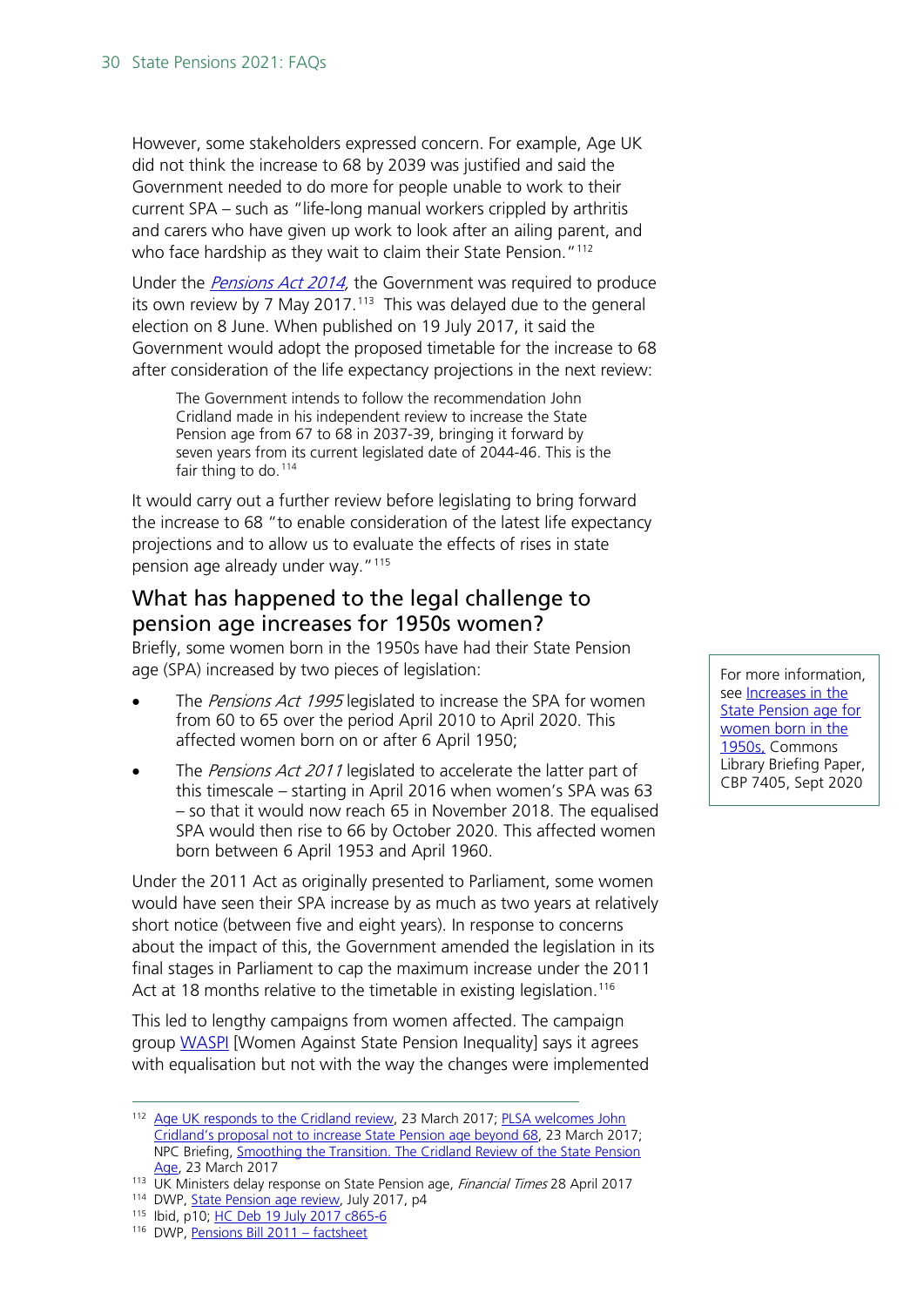However, some stakeholders expressed concern. For example, Age UK did not think the increase to 68 by 2039 was justified and said the Government needed to do more for people unable to work to their current SPA – such as "life-long manual workers crippled by arthritis and carers who have given up work to look after an ailing parent, and who face hardship as they wait to claim their State Pension."[112]

Under the *Pensions Act 2014*, the Government was required to produce its own review by 7 May 2017.[113] This was delayed due to the general election on 8 June. When published on 19 July 2017, it said the Government would adopt the proposed timetable for the increase to 68 after consideration of the life expectancy projections in the next review:

> The Government intends to follow the recommendation John Cridland made in his independent review to increase the State Pension age from 67 to 68 in 2037-39, bringing it forward by seven years from its current legislated date of 2044-46. This is the fair thing to do.[114]

It would carry out a further review before legislating to bring forward the increase to 68 "to enable consideration of the latest life expectancy projections and to allow us to evaluate the effects of rises in state pension age already under way."[115]

## What has happened to the legal challenge to pension age increases for 1950s women?

Briefly, some women born in the 1950s have had their State Pension age (SPA) increased by two pieces of legislation:

- The *Pensions Act 1995* legislated to increase the SPA for women from 60 to 65 over the period April 2010 to April 2020. This affected women born on or after 6 April 1950;
- The *Pensions Act 2011* legislated to accelerate the latter part of this timescale – starting in April 2016 when women's SPA was 63 – so that it would now reach 65 in November 2018. The equalised SPA would then rise to 66 by October 2020. This affected women born between 6 April 1953 and April 1960.

For more information, see Increases in the State Pension age for women born in the 1950s, Commons Library Briefing Paper, CBP 7405, Sept 2020

Under the 2011 Act as originally presented to Parliament, some women would have seen their SPA increase by as much as two years at relatively short notice (between five and eight years). In response to concerns about the impact of this, the Government amended the legislation in its final stages in Parliament to cap the maximum increase under the 2011 Act at 18 months relative to the timetable in existing legislation.[116]

This led to lengthy campaigns from women affected. The campaign group WASPI [Women Against State Pension Inequality] says it agrees with equalisation but not with the way the changes were implemented

---

[112] Age UK responds to the Cridland review, 23 March 2017; PLSA welcomes John Cridland's proposal not to increase State Pension age beyond 68, 23 March 2017; NPC Briefing, Smoothing the Transition. The Cridland Review of the State Pension Age, 23 March 2017

[113] UK Ministers delay response on State Pension age, *Financial Times* 28 April 2017

[114] DWP, State Pension age review, July 2017, p4

[115] Ibid, p10; HC Deb 19 July 2017 c865-6

[116] DWP, Pensions Bill 2011 – factsheet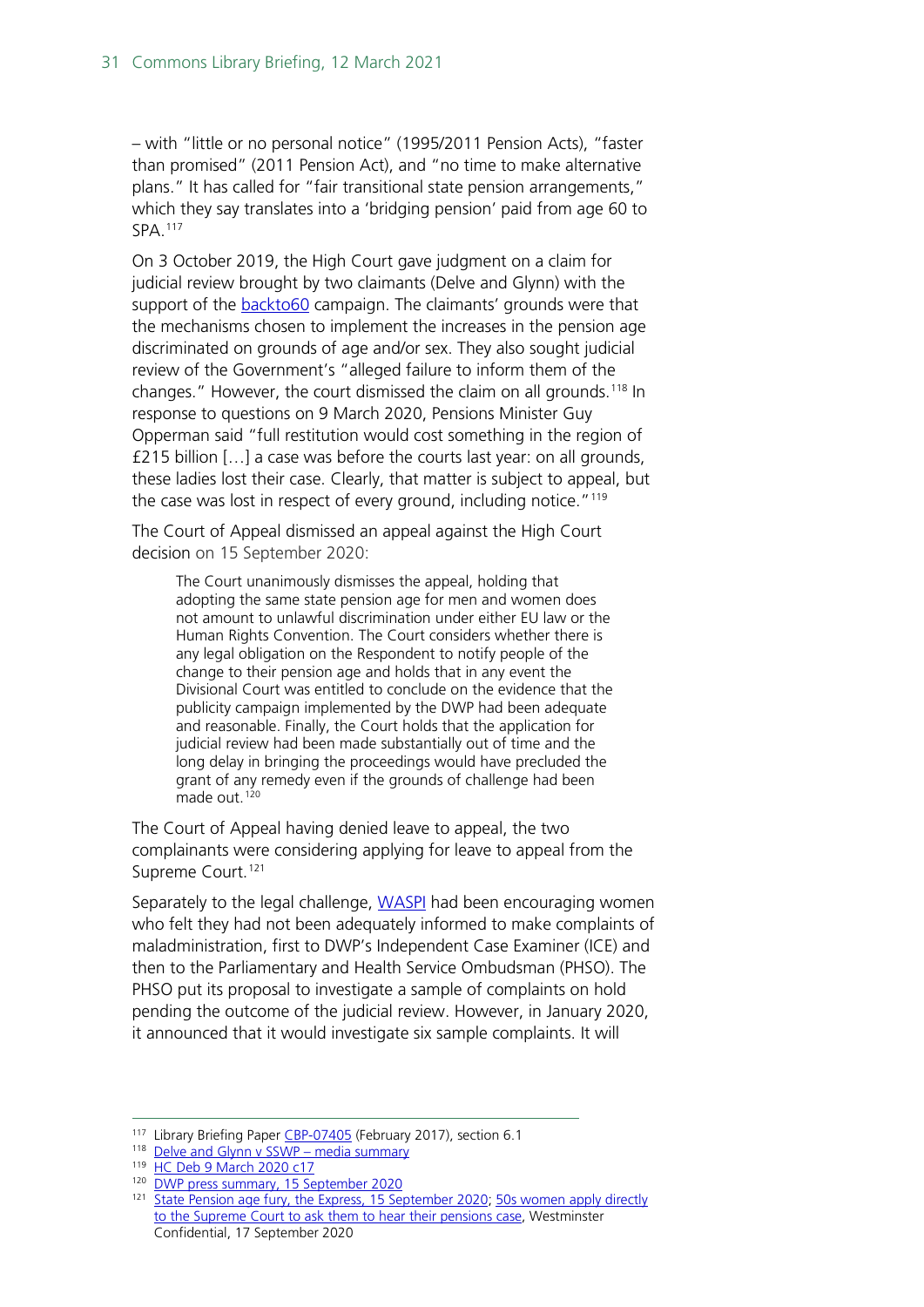– with "little or no personal notice" (1995/2011 Pension Acts), "faster than promised" (2011 Pension Act), and "no time to make alternative plans." It has called for "fair transitional state pension arrangements," which they say translates into a 'bridging pension' paid from age 60 to SPA.[117]

On 3 October 2019, the High Court gave judgment on a claim for judicial review brought by two claimants (Delve and Glynn) with the support of the backto60 campaign. The claimants' grounds were that the mechanisms chosen to implement the increases in the pension age discriminated on grounds of age and/or sex. They also sought judicial review of the Government's "alleged failure to inform them of the changes." However, the court dismissed the claim on all grounds.[118] In response to questions on 9 March 2020, Pensions Minister Guy Opperman said "full restitution would cost something in the region of £215 billion […] a case was before the courts last year: on all grounds, these ladies lost their case. Clearly, that matter is subject to appeal, but the case was lost in respect of every ground, including notice."[119]

The Court of Appeal dismissed an appeal against the High Court decision on 15 September 2020:

> The Court unanimously dismisses the appeal, holding that adopting the same state pension age for men and women does not amount to unlawful discrimination under either EU law or the Human Rights Convention. The Court considers whether there is any legal obligation on the Respondent to notify people of the change to their pension age and holds that in any event the Divisional Court was entitled to conclude on the evidence that the publicity campaign implemented by the DWP had been adequate and reasonable. Finally, the Court holds that the application for judicial review had been made substantially out of time and the long delay in bringing the proceedings would have precluded the grant of any remedy even if the grounds of challenge had been made out.[120]

The Court of Appeal having denied leave to appeal, the two complainants were considering applying for leave to appeal from the Supreme Court.[121]

Separately to the legal challenge, WASPI had been encouraging women who felt they had not been adequately informed to make complaints of maladministration, first to DWP's Independent Case Examiner (ICE) and then to the Parliamentary and Health Service Ombudsman (PHSO). The PHSO put its proposal to investigate a sample of complaints on hold pending the outcome of the judicial review. However, in January 2020, it announced that it would investigate six sample complaints. It will

---

[117] Library Briefing Paper CBP-07405 (February 2017), section 6.1

[118] Delve and Glynn v SSWP – media summary

[119] HC Deb 9 March 2020 c17

[120] DWP press summary, 15 September 2020

[121] State Pension age fury, the Express, 15 September 2020; 50s women apply directly to the Supreme Court to ask them to hear their pensions case, Westminster Confidential, 17 September 2020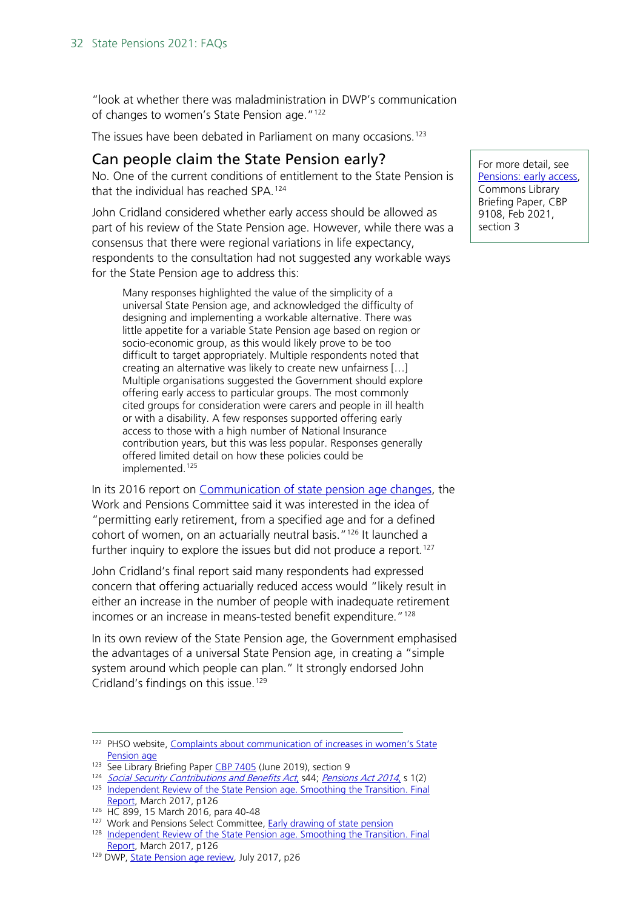"look at whether there was maladministration in DWP's communication of changes to women's State Pension age."[122]

The issues have been debated in Parliament on many occasions.[123]

## Can people claim the State Pension early?

For more detail, see Pensions: early access, Commons Library Briefing Paper, CBP 9108, Feb 2021, section 3

No. One of the current conditions of entitlement to the State Pension is that the individual has reached SPA.[124]

John Cridland considered whether early access should be allowed as part of his review of the State Pension age. However, while there was a consensus that there were regional variations in life expectancy, respondents to the consultation had not suggested any workable ways for the State Pension age to address this:

> Many responses highlighted the value of the simplicity of a universal State Pension age, and acknowledged the difficulty of designing and implementing a workable alternative. There was little appetite for a variable State Pension age based on region or socio-economic group, as this would likely prove to be too difficult to target appropriately. Multiple respondents noted that creating an alternative was likely to create new unfairness […] Multiple organisations suggested the Government should explore offering early access to particular groups. The most commonly cited groups for consideration were carers and people in ill health or with a disability. A few responses supported offering early access to those with a high number of National Insurance contribution years, but this was less popular. Responses generally offered limited detail on how these policies could be implemented.[125]

In its 2016 report on Communication of state pension age changes, the Work and Pensions Committee said it was interested in the idea of "permitting early retirement, from a specified age and for a defined cohort of women, on an actuarially neutral basis."[126] It launched a further inquiry to explore the issues but did not produce a report.[127]

John Cridland's final report said many respondents had expressed concern that offering actuarially reduced access would "likely result in either an increase in the number of people with inadequate retirement incomes or an increase in means-tested benefit expenditure."[128]

In its own review of the State Pension age, the Government emphasised the advantages of a universal State Pension age, in creating a "simple system around which people can plan." It strongly endorsed John Cridland's findings on this issue.[129]

---

[122] PHSO website, Complaints about communication of increases in women's State Pension age

[123] See Library Briefing Paper CBP 7405 (June 2019), section 9

[124] *Social Security Contributions and Benefits Act*, s44; *Pensions Act 2014*, s 1(2)

[125] Independent Review of the State Pension age. Smoothing the Transition. Final Report, March 2017, p126

[126] HC 899, 15 March 2016, para 40-48

[127] Work and Pensions Select Committee, Early drawing of state pension

[128] Independent Review of the State Pension age. Smoothing the Transition. Final Report, March 2017, p126

[129] DWP, State Pension age review, July 2017, p26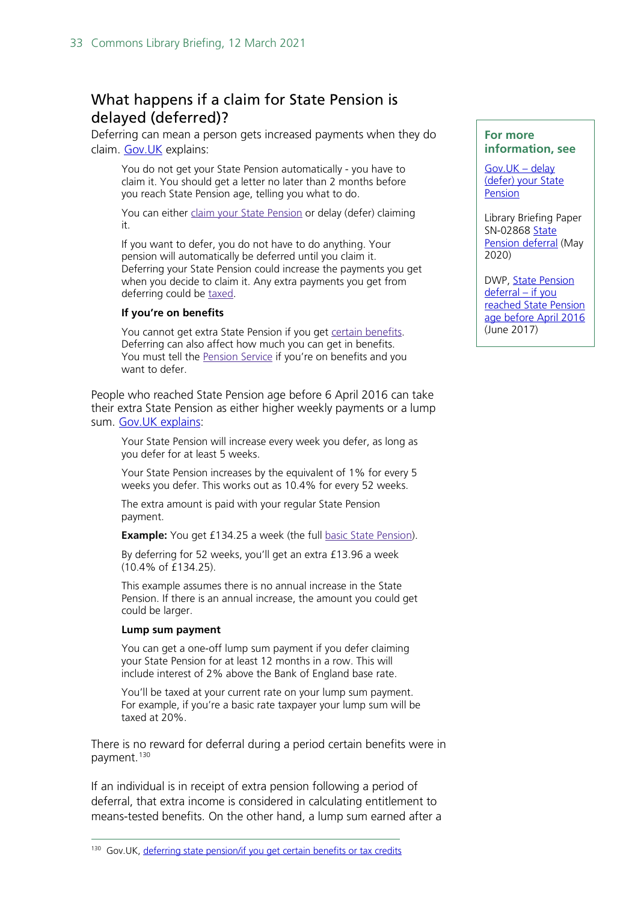## What happens if a claim for State Pension is delayed (deferred)?

Deferring can mean a person gets increased payments when they do claim. Gov.UK explains:

> You do not get your State Pension automatically - you have to claim it. You should get a letter no later than 2 months before you reach State Pension age, telling you what to do.
>
> You can either claim your State Pension or delay (defer) claiming it.
>
> If you want to defer, you do not have to do anything. Your pension will automatically be deferred until you claim it. Deferring your State Pension could increase the payments you get when you decide to claim it. Any extra payments you get from deferring could be taxed.
>
> **If you're on benefits**
>
> You cannot get extra State Pension if you get certain benefits. Deferring can also affect how much you can get in benefits. You must tell the Pension Service if you're on benefits and you want to defer.

People who reached State Pension age before 6 April 2016 can take their extra State Pension as either higher weekly payments or a lump sum. Gov.UK explains:

> Your State Pension will increase every week you defer, as long as you defer for at least 5 weeks.
>
> Your State Pension increases by the equivalent of 1% for every 5 weeks you defer. This works out as 10.4% for every 52 weeks.
>
> The extra amount is paid with your regular State Pension payment.
>
> **Example:** You get £134.25 a week (the full basic State Pension).
>
> By deferring for 52 weeks, you'll get an extra £13.96 a week (10.4% of £134.25).
>
> This example assumes there is no annual increase in the State Pension. If there is an annual increase, the amount you could get could be larger.
>
> **Lump sum payment**
>
> You can get a one-off lump sum payment if you defer claiming your State Pension for at least 12 months in a row. This will include interest of 2% above the Bank of England base rate.
>
> You'll be taxed at your current rate on your lump sum payment. For example, if you're a basic rate taxpayer your lump sum will be taxed at 20%.

There is no reward for deferral during a period certain benefits were in payment.[130]

If an individual is in receipt of extra pension following a period of deferral, that extra income is considered in calculating entitlement to means-tested benefits. On the other hand, a lump sum earned after a

**For more information, see**

Gov.UK – delay (defer) your State Pension

Library Briefing Paper SN-02868 State Pension deferral (May 2020)

DWP, State Pension deferral – if you reached State Pension age before April 2016 (June 2017)

[130] Gov.UK, deferring state pension/if you get certain benefits or tax credits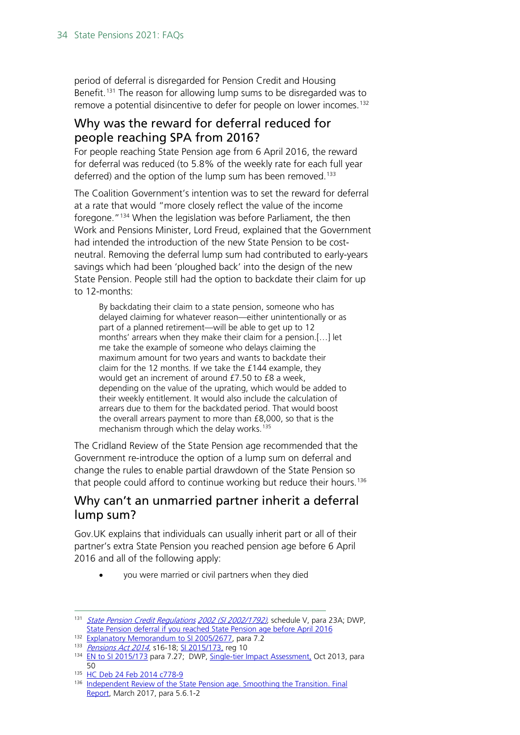period of deferral is disregarded for Pension Credit and Housing Benefit.[131] The reason for allowing lump sums to be disregarded was to remove a potential disincentive to defer for people on lower incomes.[132]

## Why was the reward for deferral reduced for people reaching SPA from 2016?

For people reaching State Pension age from 6 April 2016, the reward for deferral was reduced (to 5.8% of the weekly rate for each full year deferred) and the option of the lump sum has been removed.[133]

The Coalition Government's intention was to set the reward for deferral at a rate that would "more closely reflect the value of the income foregone."[134] When the legislation was before Parliament, the then Work and Pensions Minister, Lord Freud, explained that the Government had intended the introduction of the new State Pension to be cost-neutral. Removing the deferral lump sum had contributed to early-years savings which had been 'ploughed back' into the design of the new State Pension. People still had the option to backdate their claim for up to 12-months:

> By backdating their claim to a state pension, someone who has delayed claiming for whatever reason—either unintentionally or as part of a planned retirement—will be able to get up to 12 months' arrears when they make their claim for a pension.[…] let me take the example of someone who delays claiming the maximum amount for two years and wants to backdate their claim for the 12 months. If we take the £144 example, they would get an increment of around £7.50 to £8 a week, depending on the value of the uprating, which would be added to their weekly entitlement. It would also include the calculation of arrears due to them for the backdated period. That would boost the overall arrears payment to more than £8,000, so that is the mechanism through which the delay works.[135]

The Cridland Review of the State Pension age recommended that the Government re-introduce the option of a lump sum on deferral and change the rules to enable partial drawdown of the State Pension so that people could afford to continue working but reduce their hours.[136]

## Why can't an unmarried partner inherit a deferral lump sum?

Gov.UK explains that individuals can usually inherit part or all of their partner's extra State Pension you reached pension age before 6 April 2016 and all of the following apply:

- you were married or civil partners when they died

---

[131] *State Pension Credit Regulations 2002 (SI 2002/1792)*, schedule V, para 23A; DWP, State Pension deferral if you reached State Pension age before April 2016

[132] Explanatory Memorandum to SI 2005/2677, para 7.2

[133] *Pensions Act 2014*, s16-18; SI 2015/173, reg 10

[134] EN to SI 2015/173 para 7.27; DWP, Single-tier Impact Assessment, Oct 2013, para 50

[135] HC Deb 24 Feb 2014 c778-9

[136] Independent Review of the State Pension age. Smoothing the Transition. Final Report, March 2017, para 5.6.1-2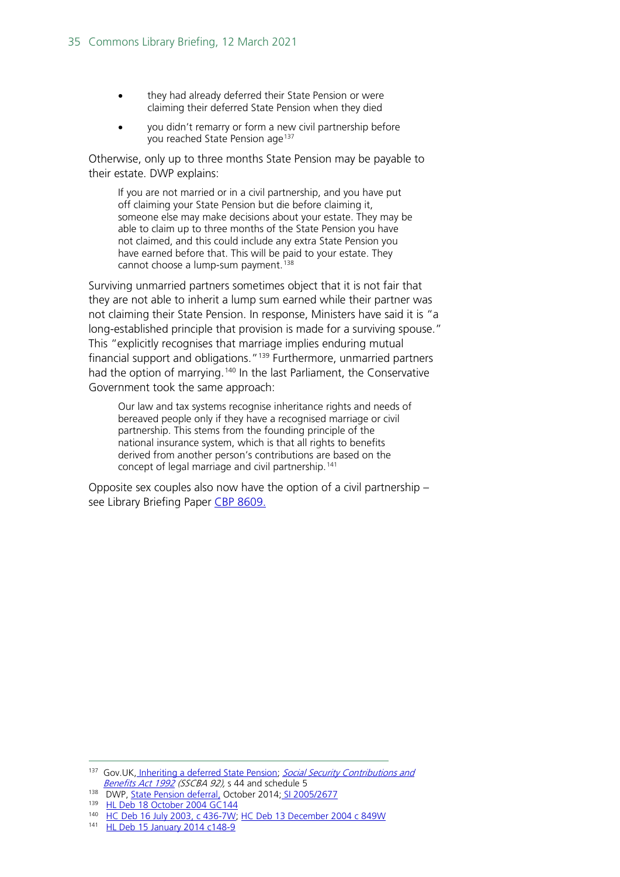- they had already deferred their State Pension or were claiming their deferred State Pension when they died
- you didn't remarry or form a new civil partnership before you reached State Pension age[137]

Otherwise, only up to three months State Pension may be payable to their estate. DWP explains:

> If you are not married or in a civil partnership, and you have put off claiming your State Pension but die before claiming it, someone else may make decisions about your estate. They may be able to claim up to three months of the State Pension you have not claimed, and this could include any extra State Pension you have earned before that. This will be paid to your estate. They cannot choose a lump-sum payment.[138]

Surviving unmarried partners sometimes object that it is not fair that they are not able to inherit a lump sum earned while their partner was not claiming their State Pension. In response, Ministers have said it is "a long-established principle that provision is made for a surviving spouse." This "explicitly recognises that marriage implies enduring mutual financial support and obligations."[139] Furthermore, unmarried partners had the option of marrying.[140] In the last Parliament, the Conservative Government took the same approach:

> Our law and tax systems recognise inheritance rights and needs of bereaved people only if they have a recognised marriage or civil partnership. This stems from the founding principle of the national insurance system, which is that all rights to benefits derived from another person's contributions are based on the concept of legal marriage and civil partnership.[141]

Opposite sex couples also now have the option of a civil partnership – see Library Briefing Paper CBP 8609.

---

[137] Gov.UK, Inheriting a deferred State Pension; *Social Security Contributions and Benefits Act 1992 (SSCBA 92)*, s 44 and schedule 5

[138] DWP, State Pension deferral, October 2014; SI 2005/2677

[139] HL Deb 18 October 2004 GC144

[140] HC Deb 16 July 2003, c 436-7W; HC Deb 13 December 2004 c 849W

[141] HL Deb 15 January 2014 c148-9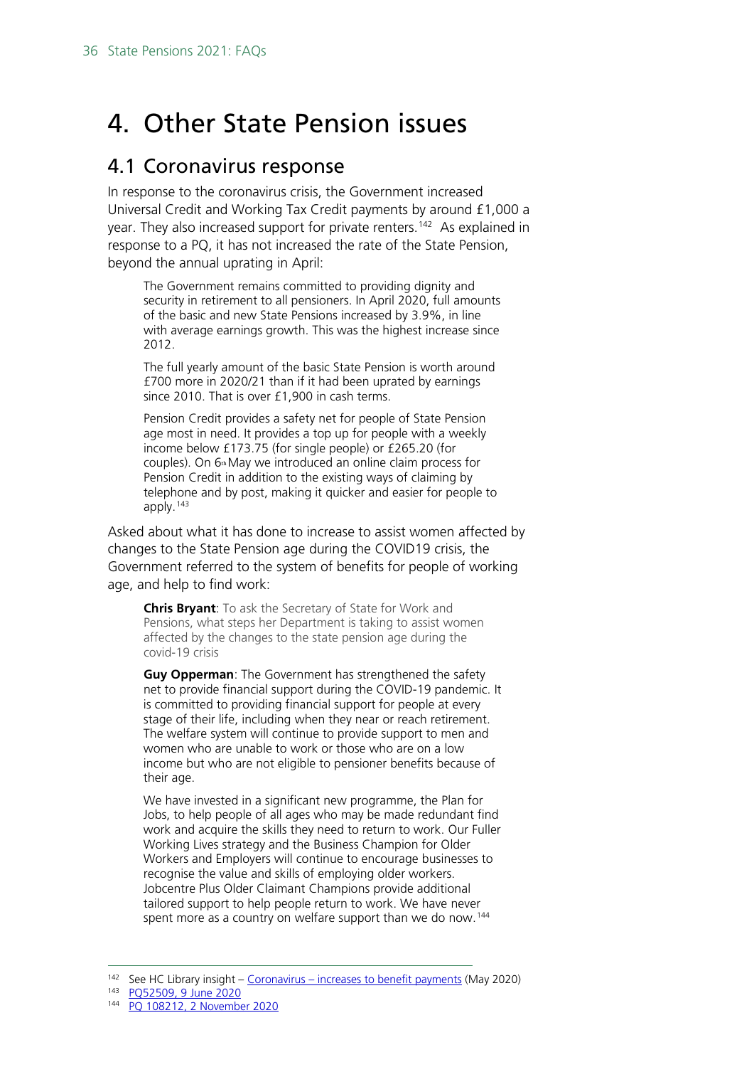# 4. Other State Pension issues

## 4.1 Coronavirus response

In response to the coronavirus crisis, the Government increased Universal Credit and Working Tax Credit payments by around £1,000 a year. They also increased support for private renters.[142] As explained in response to a PQ, it has not increased the rate of the State Pension, beyond the annual uprating in April:

> The Government remains committed to providing dignity and security in retirement to all pensioners. In April 2020, full amounts of the basic and new State Pensions increased by 3.9%, in line with average earnings growth. This was the highest increase since 2012.
>
> The full yearly amount of the basic State Pension is worth around £700 more in 2020/21 than if it had been uprated by earnings since 2010. That is over £1,900 in cash terms.
>
> Pension Credit provides a safety net for people of State Pension age most in need. It provides a top up for people with a weekly income below £173.75 (for single people) or £265.20 (for couples). On 6th May we introduced an online claim process for Pension Credit in addition to the existing ways of claiming by telephone and by post, making it quicker and easier for people to apply.[143]

Asked about what it has done to increase to assist women affected by changes to the State Pension age during the COVID19 crisis, the Government referred to the system of benefits for people of working age, and help to find work:

> **Chris Bryant**: To ask the Secretary of State for Work and Pensions, what steps her Department is taking to assist women affected by the changes to the state pension age during the covid-19 crisis
>
> **Guy Opperman**: The Government has strengthened the safety net to provide financial support during the COVID-19 pandemic. It is committed to providing financial support for people at every stage of their life, including when they near or reach retirement. The welfare system will continue to provide support to men and women who are unable to work or those who are on a low income but who are not eligible to pensioner benefits because of their age.
>
> We have invested in a significant new programme, the Plan for Jobs, to help people of all ages who may be made redundant find work and acquire the skills they need to return to work. Our Fuller Working Lives strategy and the Business Champion for Older Workers and Employers will continue to encourage businesses to recognise the value and skills of employing older workers. Jobcentre Plus Older Claimant Champions provide additional tailored support to help people return to work. We have never spent more as a country on welfare support than we do now.[144]

---

[142] See HC Library insight – Coronavirus – increases to benefit payments (May 2020)

[143] PQ52509, 9 June 2020

[144] PQ 108212, 2 November 2020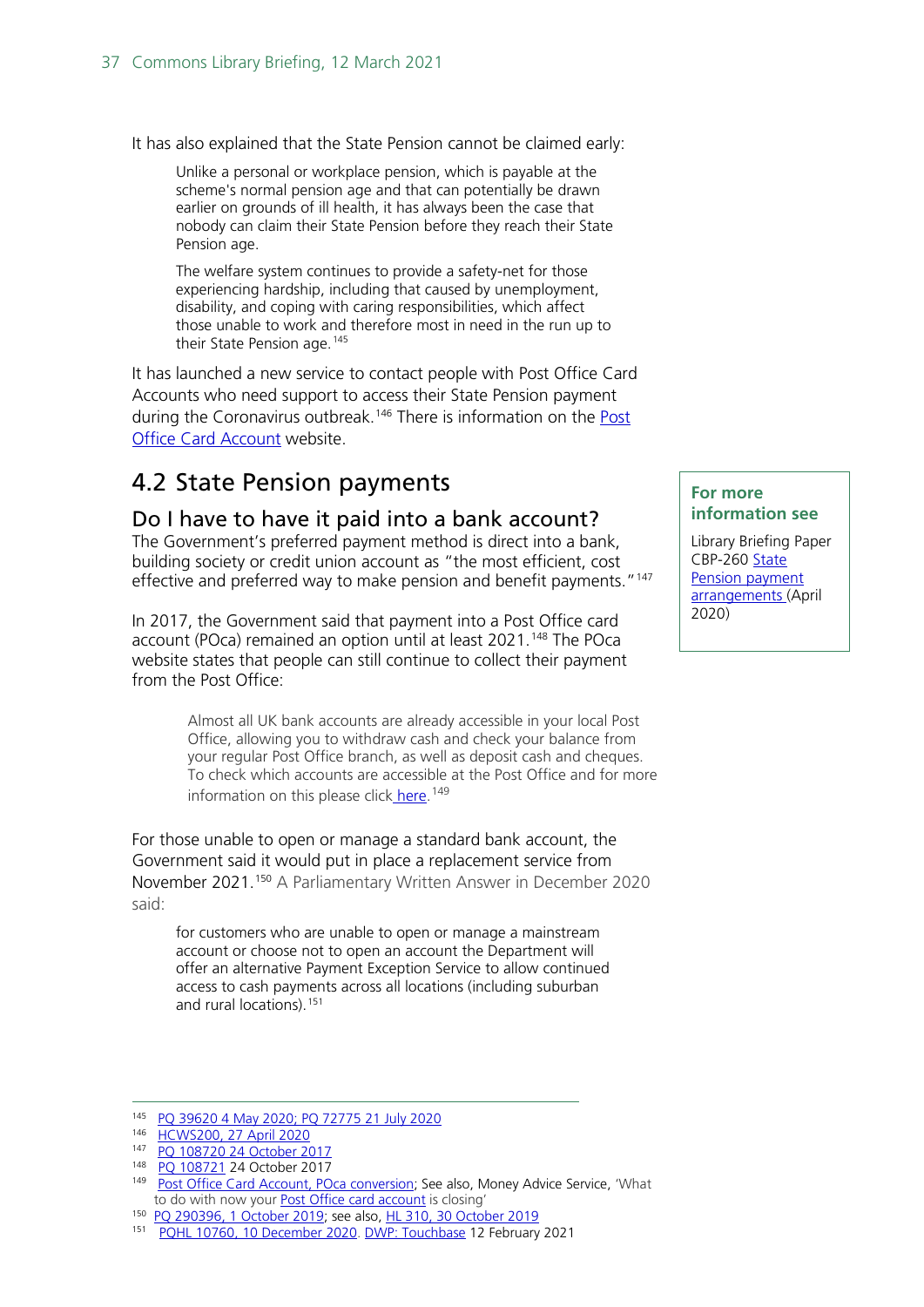It has also explained that the State Pension cannot be claimed early:

> Unlike a personal or workplace pension, which is payable at the scheme's normal pension age and that can potentially be drawn earlier on grounds of ill health, it has always been the case that nobody can claim their State Pension before they reach their State Pension age.
>
> The welfare system continues to provide a safety-net for those experiencing hardship, including that caused by unemployment, disability, and coping with caring responsibilities, which affect those unable to work and therefore most in need in the run up to their State Pension age.[145]

It has launched a new service to contact people with Post Office Card Accounts who need support to access their State Pension payment during the Coronavirus outbreak.[146] There is information on the Post Office Card Account website.

## 4.2 State Pension payments

**For more information see**

Library Briefing Paper CBP-260 State Pension payment arrangements (April 2020)

### Do I have to have it paid into a bank account?

The Government's preferred payment method is direct into a bank, building society or credit union account as "the most efficient, cost effective and preferred way to make pension and benefit payments."[147]

In 2017, the Government said that payment into a Post Office card account (POca) remained an option until at least 2021.[148] The POca website states that people can still continue to collect their payment from the Post Office:

> Almost all UK bank accounts are already accessible in your local Post Office, allowing you to withdraw cash and check your balance from your regular Post Office branch, as well as deposit cash and cheques. To check which accounts are accessible at the Post Office and for more information on this please click here.[149]

For those unable to open or manage a standard bank account, the Government said it would put in place a replacement service from November 2021.[150] A Parliamentary Written Answer in December 2020 said:

> for customers who are unable to open or manage a mainstream account or choose not to open an account the Department will offer an alternative Payment Exception Service to allow continued access to cash payments across all locations (including suburban and rural locations).[151]

---

[145] PQ 39620 4 May 2020; PQ 72775 21 July 2020

[146] HCWS200, 27 April 2020

[147] PQ 108720 24 October 2017

[148] PQ 108721 24 October 2017

[149] Post Office Card Account, POca conversion; See also, Money Advice Service, 'What to do with now your Post Office card account is closing'

[150] PQ 290396, 1 October 2019; see also, HL 310, 30 October 2019

[151] PQHL 10760, 10 December 2020. DWP: Touchbase 12 February 2021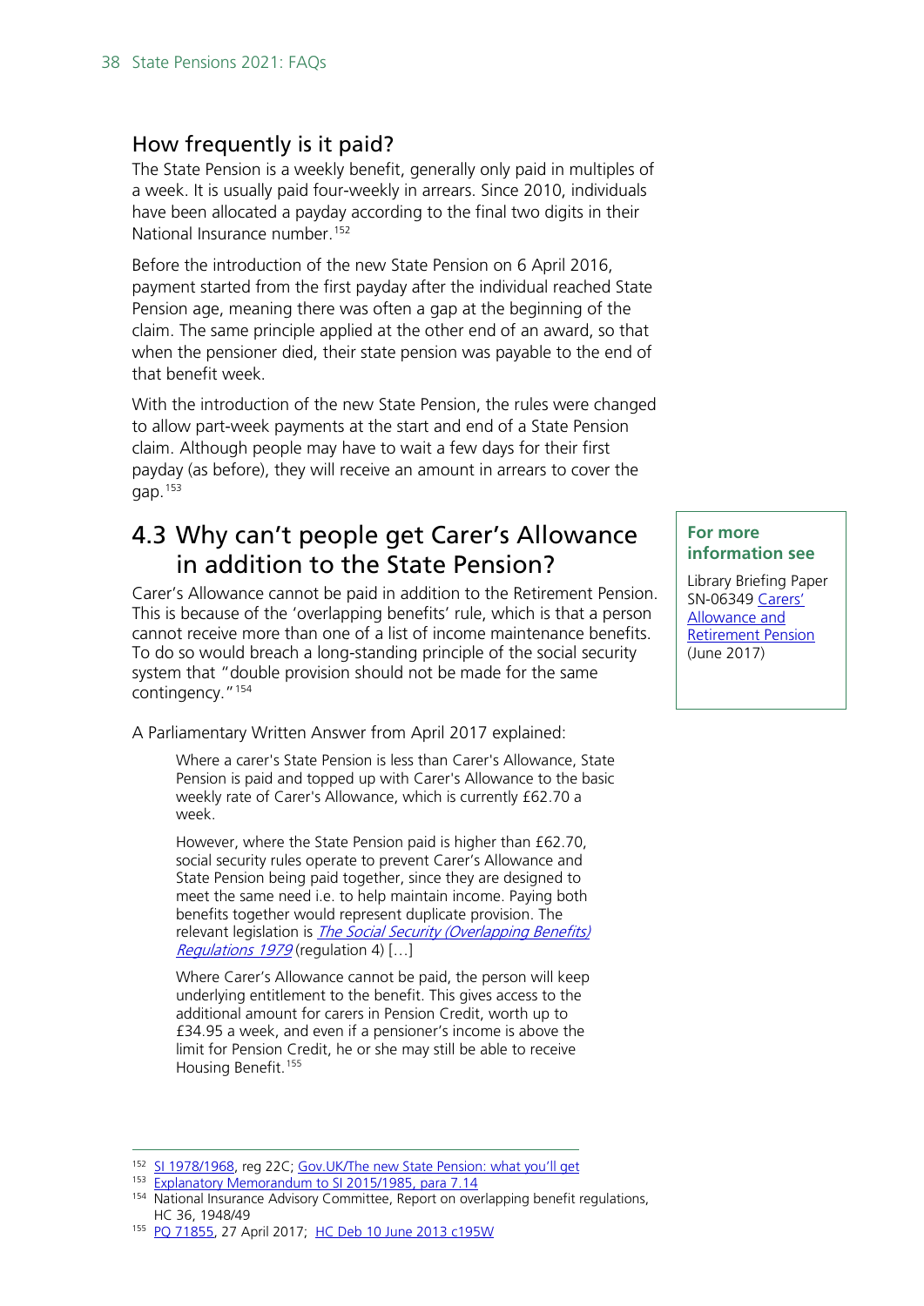### How frequently is it paid?

The State Pension is a weekly benefit, generally only paid in multiples of a week. It is usually paid four-weekly in arrears. Since 2010, individuals have been allocated a payday according to the final two digits in their National Insurance number.[152]

Before the introduction of the new State Pension on 6 April 2016, payment started from the first payday after the individual reached State Pension age, meaning there was often a gap at the beginning of the claim. The same principle applied at the other end of an award, so that when the pensioner died, their state pension was payable to the end of that benefit week.

With the introduction of the new State Pension, the rules were changed to allow part-week payments at the start and end of a State Pension claim. Although people may have to wait a few days for their first payday (as before), they will receive an amount in arrears to cover the gap.[153]

## 4.3 Why can't people get Carer's Allowance in addition to the State Pension?

**For more information see**

Library Briefing Paper SN-06349 Carers' Allowance and Retirement Pension (June 2017)

Carer's Allowance cannot be paid in addition to the Retirement Pension. This is because of the 'overlapping benefits' rule, which is that a person cannot receive more than one of a list of income maintenance benefits. To do so would breach a long-standing principle of the social security system that "double provision should not be made for the same contingency."[154]

A Parliamentary Written Answer from April 2017 explained:

> Where a carer's State Pension is less than Carer's Allowance, State Pension is paid and topped up with Carer's Allowance to the basic weekly rate of Carer's Allowance, which is currently £62.70 a week.
>
> However, where the State Pension paid is higher than £62.70, social security rules operate to prevent Carer's Allowance and State Pension being paid together, since they are designed to meet the same need i.e. to help maintain income. Paying both benefits together would represent duplicate provision. The relevant legislation is *The Social Security (Overlapping Benefits) Regulations 1979* (regulation 4) […]
>
> Where Carer's Allowance cannot be paid, the person will keep underlying entitlement to the benefit. This gives access to the additional amount for carers in Pension Credit, worth up to £34.95 a week, and even if a pensioner's income is above the limit for Pension Credit, he or she may still be able to receive Housing Benefit.[155]

---

[152] SI 1978/1968, reg 22C; Gov.UK/The new State Pension: what you'll get

[153] Explanatory Memorandum to SI 2015/1985, para 7.14

[154] National Insurance Advisory Committee, Report on overlapping benefit regulations, HC 36, 1948/49

[155] PQ 71855, 27 April 2017; HC Deb 10 June 2013 c195W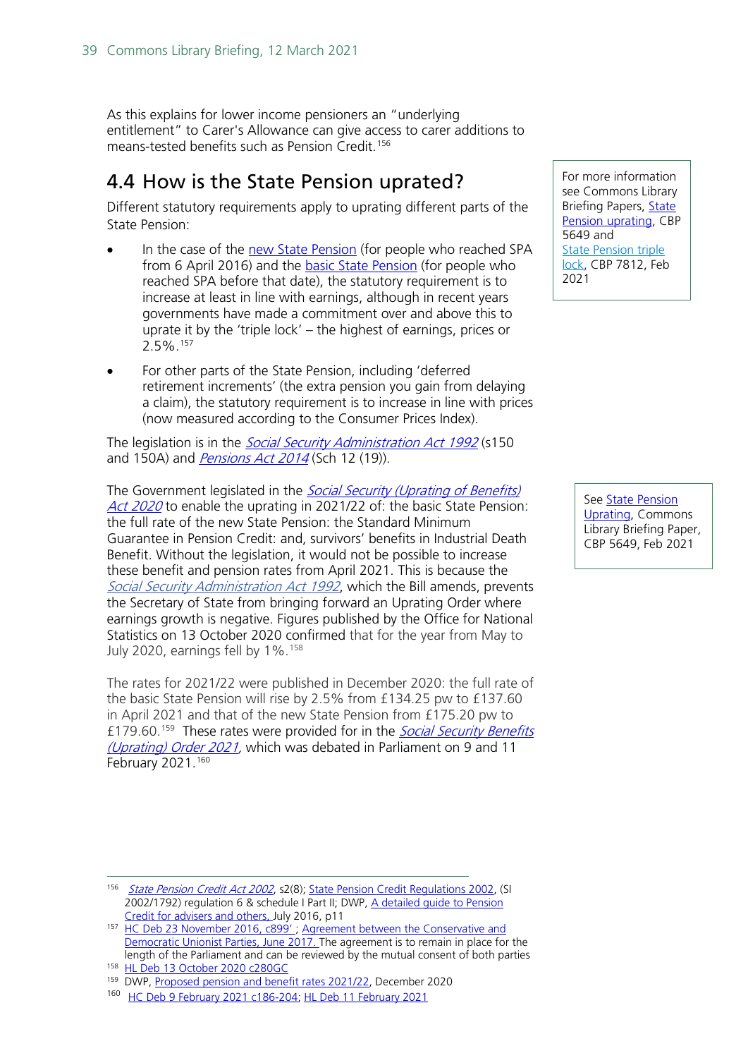As this explains for lower income pensioners an "underlying entitlement" to Carer's Allowance can give access to carer additions to means-tested benefits such as Pension Credit.[156]

## 4.4 How is the State Pension uprated?

For more information see Commons Library Briefing Papers, State Pension uprating, CBP 5649 and State Pension triple lock, CBP 7812, Feb 2021

Different statutory requirements apply to uprating different parts of the State Pension:

- In the case of the new State Pension (for people who reached SPA from 6 April 2016) and the basic State Pension (for people who reached SPA before that date), the statutory requirement is to increase at least in line with earnings, although in recent years governments have made a commitment over and above this to uprate it by the 'triple lock' – the highest of earnings, prices or 2.5%.[157]
- For other parts of the State Pension, including 'deferred retirement increments' (the extra pension you gain from delaying a claim), the statutory requirement is to increase in line with prices (now measured according to the Consumer Prices Index).

The legislation is in the *Social Security Administration Act 1992* (s150 and 150A) and *Pensions Act 2014* (Sch 12 (19)).

See State Pension Uprating, Commons Library Briefing Paper, CBP 5649, Feb 2021

The Government legislated in the *Social Security (Uprating of Benefits) Act 2020* to enable the uprating in 2021/22 of: the basic State Pension: the full rate of the new State Pension: the Standard Minimum Guarantee in Pension Credit: and, survivors' benefits in Industrial Death Benefit. Without the legislation, it would not be possible to increase these benefit and pension rates from April 2021. This is because the *Social Security Administration Act 1992*, which the Bill amends, prevents the Secretary of State from bringing forward an Uprating Order where earnings growth is negative. Figures published by the Office for National Statistics on 13 October 2020 confirmed that for the year from May to July 2020, earnings fell by 1%.[158]

The rates for 2021/22 were published in December 2020: the full rate of the basic State Pension will rise by 2.5% from £134.25 pw to £137.60 in April 2021 and that of the new State Pension from £175.20 pw to £179.60.[159] These rates were provided for in the *Social Security Benefits (Uprating) Order 2021*, which was debated in Parliament on 9 and 11 February 2021.[160]

---

[156] *State Pension Credit Act 2002*, s2(8); State Pension Credit Regulations 2002, (SI 2002/1792) regulation 6 & schedule I Part II; DWP, A detailed guide to Pension Credit for advisers and others, July 2016, p11

[157] HC Deb 23 November 2016, c899' ; Agreement between the Conservative and Democratic Unionist Parties, June 2017. The agreement is to remain in place for the length of the Parliament and can be reviewed by the mutual consent of both parties

[158] HL Deb 13 October 2020 c280GC

[159] DWP, Proposed pension and benefit rates 2021/22, December 2020

[160] HC Deb 9 February 2021 c186-204; HL Deb 11 February 2021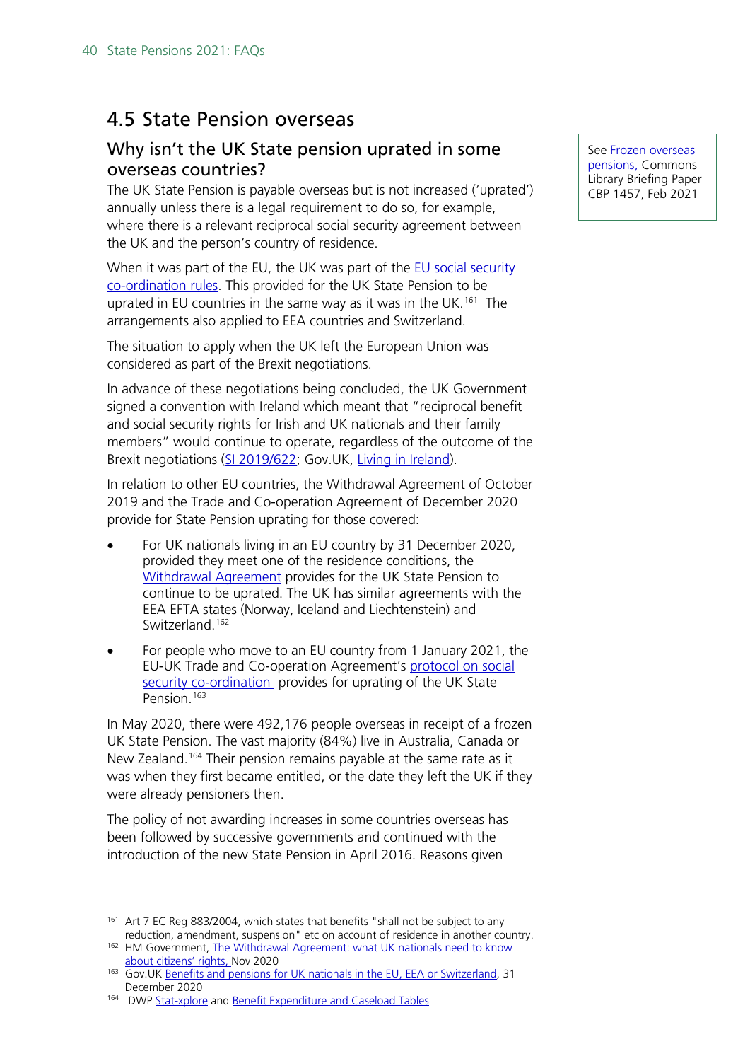## 4.5 State Pension overseas

### Why isn't the UK State pension uprated in some overseas countries?

See Frozen overseas pensions, Commons Library Briefing Paper CBP 1457, Feb 2021

The UK State Pension is payable overseas but is not increased ('uprated') annually unless there is a legal requirement to do so, for example, where there is a relevant reciprocal social security agreement between the UK and the person's country of residence.

When it was part of the EU, the UK was part of the EU social security co-ordination rules. This provided for the UK State Pension to be uprated in EU countries in the same way as it was in the UK.[161] The arrangements also applied to EEA countries and Switzerland.

The situation to apply when the UK left the European Union was considered as part of the Brexit negotiations.

In advance of these negotiations being concluded, the UK Government signed a convention with Ireland which meant that "reciprocal benefit and social security rights for Irish and UK nationals and their family members" would continue to operate, regardless of the outcome of the Brexit negotiations (SI 2019/622; Gov.UK, Living in Ireland).

In relation to other EU countries, the Withdrawal Agreement of October 2019 and the Trade and Co-operation Agreement of December 2020 provide for State Pension uprating for those covered:

- For UK nationals living in an EU country by 31 December 2020, provided they meet one of the residence conditions, the Withdrawal Agreement provides for the UK State Pension to continue to be uprated. The UK has similar agreements with the EEA EFTA states (Norway, Iceland and Liechtenstein) and Switzerland.[162]
- For people who move to an EU country from 1 January 2021, the EU-UK Trade and Co-operation Agreement's protocol on social security co-ordination provides for uprating of the UK State Pension.[163]

In May 2020, there were 492,176 people overseas in receipt of a frozen UK State Pension. The vast majority (84%) live in Australia, Canada or New Zealand.[164] Their pension remains payable at the same rate as it was when they first became entitled, or the date they left the UK if they were already pensioners then.

The policy of not awarding increases in some countries overseas has been followed by successive governments and continued with the introduction of the new State Pension in April 2016. Reasons given

---

[161] Art 7 EC Reg 883/2004, which states that benefits "shall not be subject to any reduction, amendment, suspension" etc on account of residence in another country.

[162] HM Government, The Withdrawal Agreement: what UK nationals need to know about citizens' rights, Nov 2020

[163] Gov.UK Benefits and pensions for UK nationals in the EU, EEA or Switzerland, 31 December 2020

[164] DWP Stat-xplore and Benefit Expenditure and Caseload Tables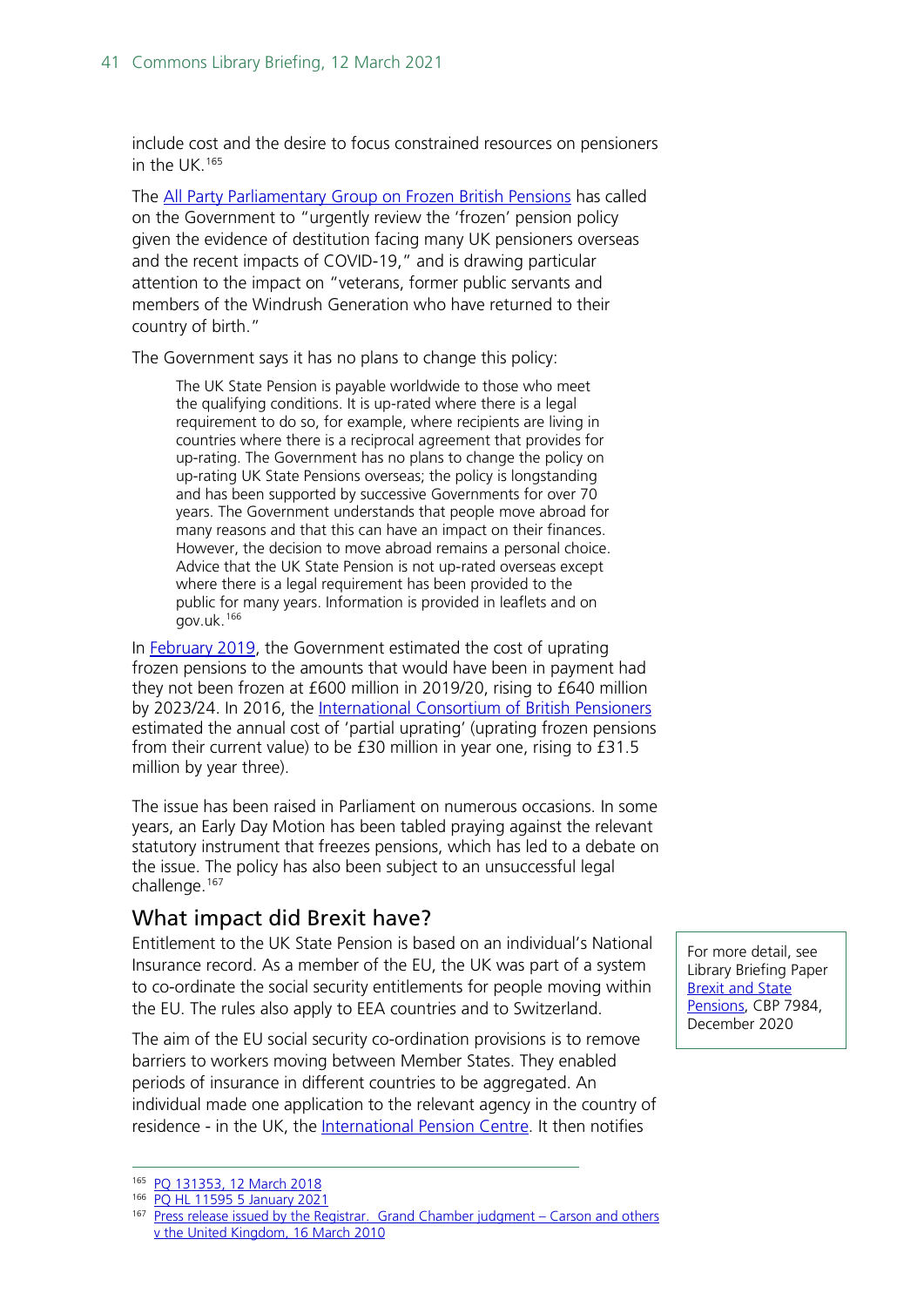include cost and the desire to focus constrained resources on pensioners in the UK.[165]

The All Party Parliamentary Group on Frozen British Pensions has called on the Government to "urgently review the 'frozen' pension policy given the evidence of destitution facing many UK pensioners overseas and the recent impacts of COVID-19," and is drawing particular attention to the impact on "veterans, former public servants and members of the Windrush Generation who have returned to their country of birth."

The Government says it has no plans to change this policy:

> The UK State Pension is payable worldwide to those who meet the qualifying conditions. It is up-rated where there is a legal requirement to do so, for example, where recipients are living in countries where there is a reciprocal agreement that provides for up-rating. The Government has no plans to change the policy on up-rating UK State Pensions overseas; the policy is longstanding and has been supported by successive Governments for over 70 years. The Government understands that people move abroad for many reasons and that this can have an impact on their finances. However, the decision to move abroad remains a personal choice. Advice that the UK State Pension is not up-rated overseas except where there is a legal requirement has been provided to the public for many years. Information is provided in leaflets and on gov.uk.[166]

In February 2019, the Government estimated the cost of uprating frozen pensions to the amounts that would have been in payment had they not been frozen at £600 million in 2019/20, rising to £640 million by 2023/24. In 2016, the International Consortium of British Pensioners estimated the annual cost of 'partial uprating' (uprating frozen pensions from their current value) to be £30 million in year one, rising to £31.5 million by year three).

The issue has been raised in Parliament on numerous occasions. In some years, an Early Day Motion has been tabled praying against the relevant statutory instrument that freezes pensions, which has led to a debate on the issue. The policy has also been subject to an unsuccessful legal challenge.[167]

## What impact did Brexit have?

> For more detail, see Library Briefing Paper Brexit and State Pensions, CBP 7984, December 2020

Entitlement to the UK State Pension is based on an individual's National Insurance record. As a member of the EU, the UK was part of a system to co-ordinate the social security entitlements for people moving within the EU. The rules also apply to EEA countries and to Switzerland.

The aim of the EU social security co-ordination provisions is to remove barriers to workers moving between Member States. They enabled periods of insurance in different countries to be aggregated. An individual made one application to the relevant agency in the country of residence - in the UK, the International Pension Centre. It then notifies

---

[165] PQ 131353, 12 March 2018

[166] PQ HL 11595 5 January 2021

[167] Press release issued by the Registrar. Grand Chamber judgment – Carson and others v the United Kingdom, 16 March 2010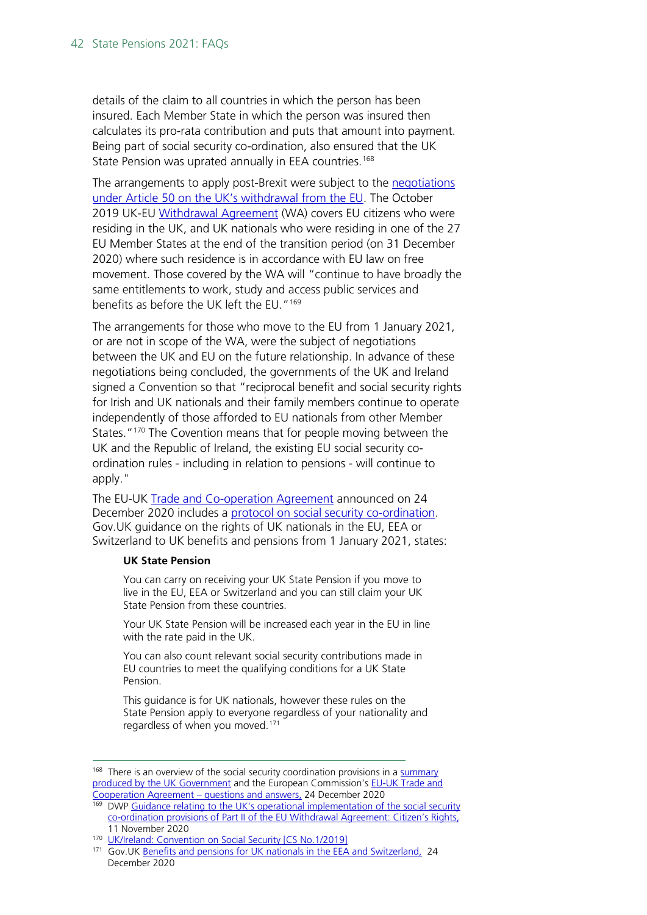details of the claim to all countries in which the person has been insured. Each Member State in which the person was insured then calculates its pro-rata contribution and puts that amount into payment. Being part of social security co-ordination, also ensured that the UK State Pension was uprated annually in EEA countries.[168]

The arrangements to apply post-Brexit were subject to the negotiations under Article 50 on the UK's withdrawal from the EU. The October 2019 UK-EU Withdrawal Agreement (WA) covers EU citizens who were residing in the UK, and UK nationals who were residing in one of the 27 EU Member States at the end of the transition period (on 31 December 2020) where such residence is in accordance with EU law on free movement. Those covered by the WA will "continue to have broadly the same entitlements to work, study and access public services and benefits as before the UK left the EU."[169]

The arrangements for those who move to the EU from 1 January 2021, or are not in scope of the WA, were the subject of negotiations between the UK and EU on the future relationship. In advance of these negotiations being concluded, the governments of the UK and Ireland signed a Convention so that "reciprocal benefit and social security rights for Irish and UK nationals and their family members continue to operate independently of those afforded to EU nationals from other Member States."[170] The Covention means that for people moving between the UK and the Republic of Ireland, the existing EU social security co-ordination rules - including in relation to pensions - will continue to apply."

The EU-UK Trade and Co-operation Agreement announced on 24 December 2020 includes a protocol on social security co-ordination. Gov.UK guidance on the rights of UK nationals in the EU, EEA or Switzerland to UK benefits and pensions from 1 January 2021, states:

> **UK State Pension**
>
> You can carry on receiving your UK State Pension if you move to live in the EU, EEA or Switzerland and you can still claim your UK State Pension from these countries.
>
> Your UK State Pension will be increased each year in the EU in line with the rate paid in the UK.
>
> You can also count relevant social security contributions made in EU countries to meet the qualifying conditions for a UK State Pension.
>
> This guidance is for UK nationals, however these rules on the State Pension apply to everyone regardless of your nationality and regardless of when you moved.[171]

---

[168] There is an overview of the social security coordination provisions in a summary produced by the UK Government and the European Commission's EU-UK Trade and Cooperation Agreement – questions and answers, 24 December 2020

[169] DWP Guidance relating to the UK's operational implementation of the social security co-ordination provisions of Part II of the EU Withdrawal Agreement: Citizen's Rights, 11 November 2020

[170] UK/Ireland: Convention on Social Security [CS No.1/2019]

[171] Gov.UK Benefits and pensions for UK nationals in the EEA and Switzerland, 24 December 2020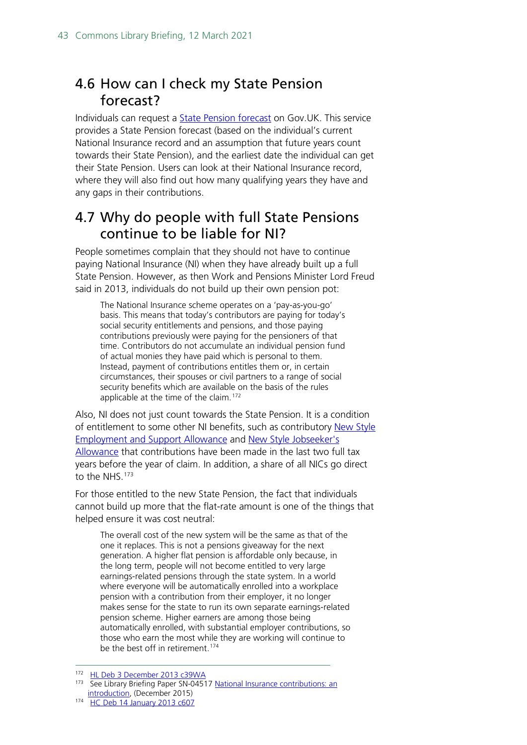## 4.6 How can I check my State Pension forecast?

Individuals can request a State Pension forecast on Gov.UK. This service provides a State Pension forecast (based on the individual's current National Insurance record and an assumption that future years count towards their State Pension), and the earliest date the individual can get their State Pension. Users can look at their National Insurance record, where they will also find out how many qualifying years they have and any gaps in their contributions.

## 4.7 Why do people with full State Pensions continue to be liable for NI?

People sometimes complain that they should not have to continue paying National Insurance (NI) when they have already built up a full State Pension. However, as then Work and Pensions Minister Lord Freud said in 2013, individuals do not build up their own pension pot:

> The National Insurance scheme operates on a 'pay-as-you-go' basis. This means that today's contributors are paying for today's social security entitlements and pensions, and those paying contributions previously were paying for the pensioners of that time. Contributors do not accumulate an individual pension fund of actual monies they have paid which is personal to them. Instead, payment of contributions entitles them or, in certain circumstances, their spouses or civil partners to a range of social security benefits which are available on the basis of the rules applicable at the time of the claim.[172]

Also, NI does not just count towards the State Pension. It is a condition of entitlement to some other NI benefits, such as contributory New Style Employment and Support Allowance and New Style Jobseeker's Allowance that contributions have been made in the last two full tax years before the year of claim. In addition, a share of all NICs go direct to the NHS.[173]

For those entitled to the new State Pension, the fact that individuals cannot build up more that the flat-rate amount is one of the things that helped ensure it was cost neutral:

> The overall cost of the new system will be the same as that of the one it replaces. This is not a pensions giveaway for the next generation. A higher flat pension is affordable only because, in the long term, people will not become entitled to very large earnings-related pensions through the state system. In a world where everyone will be automatically enrolled into a workplace pension with a contribution from their employer, it no longer makes sense for the state to run its own separate earnings-related pension scheme. Higher earners are among those being automatically enrolled, with substantial employer contributions, so those who earn the most while they are working will continue to be the best off in retirement.[174]

---

[172] HL Deb 3 December 2013 c39WA

[173] See Library Briefing Paper SN-04517 National Insurance contributions: an introduction, (December 2015)

[174] HC Deb 14 January 2013 c607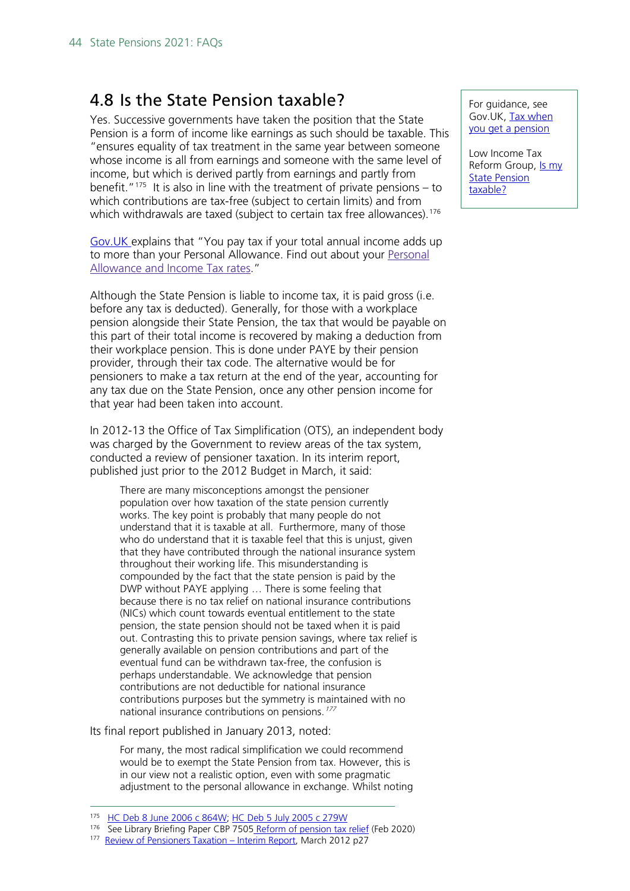## 4.8 Is the State Pension taxable?

Yes. Successive governments have taken the position that the State Pension is a form of income like earnings as such should be taxable. This "ensures equality of tax treatment in the same year between someone whose income is all from earnings and someone with the same level of income, but which is derived partly from earnings and partly from benefit."[175] It is also in line with the treatment of private pensions – to which contributions are tax-free (subject to certain limits) and from which withdrawals are taxed (subject to certain tax free allowances).[176]

For guidance, see Gov.UK, Tax when you get a pension

Low Income Tax Reform Group, Is my State Pension taxable?

Gov.UK explains that "You pay tax if your total annual income adds up to more than your Personal Allowance. Find out about your Personal Allowance and Income Tax rates."

Although the State Pension is liable to income tax, it is paid gross (i.e. before any tax is deducted). Generally, for those with a workplace pension alongside their State Pension, the tax that would be payable on this part of their total income is recovered by making a deduction from their workplace pension. This is done under PAYE by their pension provider, through their tax code. The alternative would be for pensioners to make a tax return at the end of the year, accounting for any tax due on the State Pension, once any other pension income for that year had been taken into account.

In 2012-13 the Office of Tax Simplification (OTS), an independent body was charged by the Government to review areas of the tax system, conducted a review of pensioner taxation. In its interim report, published just prior to the 2012 Budget in March, it said:

> There are many misconceptions amongst the pensioner population over how taxation of the state pension currently works. The key point is probably that many people do not understand that it is taxable at all. Furthermore, many of those who do understand that it is taxable feel that this is unjust, given that they have contributed through the national insurance system throughout their working life. This misunderstanding is compounded by the fact that the state pension is paid by the DWP without PAYE applying … There is some feeling that because there is no tax relief on national insurance contributions (NICs) which count towards eventual entitlement to the state pension, the state pension should not be taxed when it is paid out. Contrasting this to private pension savings, where tax relief is generally available on pension contributions and part of the eventual fund can be withdrawn tax-free, the confusion is perhaps understandable. We acknowledge that pension contributions are not deductible for national insurance contributions purposes but the symmetry is maintained with no national insurance contributions on pensions.[177]

Its final report published in January 2013, noted:

> For many, the most radical simplification we could recommend would be to exempt the State Pension from tax. However, this is in our view not a realistic option, even with some pragmatic adjustment to the personal allowance in exchange. Whilst noting

---

[175] HC Deb 8 June 2006 c 864W; HC Deb 5 July 2005 c 279W

[176] See Library Briefing Paper CBP 7505 Reform of pension tax relief (Feb 2020)

[177] Review of Pensioners Taxation – Interim Report, March 2012 p27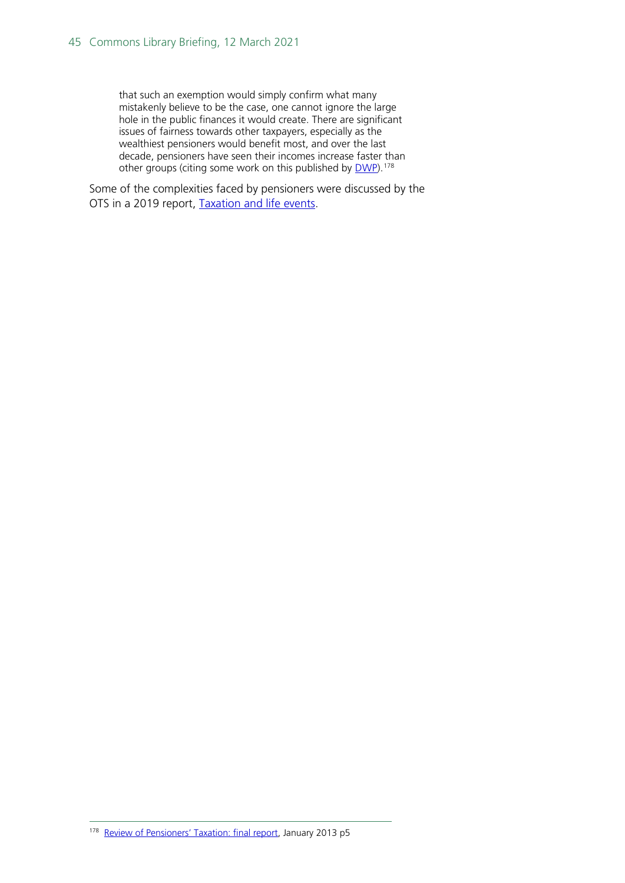> that such an exemption would simply confirm what many mistakenly believe to be the case, one cannot ignore the large hole in the public finances it would create. There are significant issues of fairness towards other taxpayers, especially as the wealthiest pensioners would benefit most, and over the last decade, pensioners have seen their incomes increase faster than other groups (citing some work on this published by DWP).[178]

Some of the complexities faced by pensioners were discussed by the OTS in a 2019 report, Taxation and life events.

[178] Review of Pensioners' Taxation: final report, January 2013 p5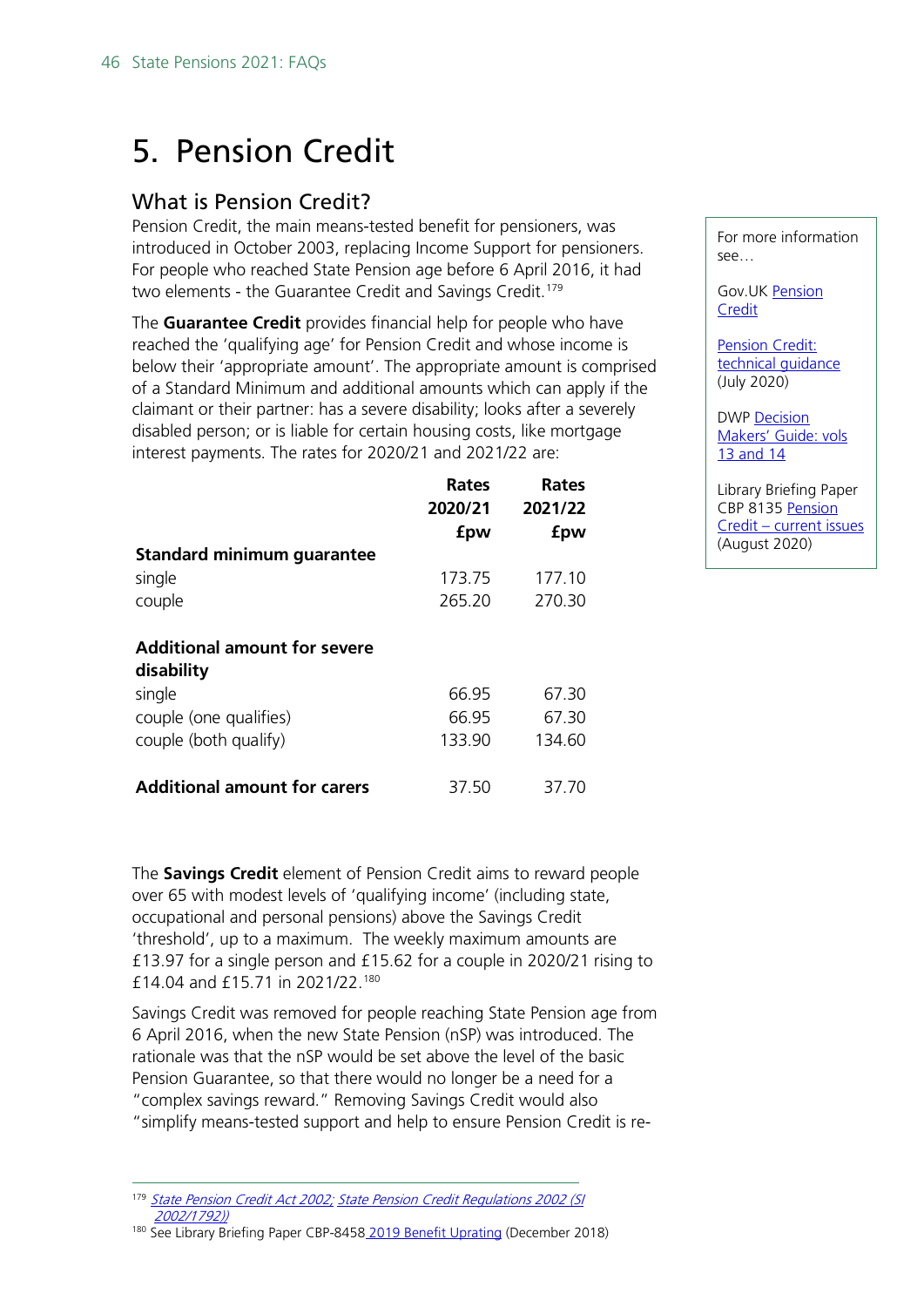# 5. Pension Credit

## What is Pension Credit?

Pension Credit, the main means-tested benefit for pensioners, was introduced in October 2003, replacing Income Support for pensioners. For people who reached State Pension age before 6 April 2016, it had two elements - the Guarantee Credit and Savings Credit.[179]

The **Guarantee Credit** provides financial help for people who have reached the 'qualifying age' for Pension Credit and whose income is below their 'appropriate amount'. The appropriate amount is comprised of a Standard Minimum and additional amounts which can apply if the claimant or their partner: has a severe disability; looks after a severely disabled person; or is liable for certain housing costs, like mortgage interest payments. The rates for 2020/21 and 2021/22 are:

| | Rates 2020/21 £pw | Rates 2021/22 £pw |
|---|---|---|
| **Standard minimum guarantee** | | |
| single | 173.75 | 177.10 |
| couple | 265.20 | 270.30 |
| **Additional amount for severe disability** | | |
| single | 66.95 | 67.30 |
| couple (one qualifies) | 66.95 | 67.30 |
| couple (both qualify) | 133.90 | 134.60 |
| **Additional amount for carers** | 37.50 | 37.70 |

The **Savings Credit** element of Pension Credit aims to reward people over 65 with modest levels of 'qualifying income' (including state, occupational and personal pensions) above the Savings Credit 'threshold', up to a maximum. The weekly maximum amounts are £13.97 for a single person and £15.62 for a couple in 2020/21 rising to £14.04 and £15.71 in 2021/22.[180]

Savings Credit was removed for people reaching State Pension age from 6 April 2016, when the new State Pension (nSP) was introduced. The rationale was that the nSP would be set above the level of the basic Pension Guarantee, so that there would no longer be a need for a "complex savings reward." Removing Savings Credit would also "simplify means-tested support and help to ensure Pension Credit is re-

> For more information see…
>
> Gov.UK Pension Credit
>
> Pension Credit: technical guidance (July 2020)
>
> DWP Decision Makers' Guide: vols 13 and 14
>
> Library Briefing Paper CBP 8135 Pension Credit – current issues (August 2020)

[179] *State Pension Credit Act 2002; State Pension Credit Regulations 2002 (SI 2002/1792))*

[180] See Library Briefing Paper CBP-8458 2019 Benefit Uprating (December 2018)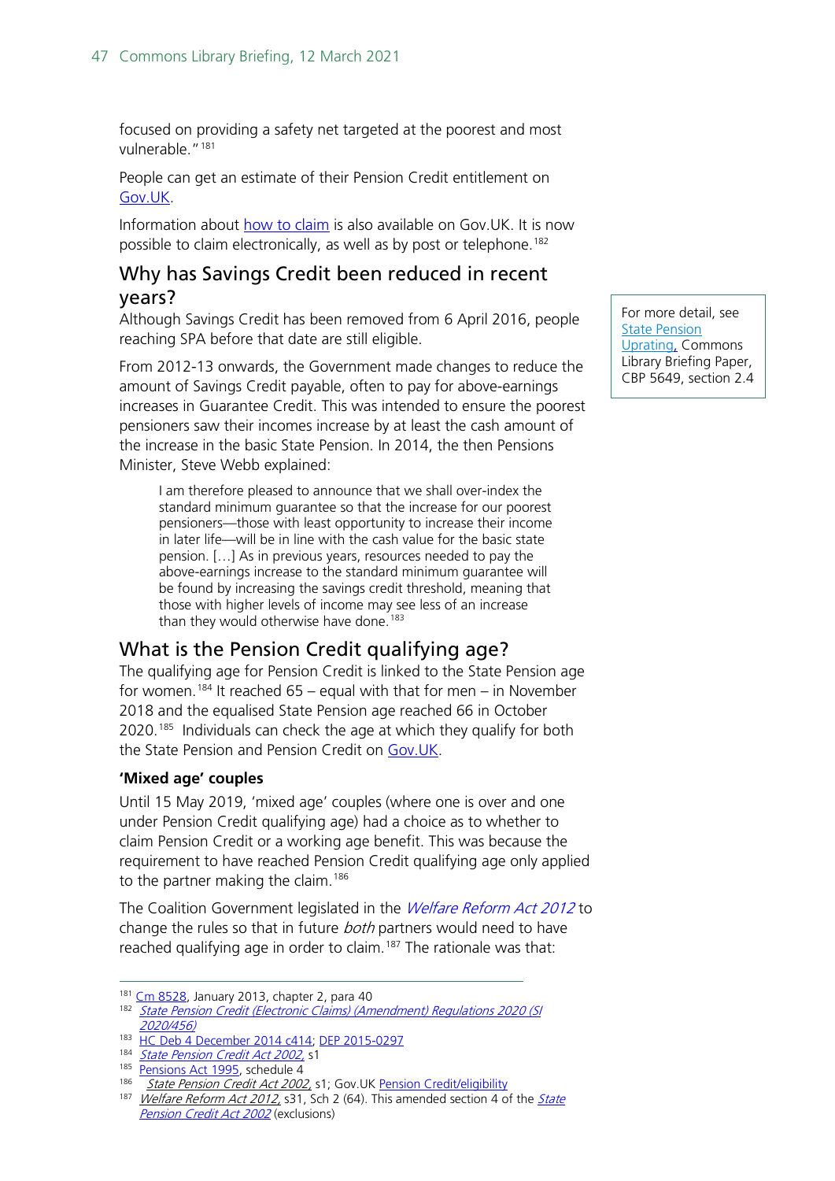focused on providing a safety net targeted at the poorest and most vulnerable."[181]

People can get an estimate of their Pension Credit entitlement on Gov.UK.

Information about how to claim is also available on Gov.UK. It is now possible to claim electronically, as well as by post or telephone.[182]

## Why has Savings Credit been reduced in recent years?

For more detail, see State Pension Uprating, Commons Library Briefing Paper, CBP 5649, section 2.4

Although Savings Credit has been removed from 6 April 2016, people reaching SPA before that date are still eligible.

From 2012-13 onwards, the Government made changes to reduce the amount of Savings Credit payable, often to pay for above-earnings increases in Guarantee Credit. This was intended to ensure the poorest pensioners saw their incomes increase by at least the cash amount of the increase in the basic State Pension. In 2014, the then Pensions Minister, Steve Webb explained:

> I am therefore pleased to announce that we shall over-index the standard minimum guarantee so that the increase for our poorest pensioners—those with least opportunity to increase their income in later life—will be in line with the cash value for the basic state pension. […] As in previous years, resources needed to pay the above-earnings increase to the standard minimum guarantee will be found by increasing the savings credit threshold, meaning that those with higher levels of income may see less of an increase than they would otherwise have done.[183]

## What is the Pension Credit qualifying age?

The qualifying age for Pension Credit is linked to the State Pension age for women.[184] It reached 65 – equal with that for men – in November 2018 and the equalised State Pension age reached 66 in October 2020.[185] Individuals can check the age at which they qualify for both the State Pension and Pension Credit on Gov.UK.

### 'Mixed age' couples

Until 15 May 2019, 'mixed age' couples (where one is over and one under Pension Credit qualifying age) had a choice as to whether to claim Pension Credit or a working age benefit. This was because the requirement to have reached Pension Credit qualifying age only applied to the partner making the claim.[186]

The Coalition Government legislated in the *Welfare Reform Act 2012* to change the rules so that in future *both* partners would need to have reached qualifying age in order to claim.[187] The rationale was that:

---

[181] Cm 8528, January 2013, chapter 2, para 40

[182] *State Pension Credit (Electronic Claims) (Amendment) Regulations 2020 (SI 2020/456)*

[183] HC Deb 4 December 2014 c414; DEP 2015-0297

[184] *State Pension Credit Act 2002*, s1

[185] Pensions Act 1995, schedule 4

[186] *State Pension Credit Act 2002*, s1; Gov.UK Pension Credit/eligibility

[187] *Welfare Reform Act 2012*, s31, Sch 2 (64). This amended section 4 of the *State Pension Credit Act 2002* (exclusions)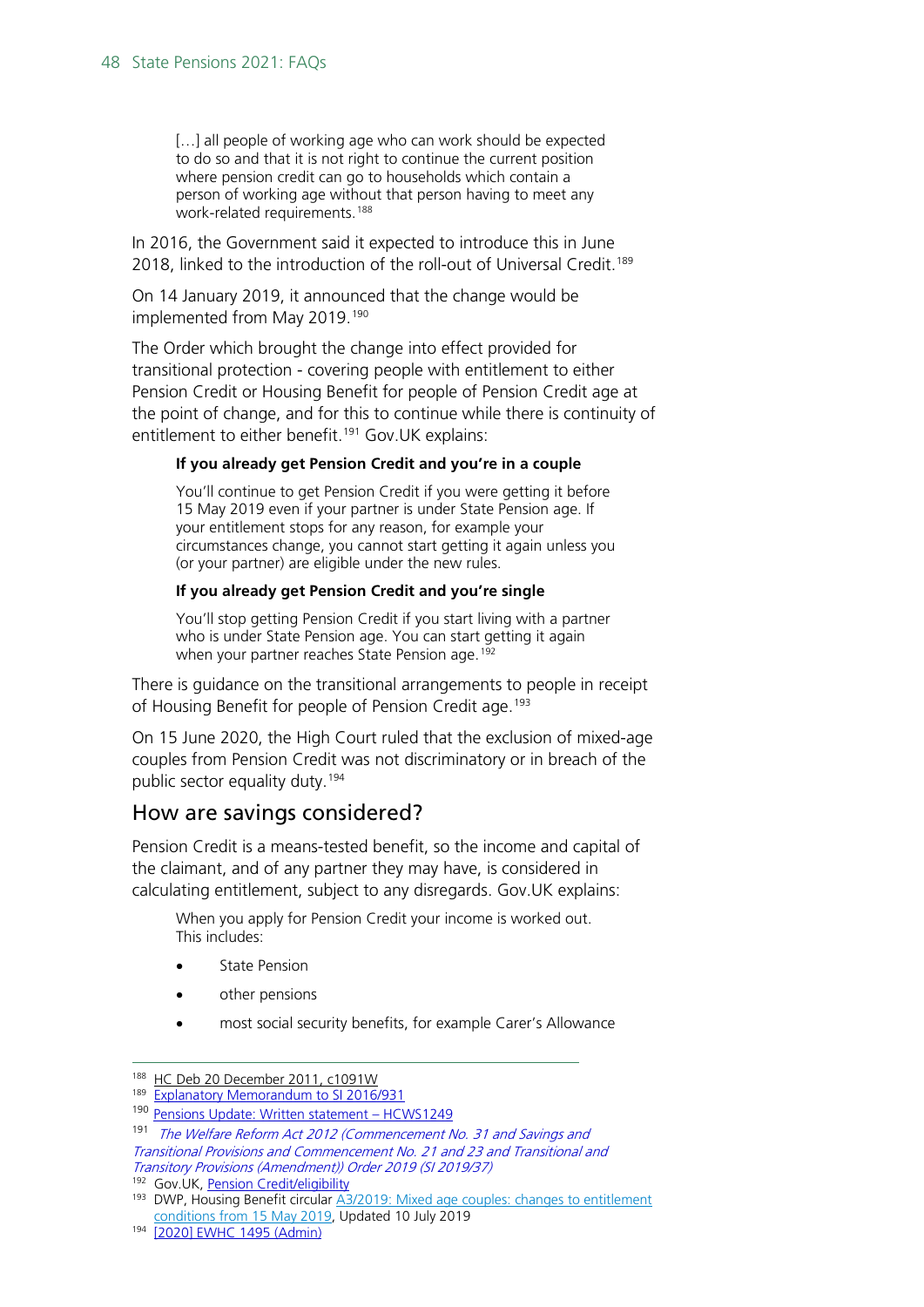> […] all people of working age who can work should be expected to do so and that it is not right to continue the current position where pension credit can go to households which contain a person of working age without that person having to meet any work-related requirements.[188]

In 2016, the Government said it expected to introduce this in June 2018, linked to the introduction of the roll-out of Universal Credit.[189]

On 14 January 2019, it announced that the change would be implemented from May 2019.[190]

The Order which brought the change into effect provided for transitional protection - covering people with entitlement to either Pension Credit or Housing Benefit for people of Pension Credit age at the point of change, and for this to continue while there is continuity of entitlement to either benefit.[191] Gov.UK explains:

> **If you already get Pension Credit and you're in a couple**
>
> You'll continue to get Pension Credit if you were getting it before 15 May 2019 even if your partner is under State Pension age. If your entitlement stops for any reason, for example your circumstances change, you cannot start getting it again unless you (or your partner) are eligible under the new rules.
>
> **If you already get Pension Credit and you're single**
>
> You'll stop getting Pension Credit if you start living with a partner who is under State Pension age. You can start getting it again when your partner reaches State Pension age.[192]

There is guidance on the transitional arrangements to people in receipt of Housing Benefit for people of Pension Credit age.[193]

On 15 June 2020, the High Court ruled that the exclusion of mixed-age couples from Pension Credit was not discriminatory or in breach of the public sector equality duty.[194]

## How are savings considered?

Pension Credit is a means-tested benefit, so the income and capital of the claimant, and of any partner they may have, is considered in calculating entitlement, subject to any disregards. Gov.UK explains:

> When you apply for Pension Credit your income is worked out. This includes:
>
> - State Pension
> - other pensions
> - most social security benefits, for example Carer's Allowance

---

[188] HC Deb 20 December 2011, c1091W

[189] Explanatory Memorandum to SI 2016/931

[190] Pensions Update: Written statement – HCWS1249

[191] *The Welfare Reform Act 2012 (Commencement No. 31 and Savings and Transitional Provisions and Commencement No. 21 and 23 and Transitional and Transitory Provisions (Amendment)) Order 2019 (SI 2019/37)*

[192] Gov.UK, Pension Credit/eligibility

[193] DWP, Housing Benefit circular A3/2019: Mixed age couples: changes to entitlement conditions from 15 May 2019, Updated 10 July 2019

[194] [2020] EWHC 1495 (Admin)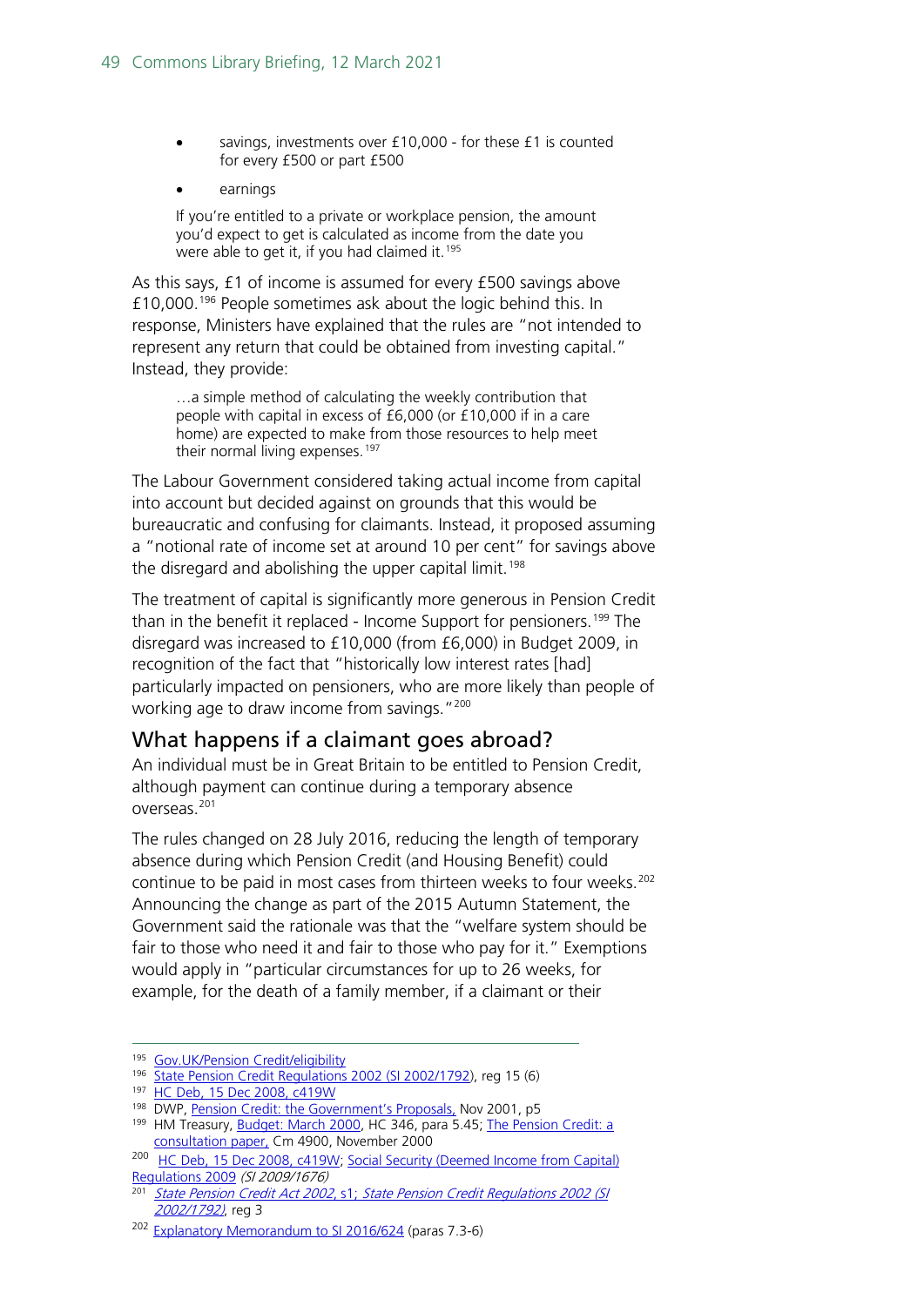- savings, investments over £10,000 - for these £1 is counted for every £500 or part £500
- earnings

> If you're entitled to a private or workplace pension, the amount you'd expect to get is calculated as income from the date you were able to get it, if you had claimed it.[195]

As this says, £1 of income is assumed for every £500 savings above £10,000.[196] People sometimes ask about the logic behind this. In response, Ministers have explained that the rules are "not intended to represent any return that could be obtained from investing capital." Instead, they provide:

> …a simple method of calculating the weekly contribution that people with capital in excess of £6,000 (or £10,000 if in a care home) are expected to make from those resources to help meet their normal living expenses.[197]

The Labour Government considered taking actual income from capital into account but decided against on grounds that this would be bureaucratic and confusing for claimants. Instead, it proposed assuming a "notional rate of income set at around 10 per cent" for savings above the disregard and abolishing the upper capital limit.[198]

The treatment of capital is significantly more generous in Pension Credit than in the benefit it replaced - Income Support for pensioners.[199] The disregard was increased to £10,000 (from £6,000) in Budget 2009, in recognition of the fact that "historically low interest rates [had] particularly impacted on pensioners, who are more likely than people of working age to draw income from savings."[200]

## What happens if a claimant goes abroad?

An individual must be in Great Britain to be entitled to Pension Credit, although payment can continue during a temporary absence overseas.[201]

The rules changed on 28 July 2016, reducing the length of temporary absence during which Pension Credit (and Housing Benefit) could continue to be paid in most cases from thirteen weeks to four weeks.[202] Announcing the change as part of the 2015 Autumn Statement, the Government said the rationale was that the "welfare system should be fair to those who need it and fair to those who pay for it." Exemptions would apply in "particular circumstances for up to 26 weeks, for example, for the death of a family member, if a claimant or their

---

[195] Gov.UK/Pension Credit/eligibility

[196] State Pension Credit Regulations 2002 (SI 2002/1792), reg 15 (6)

[197] HC Deb, 15 Dec 2008, c419W

[198] DWP, Pension Credit: the Government's Proposals, Nov 2001, p5

[199] HM Treasury, Budget: March 2000, HC 346, para 5.45; The Pension Credit: a consultation paper, Cm 4900, November 2000

[200] HC Deb, 15 Dec 2008, c419W; Social Security (Deemed Income from Capital) Regulations 2009 *(SI 2009/1676)*

[201] *State Pension Credit Act 2002*, s1; *State Pension Credit Regulations 2002 (SI 2002/1792)*, reg 3

[202] Explanatory Memorandum to SI 2016/624 (paras 7.3-6)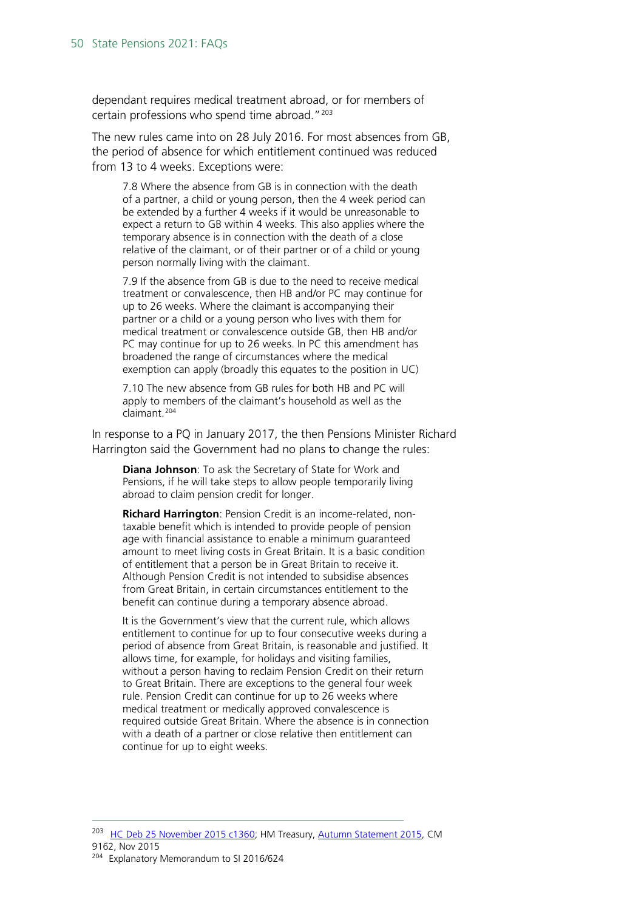dependant requires medical treatment abroad, or for members of certain professions who spend time abroad." [203]

The new rules came into on 28 July 2016. For most absences from GB, the period of absence for which entitlement continued was reduced from 13 to 4 weeks. Exceptions were:

> 7.8 Where the absence from GB is in connection with the death of a partner, a child or young person, then the 4 week period can be extended by a further 4 weeks if it would be unreasonable to expect a return to GB within 4 weeks. This also applies where the temporary absence is in connection with the death of a close relative of the claimant, or of their partner or of a child or young person normally living with the claimant.
>
> 7.9 If the absence from GB is due to the need to receive medical treatment or convalescence, then HB and/or PC may continue for up to 26 weeks. Where the claimant is accompanying their partner or a child or a young person who lives with them for medical treatment or convalescence outside GB, then HB and/or PC may continue for up to 26 weeks. In PC this amendment has broadened the range of circumstances where the medical exemption can apply (broadly this equates to the position in UC)
>
> 7.10 The new absence from GB rules for both HB and PC will apply to members of the claimant's household as well as the claimant. [204]

In response to a PQ in January 2017, the then Pensions Minister Richard Harrington said the Government had no plans to change the rules:

> **Diana Johnson**: To ask the Secretary of State for Work and Pensions, if he will take steps to allow people temporarily living abroad to claim pension credit for longer.
>
> **Richard Harrington**: Pension Credit is an income-related, non-taxable benefit which is intended to provide people of pension age with financial assistance to enable a minimum guaranteed amount to meet living costs in Great Britain. It is a basic condition of entitlement that a person be in Great Britain to receive it. Although Pension Credit is not intended to subsidise absences from Great Britain, in certain circumstances entitlement to the benefit can continue during a temporary absence abroad.
>
> It is the Government's view that the current rule, which allows entitlement to continue for up to four consecutive weeks during a period of absence from Great Britain, is reasonable and justified. It allows time, for example, for holidays and visiting families, without a person having to reclaim Pension Credit on their return to Great Britain. There are exceptions to the general four week rule. Pension Credit can continue for up to 26 weeks where medical treatment or medically approved convalescence is required outside Great Britain. Where the absence is in connection with a death of a partner or close relative then entitlement can continue for up to eight weeks.

---

[203] HC Deb 25 November 2015 c1360; HM Treasury, Autumn Statement 2015, CM 9162, Nov 2015

[204] Explanatory Memorandum to SI 2016/624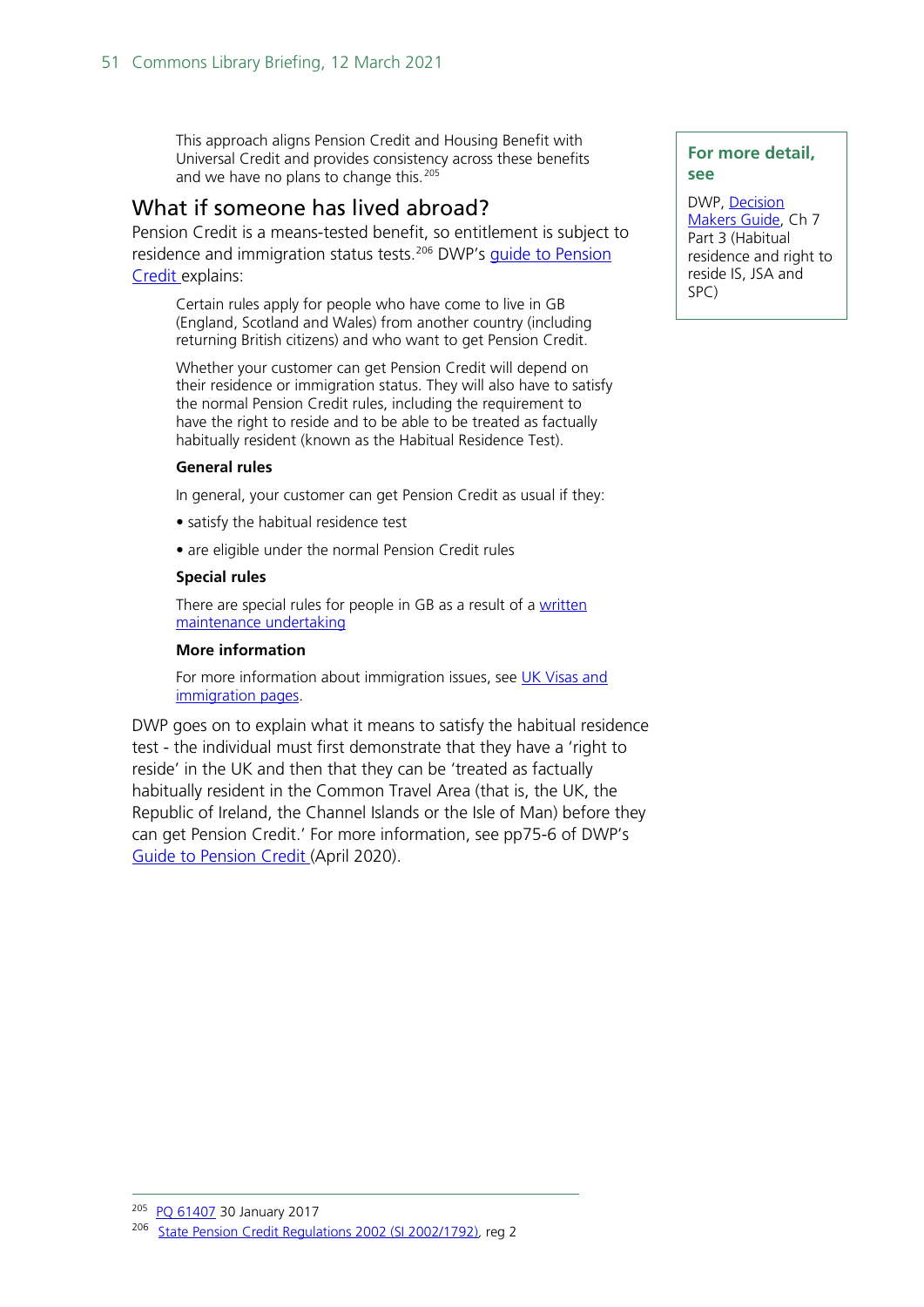> This approach aligns Pension Credit and Housing Benefit with Universal Credit and provides consistency across these benefits and we have no plans to change this.[205]

## What if someone has lived abroad?

Pension Credit is a means-tested benefit, so entitlement is subject to residence and immigration status tests.[206] DWP's guide to Pension Credit explains:

> Certain rules apply for people who have come to live in GB (England, Scotland and Wales) from another country (including returning British citizens) and who want to get Pension Credit.
>
> Whether your customer can get Pension Credit will depend on their residence or immigration status. They will also have to satisfy the normal Pension Credit rules, including the requirement to have the right to reside and to be able to be treated as factually habitually resident (known as the Habitual Residence Test).
>
> **General rules**
>
> In general, your customer can get Pension Credit as usual if they:
>
> - satisfy the habitual residence test
> - are eligible under the normal Pension Credit rules
>
> **Special rules**
>
> There are special rules for people in GB as a result of a written maintenance undertaking
>
> **More information**
>
> For more information about immigration issues, see UK Visas and immigration pages.

DWP goes on to explain what it means to satisfy the habitual residence test - the individual must first demonstrate that they have a 'right to reside' in the UK and then that they can be 'treated as factually habitually resident in the Common Travel Area (that is, the UK, the Republic of Ireland, the Channel Islands or the Isle of Man) before they can get Pension Credit.' For more information, see pp75-6 of DWP's Guide to Pension Credit (April 2020).

**For more detail, see**

DWP, Decision Makers Guide, Ch 7 Part 3 (Habitual residence and right to reside IS, JSA and SPC)

---

[205] PQ 61407 30 January 2017

[206] State Pension Credit Regulations 2002 (SI 2002/1792), reg 2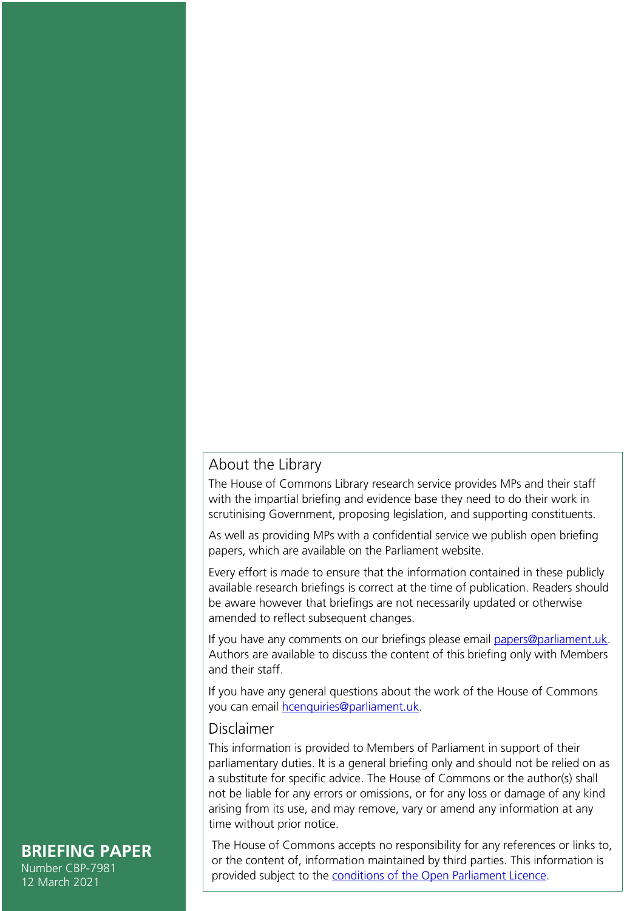## About the Library

The House of Commons Library research service provides MPs and their staff with the impartial briefing and evidence base they need to do their work in scrutinising Government, proposing legislation, and supporting constituents.

As well as providing MPs with a confidential service we publish open briefing papers, which are available on the Parliament website.

Every effort is made to ensure that the information contained in these publicly available research briefings is correct at the time of publication. Readers should be aware however that briefings are not necessarily updated or otherwise amended to reflect subsequent changes.

If you have any comments on our briefings please email papers@parliament.uk. Authors are available to discuss the content of this briefing only with Members and their staff.

If you have any general questions about the work of the House of Commons you can email hcenquiries@parliament.uk.

## Disclaimer

This information is provided to Members of Parliament in support of their parliamentary duties. It is a general briefing only and should not be relied on as a substitute for specific advice. The House of Commons or the author(s) shall not be liable for any errors or omissions, or for any loss or damage of any kind arising from its use, and may remove, vary or amend any information at any time without prior notice.

The House of Commons accepts no responsibility for any references or links to, or the content of, information maintained by third parties. This information is provided subject to the conditions of the Open Parliament Licence.

**BRIEFING PAPER**
Number CBP-7981
12 March 2021